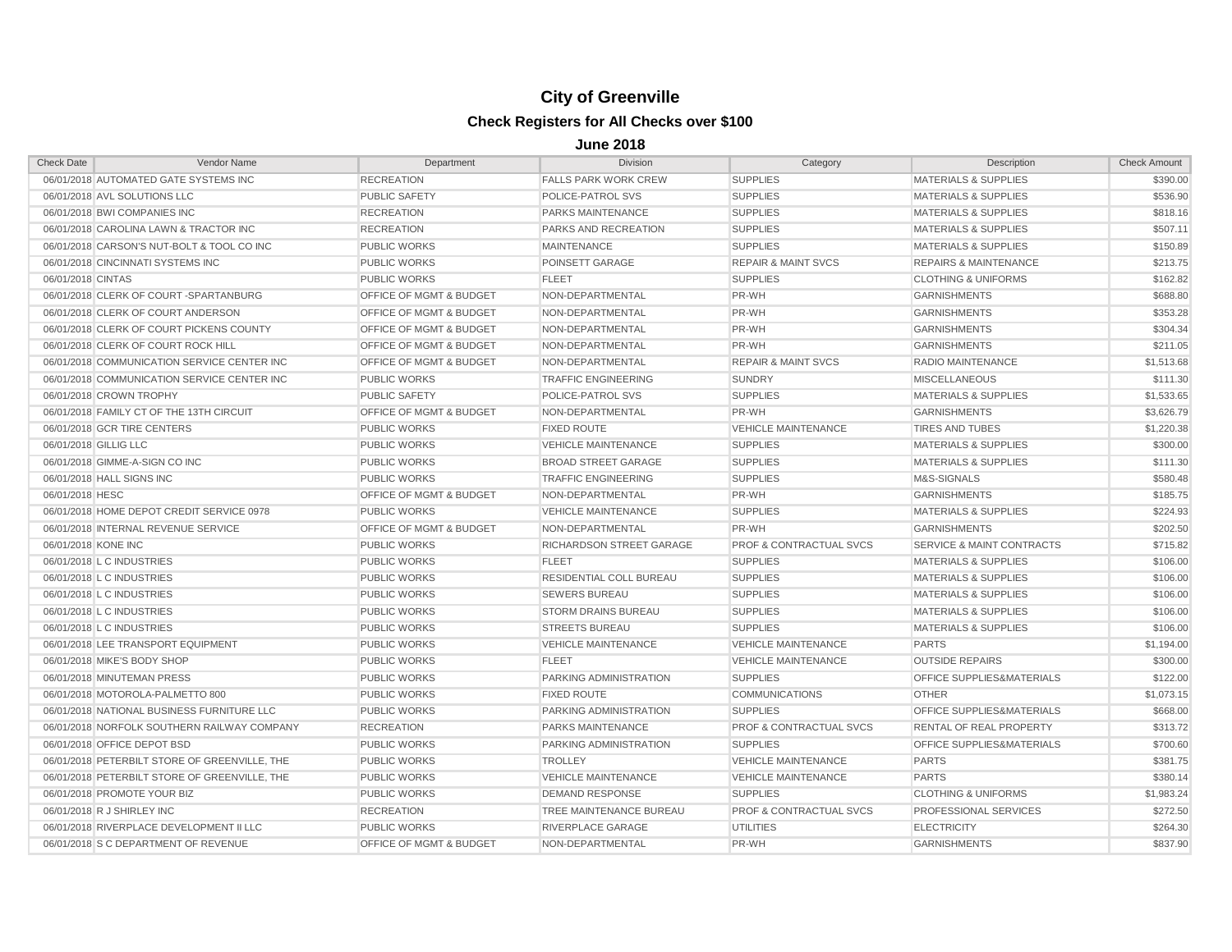# City of Greenville

## Check Registers for All Checks over $100

### June 2018

| Check Date | Vendor Name | Department | Division | Category | Description | Check Amount |
|---|---|---|---|---|---|---|
| 06/01/2018 | AUTOMATED GATE SYSTEMS INC | RECREATION | FALLS PARK WORK CREW | SUPPLIES | MATERIALS & SUPPLIES | $390.00 |
| 06/01/2018 | AVL SOLUTIONS LLC | PUBLIC SAFETY | POLICE-PATROL SVS | SUPPLIES | MATERIALS & SUPPLIES | $536.90 |
| 06/01/2018 | BWI COMPANIES INC | RECREATION | PARKS MAINTENANCE | SUPPLIES | MATERIALS & SUPPLIES | $818.16 |
| 06/01/2018 | CAROLINA LAWN & TRACTOR INC | RECREATION | PARKS AND RECREATION | SUPPLIES | MATERIALS & SUPPLIES | $507.11 |
| 06/01/2018 | CARSON'S NUT-BOLT & TOOL CO INC | PUBLIC WORKS | MAINTENANCE | SUPPLIES | MATERIALS & SUPPLIES | $150.89 |
| 06/01/2018 | CINCINNATI SYSTEMS INC | PUBLIC WORKS | POINSETT GARAGE | REPAIR & MAINT SVCS | REPAIRS & MAINTENANCE | $213.75 |
| 06/01/2018 | CINTAS | PUBLIC WORKS | FLEET | SUPPLIES | CLOTHING & UNIFORMS | $162.82 |
| 06/01/2018 | CLERK OF COURT -SPARTANBURG | OFFICE OF MGMT & BUDGET | NON-DEPARTMENTAL | PR-WH | GARNISHMENTS | $688.80 |
| 06/01/2018 | CLERK OF COURT ANDERSON | OFFICE OF MGMT & BUDGET | NON-DEPARTMENTAL | PR-WH | GARNISHMENTS | $353.28 |
| 06/01/2018 | CLERK OF COURT PICKENS COUNTY | OFFICE OF MGMT & BUDGET | NON-DEPARTMENTAL | PR-WH | GARNISHMENTS | $304.34 |
| 06/01/2018 | CLERK OF COURT ROCK HILL | OFFICE OF MGMT & BUDGET | NON-DEPARTMENTAL | PR-WH | GARNISHMENTS | $211.05 |
| 06/01/2018 | COMMUNICATION SERVICE CENTER INC | OFFICE OF MGMT & BUDGET | NON-DEPARTMENTAL | REPAIR & MAINT SVCS | RADIO MAINTENANCE | $1,513.68 |
| 06/01/2018 | COMMUNICATION SERVICE CENTER INC | PUBLIC WORKS | TRAFFIC ENGINEERING | SUNDRY | MISCELLANEOUS | $111.30 |
| 06/01/2018 | CROWN TROPHY | PUBLIC SAFETY | POLICE-PATROL SVS | SUPPLIES | MATERIALS & SUPPLIES | $1,533.65 |
| 06/01/2018 | FAMILY CT OF THE 13TH CIRCUIT | OFFICE OF MGMT & BUDGET | NON-DEPARTMENTAL | PR-WH | GARNISHMENTS | $3,626.79 |
| 06/01/2018 | GCR TIRE CENTERS | PUBLIC WORKS | FIXED ROUTE | VEHICLE MAINTENANCE | TIRES AND TUBES | $1,220.38 |
| 06/01/2018 | GILLIG LLC | PUBLIC WORKS | VEHICLE MAINTENANCE | SUPPLIES | MATERIALS & SUPPLIES | $300.00 |
| 06/01/2018 | GIMME-A-SIGN CO INC | PUBLIC WORKS | BROAD STREET GARAGE | SUPPLIES | MATERIALS & SUPPLIES | $111.30 |
| 06/01/2018 | HALL SIGNS INC | PUBLIC WORKS | TRAFFIC ENGINEERING | SUPPLIES | M&S-SIGNALS | $580.48 |
| 06/01/2018 | HESC | OFFICE OF MGMT & BUDGET | NON-DEPARTMENTAL | PR-WH | GARNISHMENTS | $185.75 |
| 06/01/2018 | HOME DEPOT CREDIT SERVICE 0978 | PUBLIC WORKS | VEHICLE MAINTENANCE | SUPPLIES | MATERIALS & SUPPLIES | $224.93 |
| 06/01/2018 | INTERNAL REVENUE SERVICE | OFFICE OF MGMT & BUDGET | NON-DEPARTMENTAL | PR-WH | GARNISHMENTS | $202.50 |
| 06/01/2018 | KONE INC | PUBLIC WORKS | RICHARDSON STREET GARAGE | PROF & CONTRACTUAL SVCS | SERVICE & MAINT CONTRACTS | $715.82 |
| 06/01/2018 | L C INDUSTRIES | PUBLIC WORKS | FLEET | SUPPLIES | MATERIALS & SUPPLIES | $106.00 |
| 06/01/2018 | L C INDUSTRIES | PUBLIC WORKS | RESIDENTIAL COLL BUREAU | SUPPLIES | MATERIALS & SUPPLIES | $106.00 |
| 06/01/2018 | L C INDUSTRIES | PUBLIC WORKS | SEWERS BUREAU | SUPPLIES | MATERIALS & SUPPLIES | $106.00 |
| 06/01/2018 | L C INDUSTRIES | PUBLIC WORKS | STORM DRAINS BUREAU | SUPPLIES | MATERIALS & SUPPLIES | $106.00 |
| 06/01/2018 | L C INDUSTRIES | PUBLIC WORKS | STREETS BUREAU | SUPPLIES | MATERIALS & SUPPLIES | $106.00 |
| 06/01/2018 | LEE TRANSPORT EQUIPMENT | PUBLIC WORKS | VEHICLE MAINTENANCE | VEHICLE MAINTENANCE | PARTS | $1,194.00 |
| 06/01/2018 | MIKE'S BODY SHOP | PUBLIC WORKS | FLEET | VEHICLE MAINTENANCE | OUTSIDE REPAIRS | $300.00 |
| 06/01/2018 | MINUTEMAN PRESS | PUBLIC WORKS | PARKING ADMINISTRATION | SUPPLIES | OFFICE SUPPLIES&MATERIALS | $122.00 |
| 06/01/2018 | MOTOROLA-PALMETTO 800 | PUBLIC WORKS | FIXED ROUTE | COMMUNICATIONS | OTHER | $1,073.15 |
| 06/01/2018 | NATIONAL BUSINESS FURNITURE LLC | PUBLIC WORKS | PARKING ADMINISTRATION | SUPPLIES | OFFICE SUPPLIES&MATERIALS | $668.00 |
| 06/01/2018 | NORFOLK SOUTHERN RAILWAY COMPANY | RECREATION | PARKS MAINTENANCE | PROF & CONTRACTUAL SVCS | RENTAL OF REAL PROPERTY | $313.72 |
| 06/01/2018 | OFFICE DEPOT BSD | PUBLIC WORKS | PARKING ADMINISTRATION | SUPPLIES | OFFICE SUPPLIES&MATERIALS | $700.60 |
| 06/01/2018 | PETERBILT STORE OF GREENVILLE, THE | PUBLIC WORKS | TROLLEY | VEHICLE MAINTENANCE | PARTS | $381.75 |
| 06/01/2018 | PETERBILT STORE OF GREENVILLE, THE | PUBLIC WORKS | VEHICLE MAINTENANCE | VEHICLE MAINTENANCE | PARTS | $380.14 |
| 06/01/2018 | PROMOTE YOUR BIZ | PUBLIC WORKS | DEMAND RESPONSE | SUPPLIES | CLOTHING & UNIFORMS | $1,983.24 |
| 06/01/2018 | R J SHIRLEY INC | RECREATION | TREE MAINTENANCE BUREAU | PROF & CONTRACTUAL SVCS | PROFESSIONAL SERVICES | $272.50 |
| 06/01/2018 | RIVERPLACE DEVELOPMENT II LLC | PUBLIC WORKS | RIVERPLACE GARAGE | UTILITIES | ELECTRICITY | $264.30 |
| 06/01/2018 | S C DEPARTMENT OF REVENUE | OFFICE OF MGMT & BUDGET | NON-DEPARTMENTAL | PR-WH | GARNISHMENTS | $837.90 |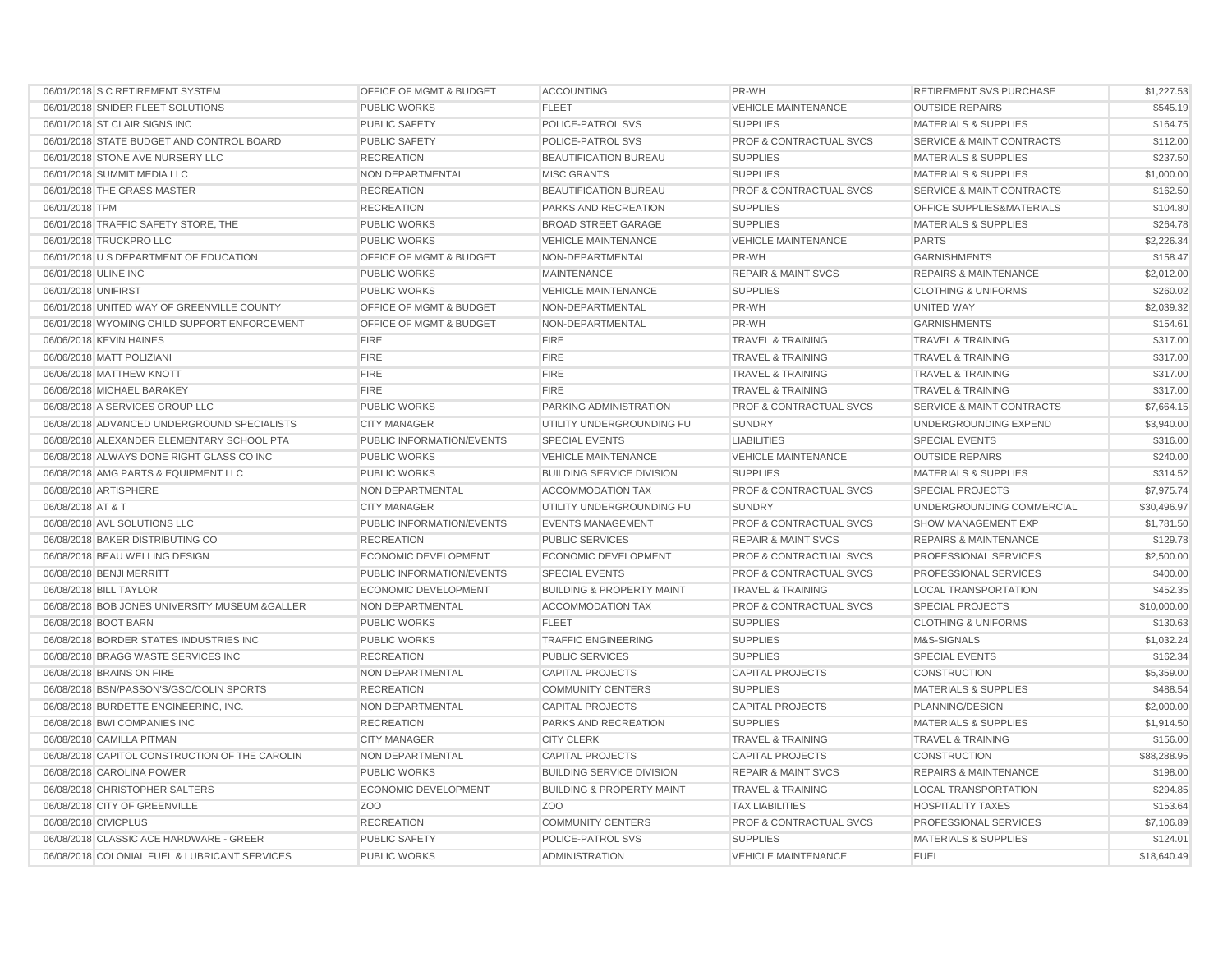| | | | | | | |
|---|---|---|---|---|---|---|
| 06/01/2018 | S C RETIREMENT SYSTEM | OFFICE OF MGMT & BUDGET | ACCOUNTING | PR-WH | RETIREMENT SVS PURCHASE | $1,227.53 |
| 06/01/2018 | SNIDER FLEET SOLUTIONS | PUBLIC WORKS | FLEET | VEHICLE MAINTENANCE | OUTSIDE REPAIRS | $545.19 |
| 06/01/2018 | ST CLAIR SIGNS INC | PUBLIC SAFETY | POLICE-PATROL SVS | SUPPLIES | MATERIALS & SUPPLIES | $164.75 |
| 06/01/2018 | STATE BUDGET AND CONTROL BOARD | PUBLIC SAFETY | POLICE-PATROL SVS | PROF & CONTRACTUAL SVCS | SERVICE & MAINT CONTRACTS | $112.00 |
| 06/01/2018 | STONE AVE NURSERY LLC | RECREATION | BEAUTIFICATION BUREAU | SUPPLIES | MATERIALS & SUPPLIES | $237.50 |
| 06/01/2018 | SUMMIT MEDIA LLC | NON DEPARTMENTAL | MISC GRANTS | SUPPLIES | MATERIALS & SUPPLIES | $1,000.00 |
| 06/01/2018 | THE GRASS MASTER | RECREATION | BEAUTIFICATION BUREAU | PROF & CONTRACTUAL SVCS | SERVICE & MAINT CONTRACTS | $162.50 |
| 06/01/2018 | TPM | RECREATION | PARKS AND RECREATION | SUPPLIES | OFFICE SUPPLIES&MATERIALS | $104.80 |
| 06/01/2018 | TRAFFIC SAFETY STORE, THE | PUBLIC WORKS | BROAD STREET GARAGE | SUPPLIES | MATERIALS & SUPPLIES | $264.78 |
| 06/01/2018 | TRUCKPRO LLC | PUBLIC WORKS | VEHICLE MAINTENANCE | VEHICLE MAINTENANCE | PARTS | $2,226.34 |
| 06/01/2018 | U S DEPARTMENT OF EDUCATION | OFFICE OF MGMT & BUDGET | NON-DEPARTMENTAL | PR-WH | GARNISHMENTS | $158.47 |
| 06/01/2018 | ULINE INC | PUBLIC WORKS | MAINTENANCE | REPAIR & MAINT SVCS | REPAIRS & MAINTENANCE | $2,012.00 |
| 06/01/2018 | UNIFIRST | PUBLIC WORKS | VEHICLE MAINTENANCE | SUPPLIES | CLOTHING & UNIFORMS | $260.02 |
| 06/01/2018 | UNITED WAY OF GREENVILLE COUNTY | OFFICE OF MGMT & BUDGET | NON-DEPARTMENTAL | PR-WH | UNITED WAY | $2,039.32 |
| 06/01/2018 | WYOMING CHILD SUPPORT ENFORCEMENT | OFFICE OF MGMT & BUDGET | NON-DEPARTMENTAL | PR-WH | GARNISHMENTS | $154.61 |
| 06/06/2018 | KEVIN HAINES | FIRE | FIRE | TRAVEL & TRAINING | TRAVEL & TRAINING | $317.00 |
| 06/06/2018 | MATT POLIZIANI | FIRE | FIRE | TRAVEL & TRAINING | TRAVEL & TRAINING | $317.00 |
| 06/06/2018 | MATTHEW KNOTT | FIRE | FIRE | TRAVEL & TRAINING | TRAVEL & TRAINING | $317.00 |
| 06/06/2018 | MICHAEL BARAKEY | FIRE | FIRE | TRAVEL & TRAINING | TRAVEL & TRAINING | $317.00 |
| 06/08/2018 | A SERVICES GROUP LLC | PUBLIC WORKS | PARKING ADMINISTRATION | PROF & CONTRACTUAL SVCS | SERVICE & MAINT CONTRACTS | $7,664.15 |
| 06/08/2018 | ADVANCED UNDERGROUND SPECIALISTS | CITY MANAGER | UTILITY UNDERGROUNDING FU | SUNDRY | UNDERGROUNDING EXPEND | $3,940.00 |
| 06/08/2018 | ALEXANDER ELEMENTARY SCHOOL PTA | PUBLIC INFORMATION/EVENTS | SPECIAL EVENTS | LIABILITIES | SPECIAL EVENTS | $316.00 |
| 06/08/2018 | ALWAYS DONE RIGHT GLASS CO INC | PUBLIC WORKS | VEHICLE MAINTENANCE | VEHICLE MAINTENANCE | OUTSIDE REPAIRS | $240.00 |
| 06/08/2018 | AMG PARTS & EQUIPMENT LLC | PUBLIC WORKS | BUILDING SERVICE DIVISION | SUPPLIES | MATERIALS & SUPPLIES | $314.52 |
| 06/08/2018 | ARTISPHERE | NON DEPARTMENTAL | ACCOMMODATION TAX | PROF & CONTRACTUAL SVCS | SPECIAL PROJECTS | $7,975.74 |
| 06/08/2018 | AT & T | CITY MANAGER | UTILITY UNDERGROUNDING FU | SUNDRY | UNDERGROUNDING COMMERCIAL | $30,496.97 |
| 06/08/2018 | AVL SOLUTIONS LLC | PUBLIC INFORMATION/EVENTS | EVENTS MANAGEMENT | PROF & CONTRACTUAL SVCS | SHOW MANAGEMENT EXP | $1,781.50 |
| 06/08/2018 | BAKER DISTRIBUTING CO | RECREATION | PUBLIC SERVICES | REPAIR & MAINT SVCS | REPAIRS & MAINTENANCE | $129.78 |
| 06/08/2018 | BEAU WELLING DESIGN | ECONOMIC DEVELOPMENT | ECONOMIC DEVELOPMENT | PROF & CONTRACTUAL SVCS | PROFESSIONAL SERVICES | $2,500.00 |
| 06/08/2018 | BENJI MERRITT | PUBLIC INFORMATION/EVENTS | SPECIAL EVENTS | PROF & CONTRACTUAL SVCS | PROFESSIONAL SERVICES | $400.00 |
| 06/08/2018 | BILL TAYLOR | ECONOMIC DEVELOPMENT | BUILDING & PROPERTY MAINT | TRAVEL & TRAINING | LOCAL TRANSPORTATION | $452.35 |
| 06/08/2018 | BOB JONES UNIVERSITY MUSEUM &GALLER | NON DEPARTMENTAL | ACCOMMODATION TAX | PROF & CONTRACTUAL SVCS | SPECIAL PROJECTS | $10,000.00 |
| 06/08/2018 | BOOT BARN | PUBLIC WORKS | FLEET | SUPPLIES | CLOTHING & UNIFORMS | $130.63 |
| 06/08/2018 | BORDER STATES INDUSTRIES INC | PUBLIC WORKS | TRAFFIC ENGINEERING | SUPPLIES | M&S-SIGNALS | $1,032.24 |
| 06/08/2018 | BRAGG WASTE SERVICES INC | RECREATION | PUBLIC SERVICES | SUPPLIES | SPECIAL EVENTS | $162.34 |
| 06/08/2018 | BRAINS ON FIRE | NON DEPARTMENTAL | CAPITAL PROJECTS | CAPITAL PROJECTS | CONSTRUCTION | $5,359.00 |
| 06/08/2018 | BSN/PASSON'S/GSC/COLIN SPORTS | RECREATION | COMMUNITY CENTERS | SUPPLIES | MATERIALS & SUPPLIES | $488.54 |
| 06/08/2018 | BURDETTE ENGINEERING, INC. | NON DEPARTMENTAL | CAPITAL PROJECTS | CAPITAL PROJECTS | PLANNING/DESIGN | $2,000.00 |
| 06/08/2018 | BWI COMPANIES INC | RECREATION | PARKS AND RECREATION | SUPPLIES | MATERIALS & SUPPLIES | $1,914.50 |
| 06/08/2018 | CAMILLA PITMAN | CITY MANAGER | CITY CLERK | TRAVEL & TRAINING | TRAVEL & TRAINING | $156.00 |
| 06/08/2018 | CAPITOL CONSTRUCTION OF THE CAROLIN | NON DEPARTMENTAL | CAPITAL PROJECTS | CAPITAL PROJECTS | CONSTRUCTION | $88,288.95 |
| 06/08/2018 | CAROLINA POWER | PUBLIC WORKS | BUILDING SERVICE DIVISION | REPAIR & MAINT SVCS | REPAIRS & MAINTENANCE | $198.00 |
| 06/08/2018 | CHRISTOPHER SALTERS | ECONOMIC DEVELOPMENT | BUILDING & PROPERTY MAINT | TRAVEL & TRAINING | LOCAL TRANSPORTATION | $294.85 |
| 06/08/2018 | CITY OF GREENVILLE | ZOO | ZOO | TAX LIABILITIES | HOSPITALITY TAXES | $153.64 |
| 06/08/2018 | CIVICPLUS | RECREATION | COMMUNITY CENTERS | PROF & CONTRACTUAL SVCS | PROFESSIONAL SERVICES | $7,106.89 |
| 06/08/2018 | CLASSIC ACE HARDWARE - GREER | PUBLIC SAFETY | POLICE-PATROL SVS | SUPPLIES | MATERIALS & SUPPLIES | $124.01 |
| 06/08/2018 | COLONIAL FUEL & LUBRICANT SERVICES | PUBLIC WORKS | ADMINISTRATION | VEHICLE MAINTENANCE | FUEL | $18,640.49 |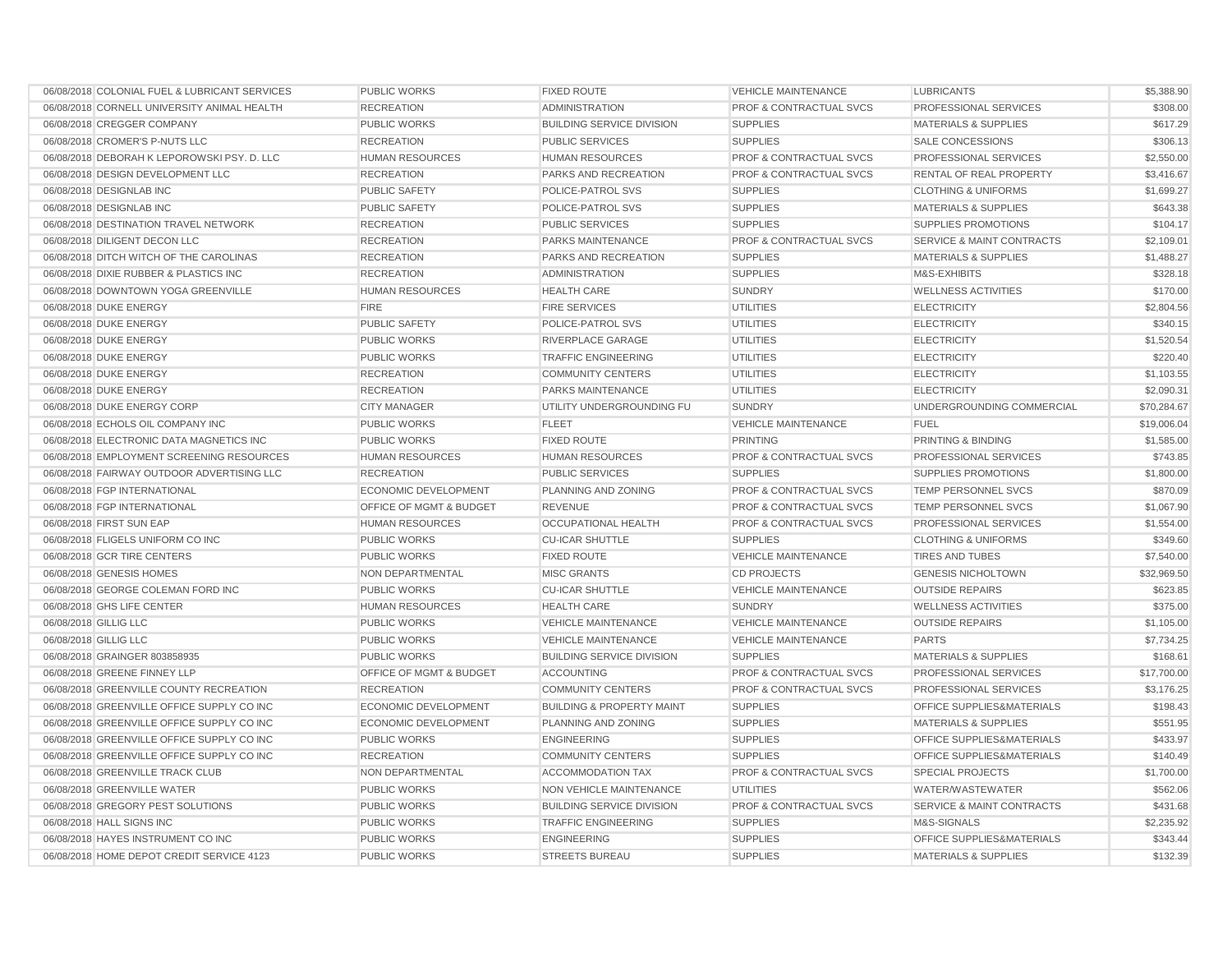| | | | | | | |
|---|---|---|---|---|---|---|
| 06/08/2018 | COLONIAL FUEL & LUBRICANT SERVICES | PUBLIC WORKS | FIXED ROUTE | VEHICLE MAINTENANCE | LUBRICANTS | $5,388.90 |
| 06/08/2018 | CORNELL UNIVERSITY ANIMAL HEALTH | RECREATION | ADMINISTRATION | PROF & CONTRACTUAL SVCS | PROFESSIONAL SERVICES | $308.00 |
| 06/08/2018 | CREGGER COMPANY | PUBLIC WORKS | BUILDING SERVICE DIVISION | SUPPLIES | MATERIALS & SUPPLIES | $617.29 |
| 06/08/2018 | CROMER'S P-NUTS LLC | RECREATION | PUBLIC SERVICES | SUPPLIES | SALE CONCESSIONS | $306.13 |
| 06/08/2018 | DEBORAH K LEPOROWSKI PSY. D. LLC | HUMAN RESOURCES | HUMAN RESOURCES | PROF & CONTRACTUAL SVCS | PROFESSIONAL SERVICES | $2,550.00 |
| 06/08/2018 | DESIGN DEVELOPMENT LLC | RECREATION | PARKS AND RECREATION | PROF & CONTRACTUAL SVCS | RENTAL OF REAL PROPERTY | $3,416.67 |
| 06/08/2018 | DESIGNLAB INC | PUBLIC SAFETY | POLICE-PATROL SVS | SUPPLIES | CLOTHING & UNIFORMS | $1,699.27 |
| 06/08/2018 | DESIGNLAB INC | PUBLIC SAFETY | POLICE-PATROL SVS | SUPPLIES | MATERIALS & SUPPLIES | $643.38 |
| 06/08/2018 | DESTINATION TRAVEL NETWORK | RECREATION | PUBLIC SERVICES | SUPPLIES | SUPPLIES PROMOTIONS | $104.17 |
| 06/08/2018 | DILIGENT DECON LLC | RECREATION | PARKS MAINTENANCE | PROF & CONTRACTUAL SVCS | SERVICE & MAINT CONTRACTS | $2,109.01 |
| 06/08/2018 | DITCH WITCH OF THE CAROLINAS | RECREATION | PARKS AND RECREATION | SUPPLIES | MATERIALS & SUPPLIES | $1,488.27 |
| 06/08/2018 | DIXIE RUBBER & PLASTICS INC | RECREATION | ADMINISTRATION | SUPPLIES | M&S-EXHIBITS | $328.18 |
| 06/08/2018 | DOWNTOWN YOGA GREENVILLE | HUMAN RESOURCES | HEALTH CARE | SUNDRY | WELLNESS ACTIVITIES | $170.00 |
| 06/08/2018 | DUKE ENERGY | FIRE | FIRE SERVICES | UTILITIES | ELECTRICITY | $2,804.56 |
| 06/08/2018 | DUKE ENERGY | PUBLIC SAFETY | POLICE-PATROL SVS | UTILITIES | ELECTRICITY | $340.15 |
| 06/08/2018 | DUKE ENERGY | PUBLIC WORKS | RIVERPLACE GARAGE | UTILITIES | ELECTRICITY | $1,520.54 |
| 06/08/2018 | DUKE ENERGY | PUBLIC WORKS | TRAFFIC ENGINEERING | UTILITIES | ELECTRICITY | $220.40 |
| 06/08/2018 | DUKE ENERGY | RECREATION | COMMUNITY CENTERS | UTILITIES | ELECTRICITY | $1,103.55 |
| 06/08/2018 | DUKE ENERGY | RECREATION | PARKS MAINTENANCE | UTILITIES | ELECTRICITY | $2,090.31 |
| 06/08/2018 | DUKE ENERGY CORP | CITY MANAGER | UTILITY UNDERGROUNDING FU | SUNDRY | UNDERGROUNDING COMMERCIAL | $70,284.67 |
| 06/08/2018 | ECHOLS OIL COMPANY INC | PUBLIC WORKS | FLEET | VEHICLE MAINTENANCE | FUEL | $19,006.04 |
| 06/08/2018 | ELECTRONIC DATA MAGNETICS INC | PUBLIC WORKS | FIXED ROUTE | PRINTING | PRINTING & BINDING | $1,585.00 |
| 06/08/2018 | EMPLOYMENT SCREENING RESOURCES | HUMAN RESOURCES | HUMAN RESOURCES | PROF & CONTRACTUAL SVCS | PROFESSIONAL SERVICES | $743.85 |
| 06/08/2018 | FAIRWAY OUTDOOR ADVERTISING LLC | RECREATION | PUBLIC SERVICES | SUPPLIES | SUPPLIES PROMOTIONS | $1,800.00 |
| 06/08/2018 | FGP INTERNATIONAL | ECONOMIC DEVELOPMENT | PLANNING AND ZONING | PROF & CONTRACTUAL SVCS | TEMP PERSONNEL SVCS | $870.09 |
| 06/08/2018 | FGP INTERNATIONAL | OFFICE OF MGMT & BUDGET | REVENUE | PROF & CONTRACTUAL SVCS | TEMP PERSONNEL SVCS | $1,067.90 |
| 06/08/2018 | FIRST SUN EAP | HUMAN RESOURCES | OCCUPATIONAL HEALTH | PROF & CONTRACTUAL SVCS | PROFESSIONAL SERVICES | $1,554.00 |
| 06/08/2018 | FLIGELS UNIFORM CO INC | PUBLIC WORKS | CU-ICAR SHUTTLE | SUPPLIES | CLOTHING & UNIFORMS | $349.60 |
| 06/08/2018 | GCR TIRE CENTERS | PUBLIC WORKS | FIXED ROUTE | VEHICLE MAINTENANCE | TIRES AND TUBES | $7,540.00 |
| 06/08/2018 | GENESIS HOMES | NON DEPARTMENTAL | MISC GRANTS | CD PROJECTS | GENESIS NICHOLTOWN | $32,969.50 |
| 06/08/2018 | GEORGE COLEMAN FORD INC | PUBLIC WORKS | CU-ICAR SHUTTLE | VEHICLE MAINTENANCE | OUTSIDE REPAIRS | $623.85 |
| 06/08/2018 | GHS LIFE CENTER | HUMAN RESOURCES | HEALTH CARE | SUNDRY | WELLNESS ACTIVITIES | $375.00 |
| 06/08/2018 | GILLIG LLC | PUBLIC WORKS | VEHICLE MAINTENANCE | VEHICLE MAINTENANCE | OUTSIDE REPAIRS | $1,105.00 |
| 06/08/2018 | GILLIG LLC | PUBLIC WORKS | VEHICLE MAINTENANCE | VEHICLE MAINTENANCE | PARTS | $7,734.25 |
| 06/08/2018 | GRAINGER 803858935 | PUBLIC WORKS | BUILDING SERVICE DIVISION | SUPPLIES | MATERIALS & SUPPLIES | $168.61 |
| 06/08/2018 | GREENE FINNEY LLP | OFFICE OF MGMT & BUDGET | ACCOUNTING | PROF & CONTRACTUAL SVCS | PROFESSIONAL SERVICES | $17,700.00 |
| 06/08/2018 | GREENVILLE COUNTY RECREATION | RECREATION | COMMUNITY CENTERS | PROF & CONTRACTUAL SVCS | PROFESSIONAL SERVICES | $3,176.25 |
| 06/08/2018 | GREENVILLE OFFICE SUPPLY CO INC | ECONOMIC DEVELOPMENT | BUILDING & PROPERTY MAINT | SUPPLIES | OFFICE SUPPLIES&MATERIALS | $198.43 |
| 06/08/2018 | GREENVILLE OFFICE SUPPLY CO INC | ECONOMIC DEVELOPMENT | PLANNING AND ZONING | SUPPLIES | MATERIALS & SUPPLIES | $551.95 |
| 06/08/2018 | GREENVILLE OFFICE SUPPLY CO INC | PUBLIC WORKS | ENGINEERING | SUPPLIES | OFFICE SUPPLIES&MATERIALS | $433.97 |
| 06/08/2018 | GREENVILLE OFFICE SUPPLY CO INC | RECREATION | COMMUNITY CENTERS | SUPPLIES | OFFICE SUPPLIES&MATERIALS | $140.49 |
| 06/08/2018 | GREENVILLE TRACK CLUB | NON DEPARTMENTAL | ACCOMMODATION TAX | PROF & CONTRACTUAL SVCS | SPECIAL PROJECTS | $1,700.00 |
| 06/08/2018 | GREENVILLE WATER | PUBLIC WORKS | NON VEHICLE MAINTENANCE | UTILITIES | WATER/WASTEWATER | $562.06 |
| 06/08/2018 | GREGORY PEST SOLUTIONS | PUBLIC WORKS | BUILDING SERVICE DIVISION | PROF & CONTRACTUAL SVCS | SERVICE & MAINT CONTRACTS | $431.68 |
| 06/08/2018 | HALL SIGNS INC | PUBLIC WORKS | TRAFFIC ENGINEERING | SUPPLIES | M&S-SIGNALS | $2,235.92 |
| 06/08/2018 | HAYES INSTRUMENT CO INC | PUBLIC WORKS | ENGINEERING | SUPPLIES | OFFICE SUPPLIES&MATERIALS | $343.44 |
| 06/08/2018 | HOME DEPOT CREDIT SERVICE 4123 | PUBLIC WORKS | STREETS BUREAU | SUPPLIES | MATERIALS & SUPPLIES | $132.39 |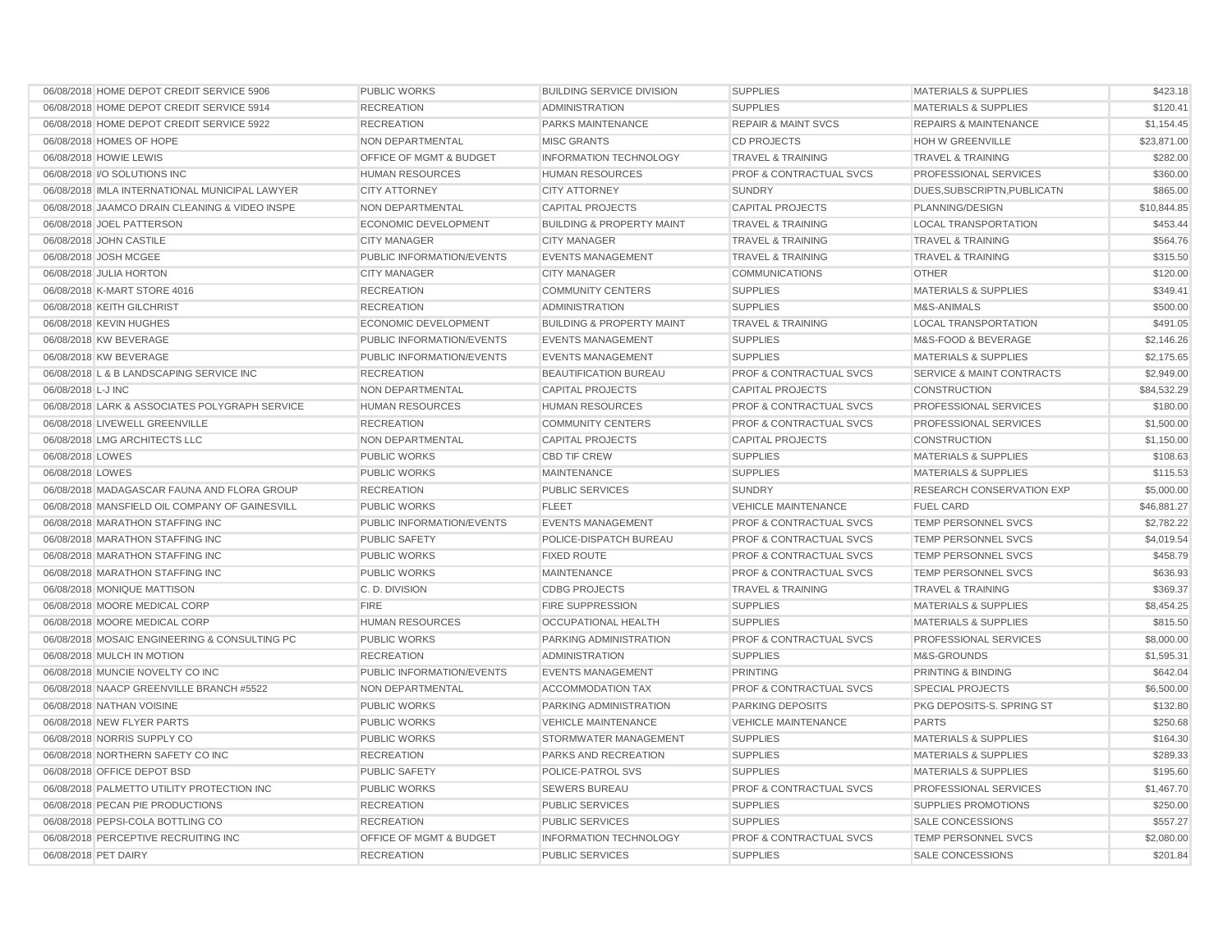| | | | | | | |
|---|---|---|---|---|---|---|
| 06/08/2018 | HOME DEPOT CREDIT SERVICE 5906 | PUBLIC WORKS | BUILDING SERVICE DIVISION | SUPPLIES | MATERIALS & SUPPLIES | $423.18 |
| 06/08/2018 | HOME DEPOT CREDIT SERVICE 5914 | RECREATION | ADMINISTRATION | SUPPLIES | MATERIALS & SUPPLIES | $120.41 |
| 06/08/2018 | HOME DEPOT CREDIT SERVICE 5922 | RECREATION | PARKS MAINTENANCE | REPAIR & MAINT SVCS | REPAIRS & MAINTENANCE | $1,154.45 |
| 06/08/2018 | HOMES OF HOPE | NON DEPARTMENTAL | MISC GRANTS | CD PROJECTS | HOH W GREENVILLE | $23,871.00 |
| 06/08/2018 | HOWIE LEWIS | OFFICE OF MGMT & BUDGET | INFORMATION TECHNOLOGY | TRAVEL & TRAINING | TRAVEL & TRAINING | $282.00 |
| 06/08/2018 | I/O SOLUTIONS INC | HUMAN RESOURCES | HUMAN RESOURCES | PROF & CONTRACTUAL SVCS | PROFESSIONAL SERVICES | $360.00 |
| 06/08/2018 | IMLA INTERNATIONAL MUNICIPAL LAWYER | CITY ATTORNEY | CITY ATTORNEY | SUNDRY | DUES,SUBSCRIPTN,PUBLICATN | $865.00 |
| 06/08/2018 | JAAMCO DRAIN CLEANING & VIDEO INSPE | NON DEPARTMENTAL | CAPITAL PROJECTS | CAPITAL PROJECTS | PLANNING/DESIGN | $10,844.85 |
| 06/08/2018 | JOEL PATTERSON | ECONOMIC DEVELOPMENT | BUILDING & PROPERTY MAINT | TRAVEL & TRAINING | LOCAL TRANSPORTATION | $453.44 |
| 06/08/2018 | JOHN CASTILE | CITY MANAGER | CITY MANAGER | TRAVEL & TRAINING | TRAVEL & TRAINING | $564.76 |
| 06/08/2018 | JOSH MCGEE | PUBLIC INFORMATION/EVENTS | EVENTS MANAGEMENT | TRAVEL & TRAINING | TRAVEL & TRAINING | $315.50 |
| 06/08/2018 | JULIA HORTON | CITY MANAGER | CITY MANAGER | COMMUNICATIONS | OTHER | $120.00 |
| 06/08/2018 | K-MART STORE 4016 | RECREATION | COMMUNITY CENTERS | SUPPLIES | MATERIALS & SUPPLIES | $349.41 |
| 06/08/2018 | KEITH GILCHRIST | RECREATION | ADMINISTRATION | SUPPLIES | M&S-ANIMALS | $500.00 |
| 06/08/2018 | KEVIN HUGHES | ECONOMIC DEVELOPMENT | BUILDING & PROPERTY MAINT | TRAVEL & TRAINING | LOCAL TRANSPORTATION | $491.05 |
| 06/08/2018 | KW BEVERAGE | PUBLIC INFORMATION/EVENTS | EVENTS MANAGEMENT | SUPPLIES | M&S-FOOD & BEVERAGE | $2,146.26 |
| 06/08/2018 | KW BEVERAGE | PUBLIC INFORMATION/EVENTS | EVENTS MANAGEMENT | SUPPLIES | MATERIALS & SUPPLIES | $2,175.65 |
| 06/08/2018 | L & B LANDSCAPING SERVICE INC | RECREATION | BEAUTIFICATION BUREAU | PROF & CONTRACTUAL SVCS | SERVICE & MAINT CONTRACTS | $2,949.00 |
| 06/08/2018 | L-J INC | NON DEPARTMENTAL | CAPITAL PROJECTS | CAPITAL PROJECTS | CONSTRUCTION | $84,532.29 |
| 06/08/2018 | LARK & ASSOCIATES POLYGRAPH SERVICE | HUMAN RESOURCES | HUMAN RESOURCES | PROF & CONTRACTUAL SVCS | PROFESSIONAL SERVICES | $180.00 |
| 06/08/2018 | LIVEWELL GREENVILLE | RECREATION | COMMUNITY CENTERS | PROF & CONTRACTUAL SVCS | PROFESSIONAL SERVICES | $1,500.00 |
| 06/08/2018 | LMG ARCHITECTS LLC | NON DEPARTMENTAL | CAPITAL PROJECTS | CAPITAL PROJECTS | CONSTRUCTION | $1,150.00 |
| 06/08/2018 | LOWES | PUBLIC WORKS | CBD TIF CREW | SUPPLIES | MATERIALS & SUPPLIES | $108.63 |
| 06/08/2018 | LOWES | PUBLIC WORKS | MAINTENANCE | SUPPLIES | MATERIALS & SUPPLIES | $115.53 |
| 06/08/2018 | MADAGASCAR FAUNA AND FLORA GROUP | RECREATION | PUBLIC SERVICES | SUNDRY | RESEARCH CONSERVATION EXP | $5,000.00 |
| 06/08/2018 | MANSFIELD OIL COMPANY OF GAINESVILL | PUBLIC WORKS | FLEET | VEHICLE MAINTENANCE | FUEL CARD | $46,881.27 |
| 06/08/2018 | MARATHON STAFFING INC | PUBLIC INFORMATION/EVENTS | EVENTS MANAGEMENT | PROF & CONTRACTUAL SVCS | TEMP PERSONNEL SVCS | $2,782.22 |
| 06/08/2018 | MARATHON STAFFING INC | PUBLIC SAFETY | POLICE-DISPATCH BUREAU | PROF & CONTRACTUAL SVCS | TEMP PERSONNEL SVCS | $4,019.54 |
| 06/08/2018 | MARATHON STAFFING INC | PUBLIC WORKS | FIXED ROUTE | PROF & CONTRACTUAL SVCS | TEMP PERSONNEL SVCS | $458.79 |
| 06/08/2018 | MARATHON STAFFING INC | PUBLIC WORKS | MAINTENANCE | PROF & CONTRACTUAL SVCS | TEMP PERSONNEL SVCS | $636.93 |
| 06/08/2018 | MONIQUE MATTISON | C. D. DIVISION | CDBG PROJECTS | TRAVEL & TRAINING | TRAVEL & TRAINING | $369.37 |
| 06/08/2018 | MOORE MEDICAL CORP | FIRE | FIRE SUPPRESSION | SUPPLIES | MATERIALS & SUPPLIES | $8,454.25 |
| 06/08/2018 | MOORE MEDICAL CORP | HUMAN RESOURCES | OCCUPATIONAL HEALTH | SUPPLIES | MATERIALS & SUPPLIES | $815.50 |
| 06/08/2018 | MOSAIC ENGINEERING & CONSULTING PC | PUBLIC WORKS | PARKING ADMINISTRATION | PROF & CONTRACTUAL SVCS | PROFESSIONAL SERVICES | $8,000.00 |
| 06/08/2018 | MULCH IN MOTION | RECREATION | ADMINISTRATION | SUPPLIES | M&S-GROUNDS | $1,595.31 |
| 06/08/2018 | MUNCIE NOVELTY CO INC | PUBLIC INFORMATION/EVENTS | EVENTS MANAGEMENT | PRINTING | PRINTING & BINDING | $642.04 |
| 06/08/2018 | NAACP GREENVILLE BRANCH #5522 | NON DEPARTMENTAL | ACCOMMODATION TAX | PROF & CONTRACTUAL SVCS | SPECIAL PROJECTS | $6,500.00 |
| 06/08/2018 | NATHAN VOISINE | PUBLIC WORKS | PARKING ADMINISTRATION | PARKING DEPOSITS | PKG DEPOSITS-S. SPRING ST | $132.80 |
| 06/08/2018 | NEW FLYER PARTS | PUBLIC WORKS | VEHICLE MAINTENANCE | VEHICLE MAINTENANCE | PARTS | $250.68 |
| 06/08/2018 | NORRIS SUPPLY CO | PUBLIC WORKS | STORMWATER MANAGEMENT | SUPPLIES | MATERIALS & SUPPLIES | $164.30 |
| 06/08/2018 | NORTHERN SAFETY CO INC | RECREATION | PARKS AND RECREATION | SUPPLIES | MATERIALS & SUPPLIES | $289.33 |
| 06/08/2018 | OFFICE DEPOT BSD | PUBLIC SAFETY | POLICE-PATROL SVS | SUPPLIES | MATERIALS & SUPPLIES | $195.60 |
| 06/08/2018 | PALMETTO UTILITY PROTECTION INC | PUBLIC WORKS | SEWERS BUREAU | PROF & CONTRACTUAL SVCS | PROFESSIONAL SERVICES | $1,467.70 |
| 06/08/2018 | PECAN PIE PRODUCTIONS | RECREATION | PUBLIC SERVICES | SUPPLIES | SUPPLIES PROMOTIONS | $250.00 |
| 06/08/2018 | PEPSI-COLA BOTTLING CO | RECREATION | PUBLIC SERVICES | SUPPLIES | SALE CONCESSIONS | $557.27 |
| 06/08/2018 | PERCEPTIVE RECRUITING INC | OFFICE OF MGMT & BUDGET | INFORMATION TECHNOLOGY | PROF & CONTRACTUAL SVCS | TEMP PERSONNEL SVCS | $2,080.00 |
| 06/08/2018 | PET DAIRY | RECREATION | PUBLIC SERVICES | SUPPLIES | SALE CONCESSIONS | $201.84 |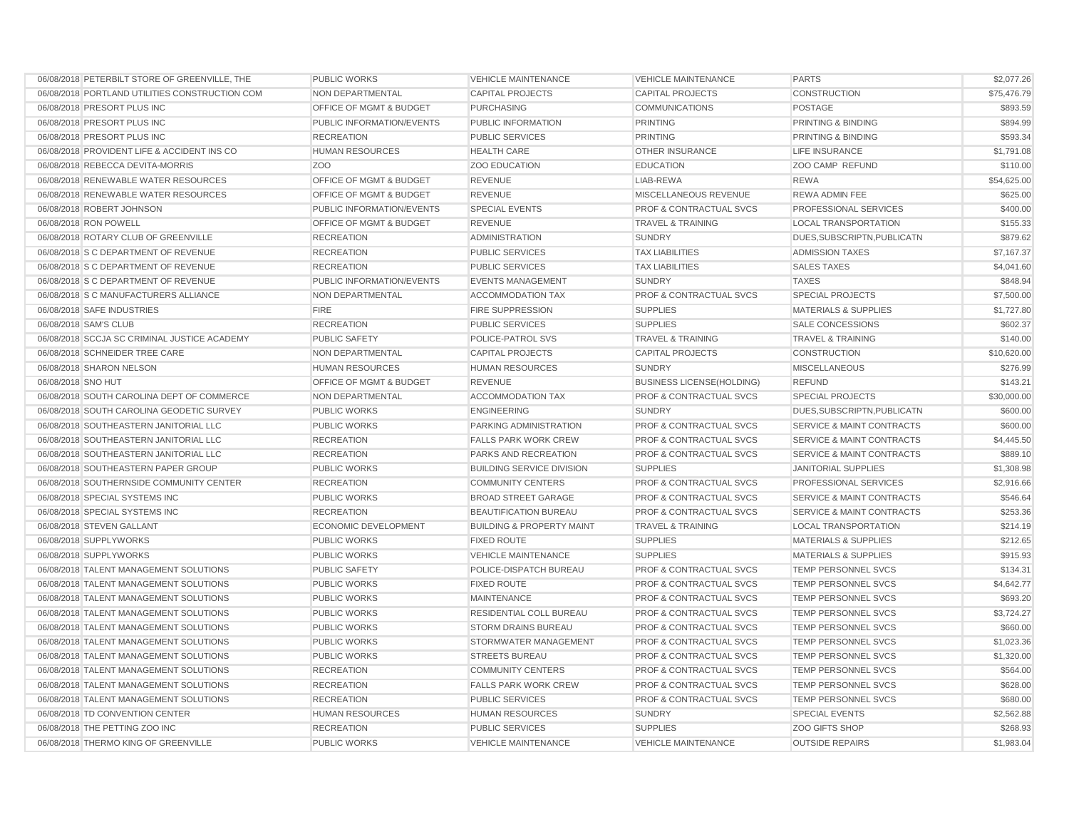| | | | | | | |
|---|---|---|---|---|---|---|
| 06/08/2018 | PETERBILT STORE OF GREENVILLE, THE | PUBLIC WORKS | VEHICLE MAINTENANCE | VEHICLE MAINTENANCE | PARTS | $2,077.26 |
| 06/08/2018 | PORTLAND UTILITIES CONSTRUCTION COM | NON DEPARTMENTAL | CAPITAL PROJECTS | CAPITAL PROJECTS | CONSTRUCTION | $75,476.79 |
| 06/08/2018 | PRESORT PLUS INC | OFFICE OF MGMT & BUDGET | PURCHASING | COMMUNICATIONS | POSTAGE | $893.59 |
| 06/08/2018 | PRESORT PLUS INC | PUBLIC INFORMATION/EVENTS | PUBLIC INFORMATION | PRINTING | PRINTING & BINDING | $894.99 |
| 06/08/2018 | PRESORT PLUS INC | RECREATION | PUBLIC SERVICES | PRINTING | PRINTING & BINDING | $593.34 |
| 06/08/2018 | PROVIDENT LIFE & ACCIDENT INS CO | HUMAN RESOURCES | HEALTH CARE | OTHER INSURANCE | LIFE INSURANCE | $1,791.08 |
| 06/08/2018 | REBECCA DEVITA-MORRIS | ZOO | ZOO EDUCATION | EDUCATION | ZOO CAMP REFUND | $110.00 |
| 06/08/2018 | RENEWABLE WATER RESOURCES | OFFICE OF MGMT & BUDGET | REVENUE | LIAB-REWA | REWA | $54,625.00 |
| 06/08/2018 | RENEWABLE WATER RESOURCES | OFFICE OF MGMT & BUDGET | REVENUE | MISCELLANEOUS REVENUE | REWA ADMIN FEE | $625.00 |
| 06/08/2018 | ROBERT JOHNSON | PUBLIC INFORMATION/EVENTS | SPECIAL EVENTS | PROF & CONTRACTUAL SVCS | PROFESSIONAL SERVICES | $400.00 |
| 06/08/2018 | RON POWELL | OFFICE OF MGMT & BUDGET | REVENUE | TRAVEL & TRAINING | LOCAL TRANSPORTATION | $155.33 |
| 06/08/2018 | ROTARY CLUB OF GREENVILLE | RECREATION | ADMINISTRATION | SUNDRY | DUES,SUBSCRIPTN,PUBLICATN | $879.62 |
| 06/08/2018 | S C DEPARTMENT OF REVENUE | RECREATION | PUBLIC SERVICES | TAX LIABILITIES | ADMISSION TAXES | $7,167.37 |
| 06/08/2018 | S C DEPARTMENT OF REVENUE | RECREATION | PUBLIC SERVICES | TAX LIABILITIES | SALES TAXES | $4,041.60 |
| 06/08/2018 | S C DEPARTMENT OF REVENUE | PUBLIC INFORMATION/EVENTS | EVENTS MANAGEMENT | SUNDRY | TAXES | $848.94 |
| 06/08/2018 | S C MANUFACTURERS ALLIANCE | NON DEPARTMENTAL | ACCOMMODATION TAX | PROF & CONTRACTUAL SVCS | SPECIAL PROJECTS | $7,500.00 |
| 06/08/2018 | SAFE INDUSTRIES | FIRE | FIRE SUPPRESSION | SUPPLIES | MATERIALS & SUPPLIES | $1,727.80 |
| 06/08/2018 | SAM'S CLUB | RECREATION | PUBLIC SERVICES | SUPPLIES | SALE CONCESSIONS | $602.37 |
| 06/08/2018 | SCCJA SC CRIMINAL JUSTICE ACADEMY | PUBLIC SAFETY | POLICE-PATROL SVS | TRAVEL & TRAINING | TRAVEL & TRAINING | $140.00 |
| 06/08/2018 | SCHNEIDER TREE CARE | NON DEPARTMENTAL | CAPITAL PROJECTS | CAPITAL PROJECTS | CONSTRUCTION | $10,620.00 |
| 06/08/2018 | SHARON NELSON | HUMAN RESOURCES | HUMAN RESOURCES | SUNDRY | MISCELLANEOUS | $276.99 |
| 06/08/2018 | SNO HUT | OFFICE OF MGMT & BUDGET | REVENUE | BUSINESS LICENSE(HOLDING) | REFUND | $143.21 |
| 06/08/2018 | SOUTH CAROLINA DEPT OF COMMERCE | NON DEPARTMENTAL | ACCOMMODATION TAX | PROF & CONTRACTUAL SVCS | SPECIAL PROJECTS | $30,000.00 |
| 06/08/2018 | SOUTH CAROLINA GEODETIC SURVEY | PUBLIC WORKS | ENGINEERING | SUNDRY | DUES,SUBSCRIPTN,PUBLICATN | $600.00 |
| 06/08/2018 | SOUTHEASTERN JANITORIAL LLC | PUBLIC WORKS | PARKING ADMINISTRATION | PROF & CONTRACTUAL SVCS | SERVICE & MAINT CONTRACTS | $600.00 |
| 06/08/2018 | SOUTHEASTERN JANITORIAL LLC | RECREATION | FALLS PARK WORK CREW | PROF & CONTRACTUAL SVCS | SERVICE & MAINT CONTRACTS | $4,445.50 |
| 06/08/2018 | SOUTHEASTERN JANITORIAL LLC | RECREATION | PARKS AND RECREATION | PROF & CONTRACTUAL SVCS | SERVICE & MAINT CONTRACTS | $889.10 |
| 06/08/2018 | SOUTHEASTERN PAPER GROUP | PUBLIC WORKS | BUILDING SERVICE DIVISION | SUPPLIES | JANITORIAL SUPPLIES | $1,308.98 |
| 06/08/2018 | SOUTHERNSIDE COMMUNITY CENTER | RECREATION | COMMUNITY CENTERS | PROF & CONTRACTUAL SVCS | PROFESSIONAL SERVICES | $2,916.66 |
| 06/08/2018 | SPECIAL SYSTEMS INC | PUBLIC WORKS | BROAD STREET GARAGE | PROF & CONTRACTUAL SVCS | SERVICE & MAINT CONTRACTS | $546.64 |
| 06/08/2018 | SPECIAL SYSTEMS INC | RECREATION | BEAUTIFICATION BUREAU | PROF & CONTRACTUAL SVCS | SERVICE & MAINT CONTRACTS | $253.36 |
| 06/08/2018 | STEVEN GALLANT | ECONOMIC DEVELOPMENT | BUILDING & PROPERTY MAINT | TRAVEL & TRAINING | LOCAL TRANSPORTATION | $214.19 |
| 06/08/2018 | SUPPLYWORKS | PUBLIC WORKS | FIXED ROUTE | SUPPLIES | MATERIALS & SUPPLIES | $212.65 |
| 06/08/2018 | SUPPLYWORKS | PUBLIC WORKS | VEHICLE MAINTENANCE | SUPPLIES | MATERIALS & SUPPLIES | $915.93 |
| 06/08/2018 | TALENT MANAGEMENT SOLUTIONS | PUBLIC SAFETY | POLICE-DISPATCH BUREAU | PROF & CONTRACTUAL SVCS | TEMP PERSONNEL SVCS | $134.31 |
| 06/08/2018 | TALENT MANAGEMENT SOLUTIONS | PUBLIC WORKS | FIXED ROUTE | PROF & CONTRACTUAL SVCS | TEMP PERSONNEL SVCS | $4,642.77 |
| 06/08/2018 | TALENT MANAGEMENT SOLUTIONS | PUBLIC WORKS | MAINTENANCE | PROF & CONTRACTUAL SVCS | TEMP PERSONNEL SVCS | $693.20 |
| 06/08/2018 | TALENT MANAGEMENT SOLUTIONS | PUBLIC WORKS | RESIDENTIAL COLL BUREAU | PROF & CONTRACTUAL SVCS | TEMP PERSONNEL SVCS | $3,724.27 |
| 06/08/2018 | TALENT MANAGEMENT SOLUTIONS | PUBLIC WORKS | STORM DRAINS BUREAU | PROF & CONTRACTUAL SVCS | TEMP PERSONNEL SVCS | $660.00 |
| 06/08/2018 | TALENT MANAGEMENT SOLUTIONS | PUBLIC WORKS | STORMWATER MANAGEMENT | PROF & CONTRACTUAL SVCS | TEMP PERSONNEL SVCS | $1,023.36 |
| 06/08/2018 | TALENT MANAGEMENT SOLUTIONS | PUBLIC WORKS | STREETS BUREAU | PROF & CONTRACTUAL SVCS | TEMP PERSONNEL SVCS | $1,320.00 |
| 06/08/2018 | TALENT MANAGEMENT SOLUTIONS | RECREATION | COMMUNITY CENTERS | PROF & CONTRACTUAL SVCS | TEMP PERSONNEL SVCS | $564.00 |
| 06/08/2018 | TALENT MANAGEMENT SOLUTIONS | RECREATION | FALLS PARK WORK CREW | PROF & CONTRACTUAL SVCS | TEMP PERSONNEL SVCS | $628.00 |
| 06/08/2018 | TALENT MANAGEMENT SOLUTIONS | RECREATION | PUBLIC SERVICES | PROF & CONTRACTUAL SVCS | TEMP PERSONNEL SVCS | $680.00 |
| 06/08/2018 | TD CONVENTION CENTER | HUMAN RESOURCES | HUMAN RESOURCES | SUNDRY | SPECIAL EVENTS | $2,562.88 |
| 06/08/2018 | THE PETTING ZOO INC | RECREATION | PUBLIC SERVICES | SUPPLIES | ZOO GIFTS SHOP | $268.93 |
| 06/08/2018 | THERMO KING OF GREENVILLE | PUBLIC WORKS | VEHICLE MAINTENANCE | VEHICLE MAINTENANCE | OUTSIDE REPAIRS | $1,983.04 |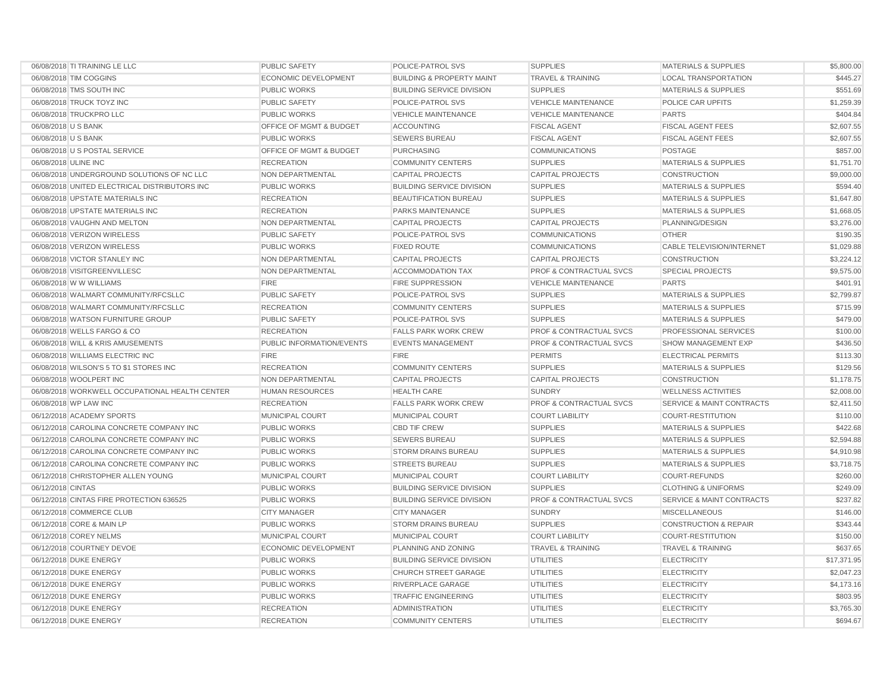| | | | | | | |
|---|---|---|---|---|---|---|
| 06/08/2018 | TI TRAINING LE LLC | PUBLIC SAFETY | POLICE-PATROL SVS | SUPPLIES | MATERIALS & SUPPLIES | $5,800.00 |
| 06/08/2018 | TIM COGGINS | ECONOMIC DEVELOPMENT | BUILDING & PROPERTY MAINT | TRAVEL & TRAINING | LOCAL TRANSPORTATION | $445.27 |
| 06/08/2018 | TMS SOUTH INC | PUBLIC WORKS | BUILDING SERVICE DIVISION | SUPPLIES | MATERIALS & SUPPLIES | $551.69 |
| 06/08/2018 | TRUCK TOYZ INC | PUBLIC SAFETY | POLICE-PATROL SVS | VEHICLE MAINTENANCE | POLICE CAR UPFITS | $1,259.39 |
| 06/08/2018 | TRUCKPRO LLC | PUBLIC WORKS | VEHICLE MAINTENANCE | VEHICLE MAINTENANCE | PARTS | $404.84 |
| 06/08/2018 | U S BANK | OFFICE OF MGMT & BUDGET | ACCOUNTING | FISCAL AGENT | FISCAL AGENT FEES | $2,607.55 |
| 06/08/2018 | U S BANK | PUBLIC WORKS | SEWERS BUREAU | FISCAL AGENT | FISCAL AGENT FEES | $2,607.55 |
| 06/08/2018 | U S POSTAL SERVICE | OFFICE OF MGMT & BUDGET | PURCHASING | COMMUNICATIONS | POSTAGE | $857.00 |
| 06/08/2018 | ULINE INC | RECREATION | COMMUNITY CENTERS | SUPPLIES | MATERIALS & SUPPLIES | $1,751.70 |
| 06/08/2018 | UNDERGROUND SOLUTIONS OF NC LLC | NON DEPARTMENTAL | CAPITAL PROJECTS | CAPITAL PROJECTS | CONSTRUCTION | $9,000.00 |
| 06/08/2018 | UNITED ELECTRICAL DISTRIBUTORS INC | PUBLIC WORKS | BUILDING SERVICE DIVISION | SUPPLIES | MATERIALS & SUPPLIES | $594.40 |
| 06/08/2018 | UPSTATE MATERIALS INC | RECREATION | BEAUTIFICATION BUREAU | SUPPLIES | MATERIALS & SUPPLIES | $1,647.80 |
| 06/08/2018 | UPSTATE MATERIALS INC | RECREATION | PARKS MAINTENANCE | SUPPLIES | MATERIALS & SUPPLIES | $1,668.05 |
| 06/08/2018 | VAUGHN AND MELTON | NON DEPARTMENTAL | CAPITAL PROJECTS | CAPITAL PROJECTS | PLANNING/DESIGN | $3,276.00 |
| 06/08/2018 | VERIZON WIRELESS | PUBLIC SAFETY | POLICE-PATROL SVS | COMMUNICATIONS | OTHER | $190.35 |
| 06/08/2018 | VERIZON WIRELESS | PUBLIC WORKS | FIXED ROUTE | COMMUNICATIONS | CABLE TELEVISION/INTERNET | $1,029.88 |
| 06/08/2018 | VICTOR STANLEY INC | NON DEPARTMENTAL | CAPITAL PROJECTS | CAPITAL PROJECTS | CONSTRUCTION | $3,224.12 |
| 06/08/2018 | VISITGREENVILLESC | NON DEPARTMENTAL | ACCOMMODATION TAX | PROF & CONTRACTUAL SVCS | SPECIAL PROJECTS | $9,575.00 |
| 06/08/2018 | W W WILLIAMS | FIRE | FIRE SUPPRESSION | VEHICLE MAINTENANCE | PARTS | $401.91 |
| 06/08/2018 | WALMART COMMUNITY/RFCSLLC | PUBLIC SAFETY | POLICE-PATROL SVS | SUPPLIES | MATERIALS & SUPPLIES | $2,799.87 |
| 06/08/2018 | WALMART COMMUNITY/RFCSLLC | RECREATION | COMMUNITY CENTERS | SUPPLIES | MATERIALS & SUPPLIES | $715.99 |
| 06/08/2018 | WATSON FURNITURE GROUP | PUBLIC SAFETY | POLICE-PATROL SVS | SUPPLIES | MATERIALS & SUPPLIES | $479.00 |
| 06/08/2018 | WELLS FARGO & CO | RECREATION | FALLS PARK WORK CREW | PROF & CONTRACTUAL SVCS | PROFESSIONAL SERVICES | $100.00 |
| 06/08/2018 | WILL & KRIS AMUSEMENTS | PUBLIC INFORMATION/EVENTS | EVENTS MANAGEMENT | PROF & CONTRACTUAL SVCS | SHOW MANAGEMENT EXP | $436.50 |
| 06/08/2018 | WILLIAMS ELECTRIC INC | FIRE | FIRE | PERMITS | ELECTRICAL PERMITS | $113.30 |
| 06/08/2018 | WILSON'S 5 TO $1 STORES INC | RECREATION | COMMUNITY CENTERS | SUPPLIES | MATERIALS & SUPPLIES | $129.56 |
| 06/08/2018 | WOOLPERT INC | NON DEPARTMENTAL | CAPITAL PROJECTS | CAPITAL PROJECTS | CONSTRUCTION | $1,178.75 |
| 06/08/2018 | WORKWELL OCCUPATIONAL HEALTH CENTER | HUMAN RESOURCES | HEALTH CARE | SUNDRY | WELLNESS ACTIVITIES | $2,008.00 |
| 06/08/2018 | WP LAW INC | RECREATION | FALLS PARK WORK CREW | PROF & CONTRACTUAL SVCS | SERVICE & MAINT CONTRACTS | $2,411.50 |
| 06/12/2018 | ACADEMY SPORTS | MUNICIPAL COURT | MUNICIPAL COURT | COURT LIABILITY | COURT-RESTITUTION | $110.00 |
| 06/12/2018 | CAROLINA CONCRETE COMPANY INC | PUBLIC WORKS | CBD TIF CREW | SUPPLIES | MATERIALS & SUPPLIES | $422.68 |
| 06/12/2018 | CAROLINA CONCRETE COMPANY INC | PUBLIC WORKS | SEWERS BUREAU | SUPPLIES | MATERIALS & SUPPLIES | $2,594.88 |
| 06/12/2018 | CAROLINA CONCRETE COMPANY INC | PUBLIC WORKS | STORM DRAINS BUREAU | SUPPLIES | MATERIALS & SUPPLIES | $4,910.98 |
| 06/12/2018 | CAROLINA CONCRETE COMPANY INC | PUBLIC WORKS | STREETS BUREAU | SUPPLIES | MATERIALS & SUPPLIES | $3,718.75 |
| 06/12/2018 | CHRISTOPHER ALLEN YOUNG | MUNICIPAL COURT | MUNICIPAL COURT | COURT LIABILITY | COURT-REFUNDS | $260.00 |
| 06/12/2018 | CINTAS | PUBLIC WORKS | BUILDING SERVICE DIVISION | SUPPLIES | CLOTHING & UNIFORMS | $249.09 |
| 06/12/2018 | CINTAS FIRE PROTECTION 636525 | PUBLIC WORKS | BUILDING SERVICE DIVISION | PROF & CONTRACTUAL SVCS | SERVICE & MAINT CONTRACTS | $237.82 |
| 06/12/2018 | COMMERCE CLUB | CITY MANAGER | CITY MANAGER | SUNDRY | MISCELLANEOUS | $146.00 |
| 06/12/2018 | CORE & MAIN LP | PUBLIC WORKS | STORM DRAINS BUREAU | SUPPLIES | CONSTRUCTION & REPAIR | $343.44 |
| 06/12/2018 | COREY NELMS | MUNICIPAL COURT | MUNICIPAL COURT | COURT LIABILITY | COURT-RESTITUTION | $150.00 |
| 06/12/2018 | COURTNEY DEVOE | ECONOMIC DEVELOPMENT | PLANNING AND ZONING | TRAVEL & TRAINING | TRAVEL & TRAINING | $637.65 |
| 06/12/2018 | DUKE ENERGY | PUBLIC WORKS | BUILDING SERVICE DIVISION | UTILITIES | ELECTRICITY | $17,371.95 |
| 06/12/2018 | DUKE ENERGY | PUBLIC WORKS | CHURCH STREET GARAGE | UTILITIES | ELECTRICITY | $2,047.23 |
| 06/12/2018 | DUKE ENERGY | PUBLIC WORKS | RIVERPLACE GARAGE | UTILITIES | ELECTRICITY | $4,173.16 |
| 06/12/2018 | DUKE ENERGY | PUBLIC WORKS | TRAFFIC ENGINEERING | UTILITIES | ELECTRICITY | $803.95 |
| 06/12/2018 | DUKE ENERGY | RECREATION | ADMINISTRATION | UTILITIES | ELECTRICITY | $3,765.30 |
| 06/12/2018 | DUKE ENERGY | RECREATION | COMMUNITY CENTERS | UTILITIES | ELECTRICITY | $694.67 |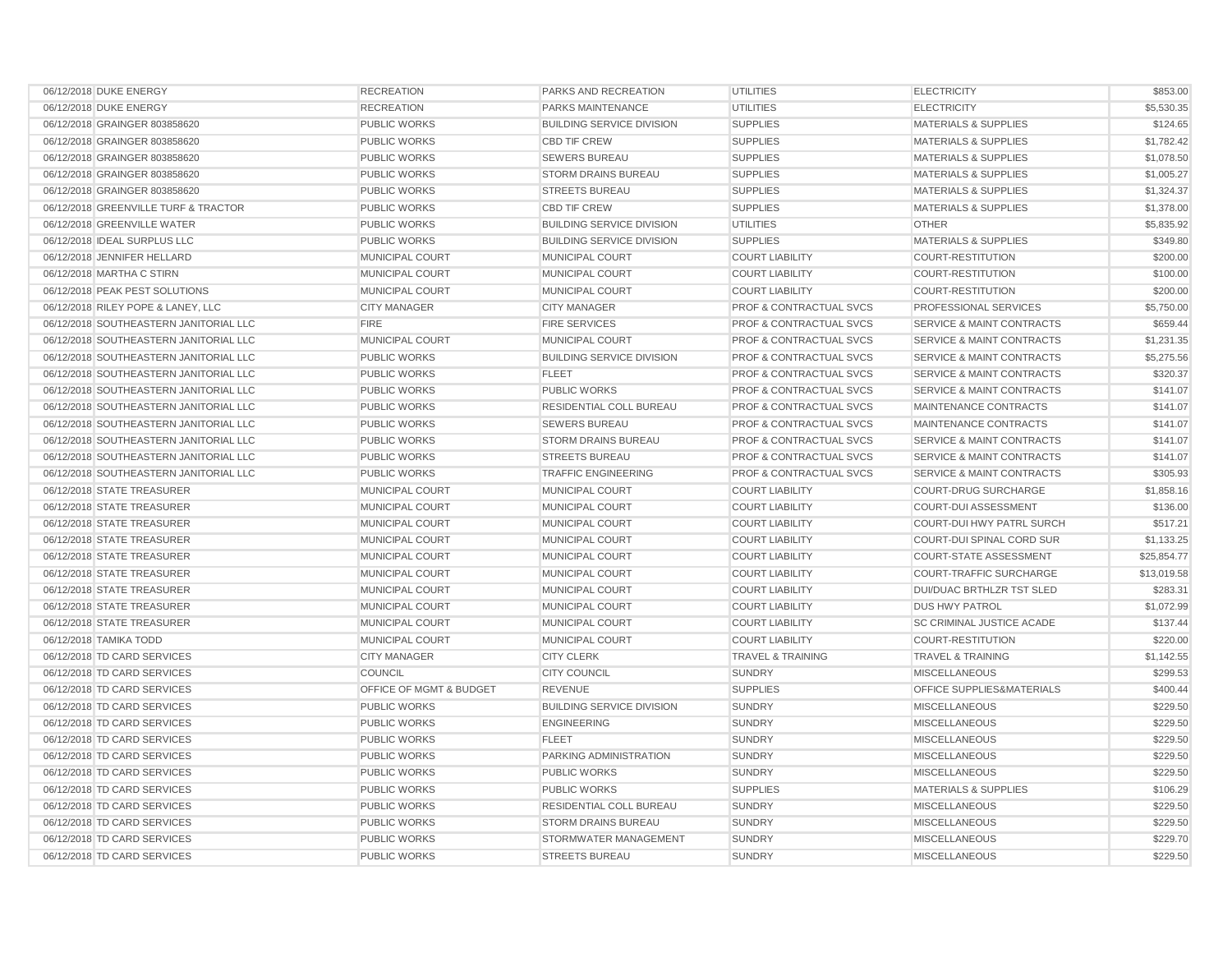| | | | | | | |
|---|---|---|---|---|---|---|
| 06/12/2018 | DUKE ENERGY | RECREATION | PARKS AND RECREATION | UTILITIES | ELECTRICITY | $853.00 |
| 06/12/2018 | DUKE ENERGY | RECREATION | PARKS MAINTENANCE | UTILITIES | ELECTRICITY | $5,530.35 |
| 06/12/2018 | GRAINGER 803858620 | PUBLIC WORKS | BUILDING SERVICE DIVISION | SUPPLIES | MATERIALS & SUPPLIES | $124.65 |
| 06/12/2018 | GRAINGER 803858620 | PUBLIC WORKS | CBD TIF CREW | SUPPLIES | MATERIALS & SUPPLIES | $1,782.42 |
| 06/12/2018 | GRAINGER 803858620 | PUBLIC WORKS | SEWERS BUREAU | SUPPLIES | MATERIALS & SUPPLIES | $1,078.50 |
| 06/12/2018 | GRAINGER 803858620 | PUBLIC WORKS | STORM DRAINS BUREAU | SUPPLIES | MATERIALS & SUPPLIES | $1,005.27 |
| 06/12/2018 | GRAINGER 803858620 | PUBLIC WORKS | STREETS BUREAU | SUPPLIES | MATERIALS & SUPPLIES | $1,324.37 |
| 06/12/2018 | GREENVILLE TURF & TRACTOR | PUBLIC WORKS | CBD TIF CREW | SUPPLIES | MATERIALS & SUPPLIES | $1,378.00 |
| 06/12/2018 | GREENVILLE WATER | PUBLIC WORKS | BUILDING SERVICE DIVISION | UTILITIES | OTHER | $5,835.92 |
| 06/12/2018 | IDEAL SURPLUS LLC | PUBLIC WORKS | BUILDING SERVICE DIVISION | SUPPLIES | MATERIALS & SUPPLIES | $349.80 |
| 06/12/2018 | JENNIFER HELLARD | MUNICIPAL COURT | MUNICIPAL COURT | COURT LIABILITY | COURT-RESTITUTION | $200.00 |
| 06/12/2018 | MARTHA C STIRN | MUNICIPAL COURT | MUNICIPAL COURT | COURT LIABILITY | COURT-RESTITUTION | $100.00 |
| 06/12/2018 | PEAK PEST SOLUTIONS | MUNICIPAL COURT | MUNICIPAL COURT | COURT LIABILITY | COURT-RESTITUTION | $200.00 |
| 06/12/2018 | RILEY POPE & LANEY, LLC | CITY MANAGER | CITY MANAGER | PROF & CONTRACTUAL SVCS | PROFESSIONAL SERVICES | $5,750.00 |
| 06/12/2018 | SOUTHEASTERN JANITORIAL LLC | FIRE | FIRE SERVICES | PROF & CONTRACTUAL SVCS | SERVICE & MAINT CONTRACTS | $659.44 |
| 06/12/2018 | SOUTHEASTERN JANITORIAL LLC | MUNICIPAL COURT | MUNICIPAL COURT | PROF & CONTRACTUAL SVCS | SERVICE & MAINT CONTRACTS | $1,231.35 |
| 06/12/2018 | SOUTHEASTERN JANITORIAL LLC | PUBLIC WORKS | BUILDING SERVICE DIVISION | PROF & CONTRACTUAL SVCS | SERVICE & MAINT CONTRACTS | $5,275.56 |
| 06/12/2018 | SOUTHEASTERN JANITORIAL LLC | PUBLIC WORKS | FLEET | PROF & CONTRACTUAL SVCS | SERVICE & MAINT CONTRACTS | $320.37 |
| 06/12/2018 | SOUTHEASTERN JANITORIAL LLC | PUBLIC WORKS | PUBLIC WORKS | PROF & CONTRACTUAL SVCS | SERVICE & MAINT CONTRACTS | $141.07 |
| 06/12/2018 | SOUTHEASTERN JANITORIAL LLC | PUBLIC WORKS | RESIDENTIAL COLL BUREAU | PROF & CONTRACTUAL SVCS | MAINTENANCE CONTRACTS | $141.07 |
| 06/12/2018 | SOUTHEASTERN JANITORIAL LLC | PUBLIC WORKS | SEWERS BUREAU | PROF & CONTRACTUAL SVCS | MAINTENANCE CONTRACTS | $141.07 |
| 06/12/2018 | SOUTHEASTERN JANITORIAL LLC | PUBLIC WORKS | STORM DRAINS BUREAU | PROF & CONTRACTUAL SVCS | SERVICE & MAINT CONTRACTS | $141.07 |
| 06/12/2018 | SOUTHEASTERN JANITORIAL LLC | PUBLIC WORKS | STREETS BUREAU | PROF & CONTRACTUAL SVCS | SERVICE & MAINT CONTRACTS | $141.07 |
| 06/12/2018 | SOUTHEASTERN JANITORIAL LLC | PUBLIC WORKS | TRAFFIC ENGINEERING | PROF & CONTRACTUAL SVCS | SERVICE & MAINT CONTRACTS | $305.93 |
| 06/12/2018 | STATE TREASURER | MUNICIPAL COURT | MUNICIPAL COURT | COURT LIABILITY | COURT-DRUG SURCHARGE | $1,858.16 |
| 06/12/2018 | STATE TREASURER | MUNICIPAL COURT | MUNICIPAL COURT | COURT LIABILITY | COURT-DUI ASSESSMENT | $136.00 |
| 06/12/2018 | STATE TREASURER | MUNICIPAL COURT | MUNICIPAL COURT | COURT LIABILITY | COURT-DUI HWY PATRL SURCH | $517.21 |
| 06/12/2018 | STATE TREASURER | MUNICIPAL COURT | MUNICIPAL COURT | COURT LIABILITY | COURT-DUI SPINAL CORD SUR | $1,133.25 |
| 06/12/2018 | STATE TREASURER | MUNICIPAL COURT | MUNICIPAL COURT | COURT LIABILITY | COURT-STATE ASSESSMENT | $25,854.77 |
| 06/12/2018 | STATE TREASURER | MUNICIPAL COURT | MUNICIPAL COURT | COURT LIABILITY | COURT-TRAFFIC SURCHARGE | $13,019.58 |
| 06/12/2018 | STATE TREASURER | MUNICIPAL COURT | MUNICIPAL COURT | COURT LIABILITY | DUI/DUAC BRTHLZR TST SLED | $283.31 |
| 06/12/2018 | STATE TREASURER | MUNICIPAL COURT | MUNICIPAL COURT | COURT LIABILITY | DUS HWY PATROL | $1,072.99 |
| 06/12/2018 | STATE TREASURER | MUNICIPAL COURT | MUNICIPAL COURT | COURT LIABILITY | SC CRIMINAL JUSTICE ACADE | $137.44 |
| 06/12/2018 | TAMIKA TODD | MUNICIPAL COURT | MUNICIPAL COURT | COURT LIABILITY | COURT-RESTITUTION | $220.00 |
| 06/12/2018 | TD CARD SERVICES | CITY MANAGER | CITY CLERK | TRAVEL & TRAINING | TRAVEL & TRAINING | $1,142.55 |
| 06/12/2018 | TD CARD SERVICES | COUNCIL | CITY COUNCIL | SUNDRY | MISCELLANEOUS | $299.53 |
| 06/12/2018 | TD CARD SERVICES | OFFICE OF MGMT & BUDGET | REVENUE | SUPPLIES | OFFICE SUPPLIES&MATERIALS | $400.44 |
| 06/12/2018 | TD CARD SERVICES | PUBLIC WORKS | BUILDING SERVICE DIVISION | SUNDRY | MISCELLANEOUS | $229.50 |
| 06/12/2018 | TD CARD SERVICES | PUBLIC WORKS | ENGINEERING | SUNDRY | MISCELLANEOUS | $229.50 |
| 06/12/2018 | TD CARD SERVICES | PUBLIC WORKS | FLEET | SUNDRY | MISCELLANEOUS | $229.50 |
| 06/12/2018 | TD CARD SERVICES | PUBLIC WORKS | PARKING ADMINISTRATION | SUNDRY | MISCELLANEOUS | $229.50 |
| 06/12/2018 | TD CARD SERVICES | PUBLIC WORKS | PUBLIC WORKS | SUNDRY | MISCELLANEOUS | $229.50 |
| 06/12/2018 | TD CARD SERVICES | PUBLIC WORKS | PUBLIC WORKS | SUPPLIES | MATERIALS & SUPPLIES | $106.29 |
| 06/12/2018 | TD CARD SERVICES | PUBLIC WORKS | RESIDENTIAL COLL BUREAU | SUNDRY | MISCELLANEOUS | $229.50 |
| 06/12/2018 | TD CARD SERVICES | PUBLIC WORKS | STORM DRAINS BUREAU | SUNDRY | MISCELLANEOUS | $229.50 |
| 06/12/2018 | TD CARD SERVICES | PUBLIC WORKS | STORMWATER MANAGEMENT | SUNDRY | MISCELLANEOUS | $229.70 |
| 06/12/2018 | TD CARD SERVICES | PUBLIC WORKS | STREETS BUREAU | SUNDRY | MISCELLANEOUS | $229.50 |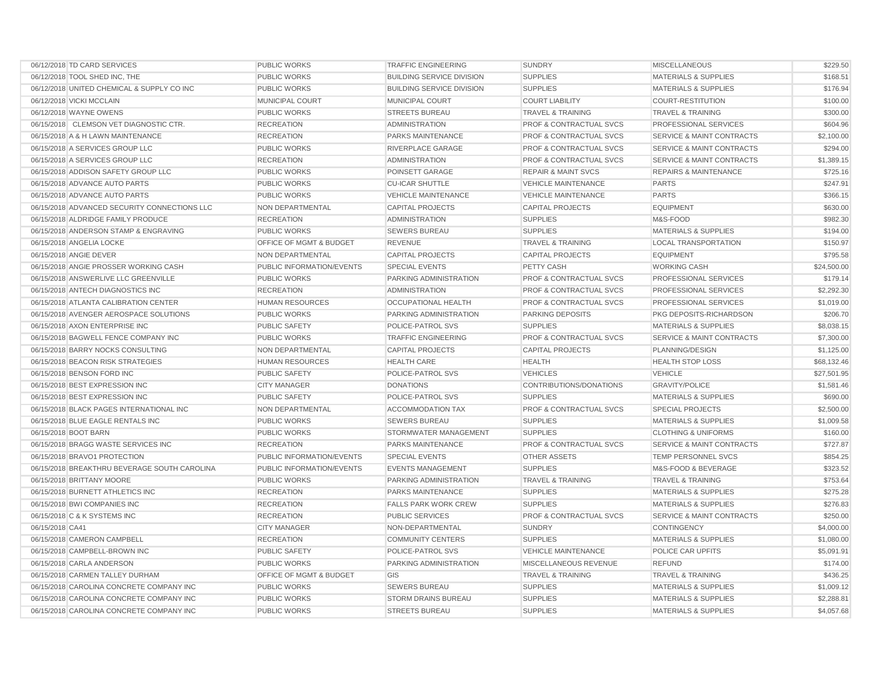| | | | | | | |
|---|---|---|---|---|---|---|
| 06/12/2018 | TD CARD SERVICES | PUBLIC WORKS | TRAFFIC ENGINEERING | SUNDRY | MISCELLANEOUS | $229.50 |
| 06/12/2018 | TOOL SHED INC, THE | PUBLIC WORKS | BUILDING SERVICE DIVISION | SUPPLIES | MATERIALS & SUPPLIES | $168.51 |
| 06/12/2018 | UNITED CHEMICAL & SUPPLY CO INC | PUBLIC WORKS | BUILDING SERVICE DIVISION | SUPPLIES | MATERIALS & SUPPLIES | $176.94 |
| 06/12/2018 | VICKI MCCLAIN | MUNICIPAL COURT | MUNICIPAL COURT | COURT LIABILITY | COURT-RESTITUTION | $100.00 |
| 06/12/2018 | WAYNE OWENS | PUBLIC WORKS | STREETS BUREAU | TRAVEL & TRAINING | TRAVEL & TRAINING | $300.00 |
| 06/15/2018 | CLEMSON VET DIAGNOSTIC CTR. | RECREATION | ADMINISTRATION | PROF & CONTRACTUAL SVCS | PROFESSIONAL SERVICES | $604.96 |
| 06/15/2018 | A & H LAWN MAINTENANCE | RECREATION | PARKS MAINTENANCE | PROF & CONTRACTUAL SVCS | SERVICE & MAINT CONTRACTS | $2,100.00 |
| 06/15/2018 | A SERVICES GROUP LLC | PUBLIC WORKS | RIVERPLACE GARAGE | PROF & CONTRACTUAL SVCS | SERVICE & MAINT CONTRACTS | $294.00 |
| 06/15/2018 | A SERVICES GROUP LLC | RECREATION | ADMINISTRATION | PROF & CONTRACTUAL SVCS | SERVICE & MAINT CONTRACTS | $1,389.15 |
| 06/15/2018 | ADDISON SAFETY GROUP LLC | PUBLIC WORKS | POINSETT GARAGE | REPAIR & MAINT SVCS | REPAIRS & MAINTENANCE | $725.16 |
| 06/15/2018 | ADVANCE AUTO PARTS | PUBLIC WORKS | CU-ICAR SHUTTLE | VEHICLE MAINTENANCE | PARTS | $247.91 |
| 06/15/2018 | ADVANCE AUTO PARTS | PUBLIC WORKS | VEHICLE MAINTENANCE | VEHICLE MAINTENANCE | PARTS | $366.15 |
| 06/15/2018 | ADVANCED SECURITY CONNECTIONS LLC | NON DEPARTMENTAL | CAPITAL PROJECTS | CAPITAL PROJECTS | EQUIPMENT | $630.00 |
| 06/15/2018 | ALDRIDGE FAMILY PRODUCE | RECREATION | ADMINISTRATION | SUPPLIES | M&S-FOOD | $982.30 |
| 06/15/2018 | ANDERSON STAMP & ENGRAVING | PUBLIC WORKS | SEWERS BUREAU | SUPPLIES | MATERIALS & SUPPLIES | $194.00 |
| 06/15/2018 | ANGELIA LOCKE | OFFICE OF MGMT & BUDGET | REVENUE | TRAVEL & TRAINING | LOCAL TRANSPORTATION | $150.97 |
| 06/15/2018 | ANGIE DEVER | NON DEPARTMENTAL | CAPITAL PROJECTS | CAPITAL PROJECTS | EQUIPMENT | $795.58 |
| 06/15/2018 | ANGIE PROSSER WORKING CASH | PUBLIC INFORMATION/EVENTS | SPECIAL EVENTS | PETTY CASH | WORKING CASH | $24,500.00 |
| 06/15/2018 | ANSWERLIVE LLC GREENVILLE | PUBLIC WORKS | PARKING ADMINISTRATION | PROF & CONTRACTUAL SVCS | PROFESSIONAL SERVICES | $179.14 |
| 06/15/2018 | ANTECH DIAGNOSTICS INC | RECREATION | ADMINISTRATION | PROF & CONTRACTUAL SVCS | PROFESSIONAL SERVICES | $2,292.30 |
| 06/15/2018 | ATLANTA CALIBRATION CENTER | HUMAN RESOURCES | OCCUPATIONAL HEALTH | PROF & CONTRACTUAL SVCS | PROFESSIONAL SERVICES | $1,019.00 |
| 06/15/2018 | AVENGER AEROSPACE SOLUTIONS | PUBLIC WORKS | PARKING ADMINISTRATION | PARKING DEPOSITS | PKG DEPOSITS-RICHARDSON | $206.70 |
| 06/15/2018 | AXON ENTERPRISE INC | PUBLIC SAFETY | POLICE-PATROL SVS | SUPPLIES | MATERIALS & SUPPLIES | $8,038.15 |
| 06/15/2018 | BAGWELL FENCE COMPANY INC | PUBLIC WORKS | TRAFFIC ENGINEERING | PROF & CONTRACTUAL SVCS | SERVICE & MAINT CONTRACTS | $7,300.00 |
| 06/15/2018 | BARRY NOCKS CONSULTING | NON DEPARTMENTAL | CAPITAL PROJECTS | CAPITAL PROJECTS | PLANNING/DESIGN | $1,125.00 |
| 06/15/2018 | BEACON RISK STRATEGIES | HUMAN RESOURCES | HEALTH CARE | HEALTH | HEALTH STOP LOSS | $68,132.46 |
| 06/15/2018 | BENSON FORD INC | PUBLIC SAFETY | POLICE-PATROL SVS | VEHICLES | VEHICLE | $27,501.95 |
| 06/15/2018 | BEST EXPRESSION INC | CITY MANAGER | DONATIONS | CONTRIBUTIONS/DONATIONS | GRAVITY/POLICE | $1,581.46 |
| 06/15/2018 | BEST EXPRESSION INC | PUBLIC SAFETY | POLICE-PATROL SVS | SUPPLIES | MATERIALS & SUPPLIES | $690.00 |
| 06/15/2018 | BLACK PAGES INTERNATIONAL INC | NON DEPARTMENTAL | ACCOMMODATION TAX | PROF & CONTRACTUAL SVCS | SPECIAL PROJECTS | $2,500.00 |
| 06/15/2018 | BLUE EAGLE RENTALS INC | PUBLIC WORKS | SEWERS BUREAU | SUPPLIES | MATERIALS & SUPPLIES | $1,009.58 |
| 06/15/2018 | BOOT BARN | PUBLIC WORKS | STORMWATER MANAGEMENT | SUPPLIES | CLOTHING & UNIFORMS | $160.00 |
| 06/15/2018 | BRAGG WASTE SERVICES INC | RECREATION | PARKS MAINTENANCE | PROF & CONTRACTUAL SVCS | SERVICE & MAINT CONTRACTS | $727.87 |
| 06/15/2018 | BRAVO1 PROTECTION | PUBLIC INFORMATION/EVENTS | SPECIAL EVENTS | OTHER ASSETS | TEMP PERSONNEL SVCS | $854.25 |
| 06/15/2018 | BREAKTHRU BEVERAGE SOUTH CAROLINA | PUBLIC INFORMATION/EVENTS | EVENTS MANAGEMENT | SUPPLIES | M&S-FOOD & BEVERAGE | $323.52 |
| 06/15/2018 | BRITTANY MOORE | PUBLIC WORKS | PARKING ADMINISTRATION | TRAVEL & TRAINING | TRAVEL & TRAINING | $753.64 |
| 06/15/2018 | BURNETT ATHLETICS INC | RECREATION | PARKS MAINTENANCE | SUPPLIES | MATERIALS & SUPPLIES | $275.28 |
| 06/15/2018 | BWI COMPANIES INC | RECREATION | FALLS PARK WORK CREW | SUPPLIES | MATERIALS & SUPPLIES | $276.83 |
| 06/15/2018 | C & K SYSTEMS INC | RECREATION | PUBLIC SERVICES | PROF & CONTRACTUAL SVCS | SERVICE & MAINT CONTRACTS | $250.00 |
| 06/15/2018 | CA41 | CITY MANAGER | NON-DEPARTMENTAL | SUNDRY | CONTINGENCY | $4,000.00 |
| 06/15/2018 | CAMERON CAMPBELL | RECREATION | COMMUNITY CENTERS | SUPPLIES | MATERIALS & SUPPLIES | $1,080.00 |
| 06/15/2018 | CAMPBELL-BROWN INC | PUBLIC SAFETY | POLICE-PATROL SVS | VEHICLE MAINTENANCE | POLICE CAR UPFITS | $5,091.91 |
| 06/15/2018 | CARLA ANDERSON | PUBLIC WORKS | PARKING ADMINISTRATION | MISCELLANEOUS REVENUE | REFUND | $174.00 |
| 06/15/2018 | CARMEN TALLEY DURHAM | OFFICE OF MGMT & BUDGET | GIS | TRAVEL & TRAINING | TRAVEL & TRAINING | $436.25 |
| 06/15/2018 | CAROLINA CONCRETE COMPANY INC | PUBLIC WORKS | SEWERS BUREAU | SUPPLIES | MATERIALS & SUPPLIES | $1,009.12 |
| 06/15/2018 | CAROLINA CONCRETE COMPANY INC | PUBLIC WORKS | STORM DRAINS BUREAU | SUPPLIES | MATERIALS & SUPPLIES | $2,288.81 |
| 06/15/2018 | CAROLINA CONCRETE COMPANY INC | PUBLIC WORKS | STREETS BUREAU | SUPPLIES | MATERIALS & SUPPLIES | $4,057.68 |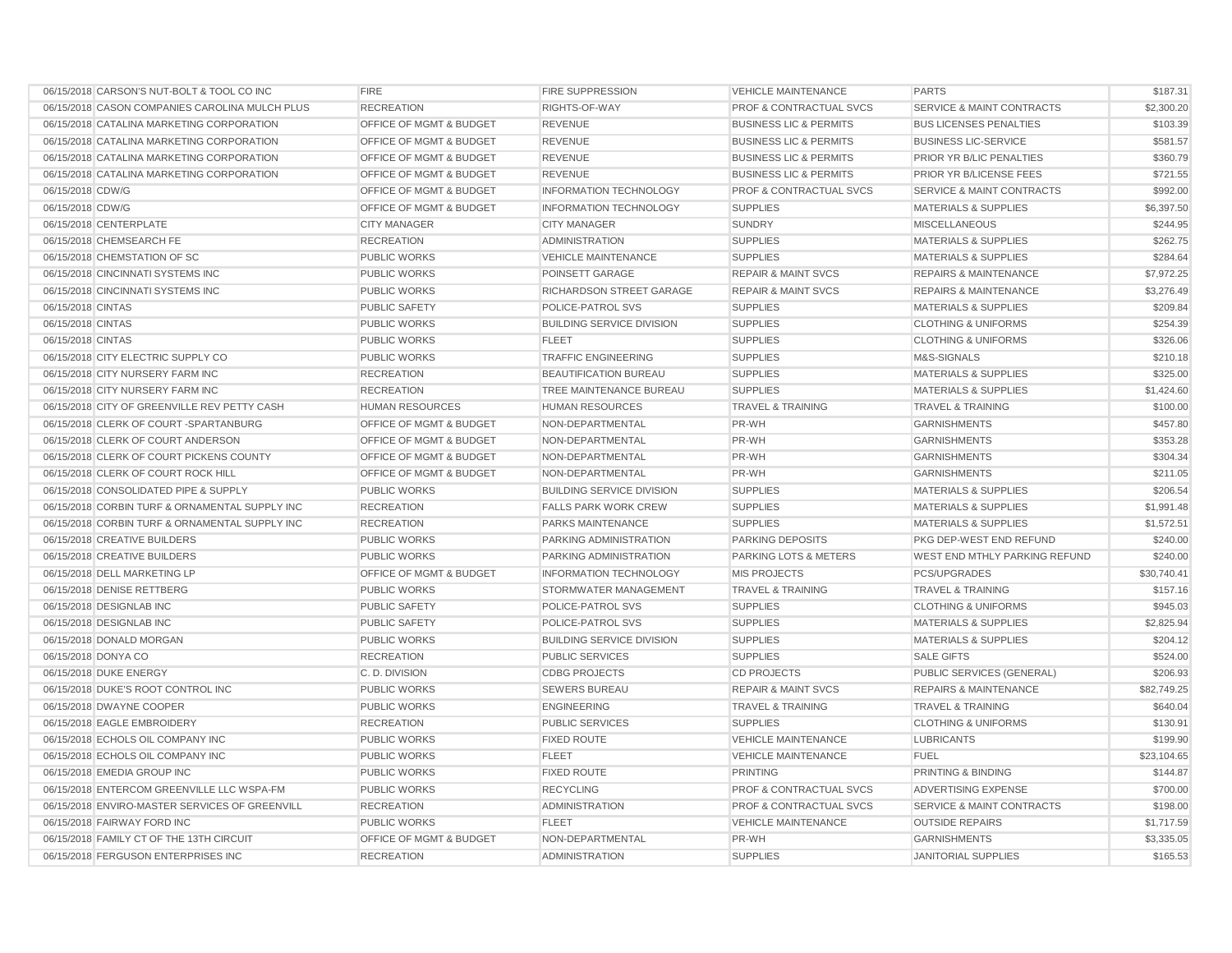| | | | | | | |
|---|---|---|---|---|---|---|
| 06/15/2018 | CARSON'S NUT-BOLT & TOOL CO INC | FIRE | FIRE SUPPRESSION | VEHICLE MAINTENANCE | PARTS | $187.31 |
| 06/15/2018 | CASON COMPANIES CAROLINA MULCH PLUS | RECREATION | RIGHTS-OF-WAY | PROF & CONTRACTUAL SVCS | SERVICE & MAINT CONTRACTS | $2,300.20 |
| 06/15/2018 | CATALINA MARKETING CORPORATION | OFFICE OF MGMT & BUDGET | REVENUE | BUSINESS LIC & PERMITS | BUS LICENSES PENALTIES | $103.39 |
| 06/15/2018 | CATALINA MARKETING CORPORATION | OFFICE OF MGMT & BUDGET | REVENUE | BUSINESS LIC & PERMITS | BUSINESS LIC-SERVICE | $581.57 |
| 06/15/2018 | CATALINA MARKETING CORPORATION | OFFICE OF MGMT & BUDGET | REVENUE | BUSINESS LIC & PERMITS | PRIOR YR B/LIC PENALTIES | $360.79 |
| 06/15/2018 | CATALINA MARKETING CORPORATION | OFFICE OF MGMT & BUDGET | REVENUE | BUSINESS LIC & PERMITS | PRIOR YR B/LICENSE FEES | $721.55 |
| 06/15/2018 | CDW/G | OFFICE OF MGMT & BUDGET | INFORMATION TECHNOLOGY | PROF & CONTRACTUAL SVCS | SERVICE & MAINT CONTRACTS | $992.00 |
| 06/15/2018 | CDW/G | OFFICE OF MGMT & BUDGET | INFORMATION TECHNOLOGY | SUPPLIES | MATERIALS & SUPPLIES | $6,397.50 |
| 06/15/2018 | CENTERPLATE | CITY MANAGER | CITY MANAGER | SUNDRY | MISCELLANEOUS | $244.95 |
| 06/15/2018 | CHEMSEARCH FE | RECREATION | ADMINISTRATION | SUPPLIES | MATERIALS & SUPPLIES | $262.75 |
| 06/15/2018 | CHEMSTATION OF SC | PUBLIC WORKS | VEHICLE MAINTENANCE | SUPPLIES | MATERIALS & SUPPLIES | $284.64 |
| 06/15/2018 | CINCINNATI SYSTEMS INC | PUBLIC WORKS | POINSETT GARAGE | REPAIR & MAINT SVCS | REPAIRS & MAINTENANCE | $7,972.25 |
| 06/15/2018 | CINCINNATI SYSTEMS INC | PUBLIC WORKS | RICHARDSON STREET GARAGE | REPAIR & MAINT SVCS | REPAIRS & MAINTENANCE | $3,276.49 |
| 06/15/2018 | CINTAS | PUBLIC SAFETY | POLICE-PATROL SVS | SUPPLIES | MATERIALS & SUPPLIES | $209.84 |
| 06/15/2018 | CINTAS | PUBLIC WORKS | BUILDING SERVICE DIVISION | SUPPLIES | CLOTHING & UNIFORMS | $254.39 |
| 06/15/2018 | CINTAS | PUBLIC WORKS | FLEET | SUPPLIES | CLOTHING & UNIFORMS | $326.06 |
| 06/15/2018 | CITY ELECTRIC SUPPLY CO | PUBLIC WORKS | TRAFFIC ENGINEERING | SUPPLIES | M&S-SIGNALS | $210.18 |
| 06/15/2018 | CITY NURSERY FARM INC | RECREATION | BEAUTIFICATION BUREAU | SUPPLIES | MATERIALS & SUPPLIES | $325.00 |
| 06/15/2018 | CITY NURSERY FARM INC | RECREATION | TREE MAINTENANCE BUREAU | SUPPLIES | MATERIALS & SUPPLIES | $1,424.60 |
| 06/15/2018 | CITY OF GREENVILLE REV PETTY CASH | HUMAN RESOURCES | HUMAN RESOURCES | TRAVEL & TRAINING | TRAVEL & TRAINING | $100.00 |
| 06/15/2018 | CLERK OF COURT -SPARTANBURG | OFFICE OF MGMT & BUDGET | NON-DEPARTMENTAL | PR-WH | GARNISHMENTS | $457.80 |
| 06/15/2018 | CLERK OF COURT ANDERSON | OFFICE OF MGMT & BUDGET | NON-DEPARTMENTAL | PR-WH | GARNISHMENTS | $353.28 |
| 06/15/2018 | CLERK OF COURT PICKENS COUNTY | OFFICE OF MGMT & BUDGET | NON-DEPARTMENTAL | PR-WH | GARNISHMENTS | $304.34 |
| 06/15/2018 | CLERK OF COURT ROCK HILL | OFFICE OF MGMT & BUDGET | NON-DEPARTMENTAL | PR-WH | GARNISHMENTS | $211.05 |
| 06/15/2018 | CONSOLIDATED PIPE & SUPPLY | PUBLIC WORKS | BUILDING SERVICE DIVISION | SUPPLIES | MATERIALS & SUPPLIES | $206.54 |
| 06/15/2018 | CORBIN TURF & ORNAMENTAL SUPPLY INC | RECREATION | FALLS PARK WORK CREW | SUPPLIES | MATERIALS & SUPPLIES | $1,991.48 |
| 06/15/2018 | CORBIN TURF & ORNAMENTAL SUPPLY INC | RECREATION | PARKS MAINTENANCE | SUPPLIES | MATERIALS & SUPPLIES | $1,572.51 |
| 06/15/2018 | CREATIVE BUILDERS | PUBLIC WORKS | PARKING ADMINISTRATION | PARKING DEPOSITS | PKG DEP-WEST END REFUND | $240.00 |
| 06/15/2018 | CREATIVE BUILDERS | PUBLIC WORKS | PARKING ADMINISTRATION | PARKING LOTS & METERS | WEST END MTHLY PARKING REFUND | $240.00 |
| 06/15/2018 | DELL MARKETING LP | OFFICE OF MGMT & BUDGET | INFORMATION TECHNOLOGY | MIS PROJECTS | PCS/UPGRADES | $30,740.41 |
| 06/15/2018 | DENISE RETTBERG | PUBLIC WORKS | STORMWATER MANAGEMENT | TRAVEL & TRAINING | TRAVEL & TRAINING | $157.16 |
| 06/15/2018 | DESIGNLAB INC | PUBLIC SAFETY | POLICE-PATROL SVS | SUPPLIES | CLOTHING & UNIFORMS | $945.03 |
| 06/15/2018 | DESIGNLAB INC | PUBLIC SAFETY | POLICE-PATROL SVS | SUPPLIES | MATERIALS & SUPPLIES | $2,825.94 |
| 06/15/2018 | DONALD MORGAN | PUBLIC WORKS | BUILDING SERVICE DIVISION | SUPPLIES | MATERIALS & SUPPLIES | $204.12 |
| 06/15/2018 | DONYA CO | RECREATION | PUBLIC SERVICES | SUPPLIES | SALE GIFTS | $524.00 |
| 06/15/2018 | DUKE ENERGY | C. D. DIVISION | CDBG PROJECTS | CD PROJECTS | PUBLIC SERVICES (GENERAL) | $206.93 |
| 06/15/2018 | DUKE'S ROOT CONTROL INC | PUBLIC WORKS | SEWERS BUREAU | REPAIR & MAINT SVCS | REPAIRS & MAINTENANCE | $82,749.25 |
| 06/15/2018 | DWAYNE COOPER | PUBLIC WORKS | ENGINEERING | TRAVEL & TRAINING | TRAVEL & TRAINING | $640.04 |
| 06/15/2018 | EAGLE EMBROIDERY | RECREATION | PUBLIC SERVICES | SUPPLIES | CLOTHING & UNIFORMS | $130.91 |
| 06/15/2018 | ECHOLS OIL COMPANY INC | PUBLIC WORKS | FIXED ROUTE | VEHICLE MAINTENANCE | LUBRICANTS | $199.90 |
| 06/15/2018 | ECHOLS OIL COMPANY INC | PUBLIC WORKS | FLEET | VEHICLE MAINTENANCE | FUEL | $23,104.65 |
| 06/15/2018 | EMEDIA GROUP INC | PUBLIC WORKS | FIXED ROUTE | PRINTING | PRINTING & BINDING | $144.87 |
| 06/15/2018 | ENTERCOM GREENVILLE LLC WSPA-FM | PUBLIC WORKS | RECYCLING | PROF & CONTRACTUAL SVCS | ADVERTISING EXPENSE | $700.00 |
| 06/15/2018 | ENVIRO-MASTER SERVICES OF GREENVILL | RECREATION | ADMINISTRATION | PROF & CONTRACTUAL SVCS | SERVICE & MAINT CONTRACTS | $198.00 |
| 06/15/2018 | FAIRWAY FORD INC | PUBLIC WORKS | FLEET | VEHICLE MAINTENANCE | OUTSIDE REPAIRS | $1,717.59 |
| 06/15/2018 | FAMILY CT OF THE 13TH CIRCUIT | OFFICE OF MGMT & BUDGET | NON-DEPARTMENTAL | PR-WH | GARNISHMENTS | $3,335.05 |
| 06/15/2018 | FERGUSON ENTERPRISES INC | RECREATION | ADMINISTRATION | SUPPLIES | JANITORIAL SUPPLIES | $165.53 |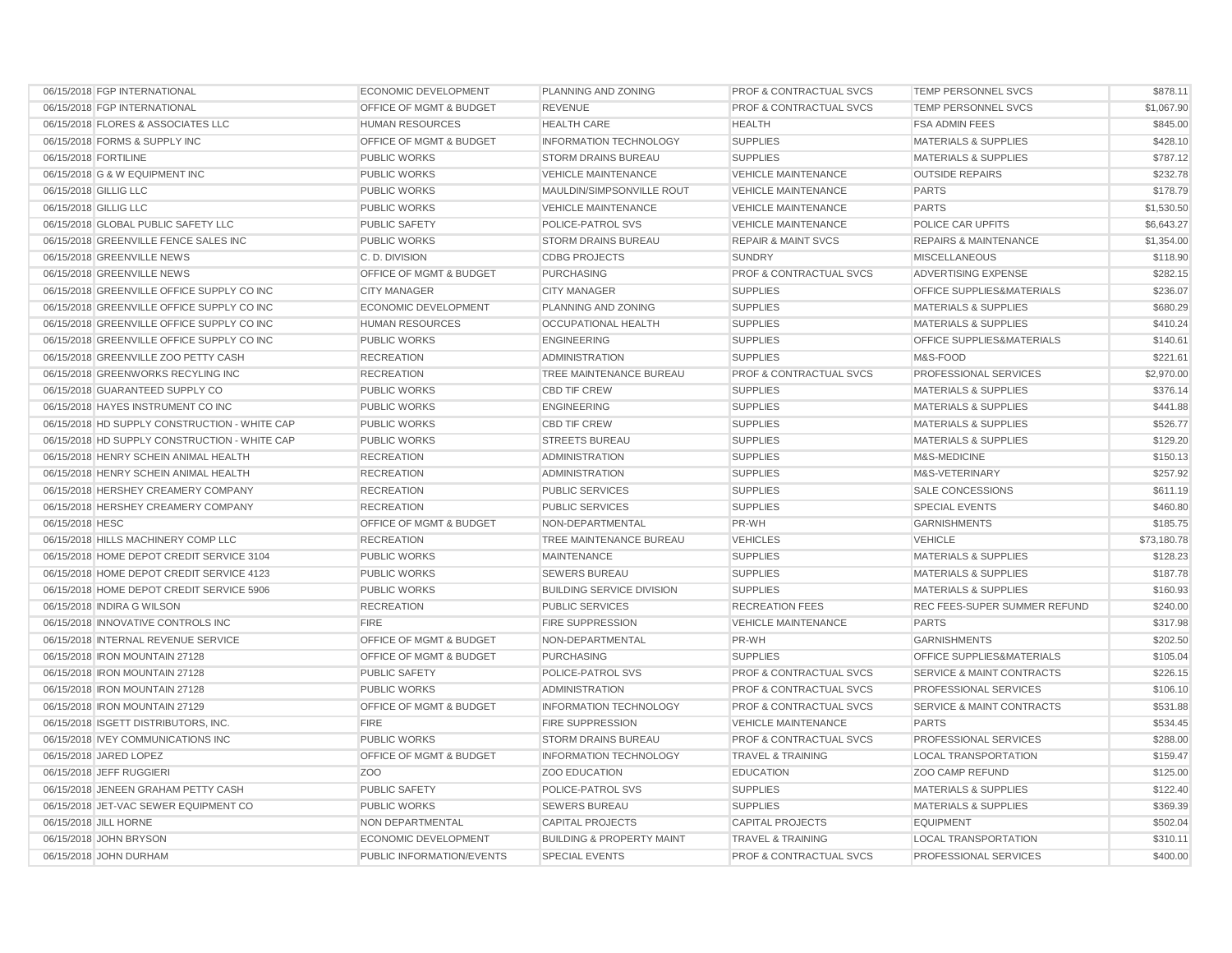| | | | | | | |
|---|---|---|---|---|---|---|
| 06/15/2018 | FGP INTERNATIONAL | ECONOMIC DEVELOPMENT | PLANNING AND ZONING | PROF & CONTRACTUAL SVCS | TEMP PERSONNEL SVCS | $878.11 |
| 06/15/2018 | FGP INTERNATIONAL | OFFICE OF MGMT & BUDGET | REVENUE | PROF & CONTRACTUAL SVCS | TEMP PERSONNEL SVCS | $1,067.90 |
| 06/15/2018 | FLORES & ASSOCIATES LLC | HUMAN RESOURCES | HEALTH CARE | HEALTH | FSA ADMIN FEES | $845.00 |
| 06/15/2018 | FORMS & SUPPLY INC | OFFICE OF MGMT & BUDGET | INFORMATION TECHNOLOGY | SUPPLIES | MATERIALS & SUPPLIES | $428.10 |
| 06/15/2018 | FORTILINE | PUBLIC WORKS | STORM DRAINS BUREAU | SUPPLIES | MATERIALS & SUPPLIES | $787.12 |
| 06/15/2018 | G & W EQUIPMENT INC | PUBLIC WORKS | VEHICLE MAINTENANCE | VEHICLE MAINTENANCE | OUTSIDE REPAIRS | $232.78 |
| 06/15/2018 | GILLIG LLC | PUBLIC WORKS | MAULDIN/SIMPSONVILLE ROUT | VEHICLE MAINTENANCE | PARTS | $178.79 |
| 06/15/2018 | GILLIG LLC | PUBLIC WORKS | VEHICLE MAINTENANCE | VEHICLE MAINTENANCE | PARTS | $1,530.50 |
| 06/15/2018 | GLOBAL PUBLIC SAFETY LLC | PUBLIC SAFETY | POLICE-PATROL SVS | VEHICLE MAINTENANCE | POLICE CAR UPFITS | $6,643.27 |
| 06/15/2018 | GREENVILLE FENCE SALES INC | PUBLIC WORKS | STORM DRAINS BUREAU | REPAIR & MAINT SVCS | REPAIRS & MAINTENANCE | $1,354.00 |
| 06/15/2018 | GREENVILLE NEWS | C. D. DIVISION | CDBG PROJECTS | SUNDRY | MISCELLANEOUS | $118.90 |
| 06/15/2018 | GREENVILLE NEWS | OFFICE OF MGMT & BUDGET | PURCHASING | PROF & CONTRACTUAL SVCS | ADVERTISING EXPENSE | $282.15 |
| 06/15/2018 | GREENVILLE OFFICE SUPPLY CO INC | CITY MANAGER | CITY MANAGER | SUPPLIES | OFFICE SUPPLIES&MATERIALS | $236.07 |
| 06/15/2018 | GREENVILLE OFFICE SUPPLY CO INC | ECONOMIC DEVELOPMENT | PLANNING AND ZONING | SUPPLIES | MATERIALS & SUPPLIES | $680.29 |
| 06/15/2018 | GREENVILLE OFFICE SUPPLY CO INC | HUMAN RESOURCES | OCCUPATIONAL HEALTH | SUPPLIES | MATERIALS & SUPPLIES | $410.24 |
| 06/15/2018 | GREENVILLE OFFICE SUPPLY CO INC | PUBLIC WORKS | ENGINEERING | SUPPLIES | OFFICE SUPPLIES&MATERIALS | $140.61 |
| 06/15/2018 | GREENVILLE ZOO PETTY CASH | RECREATION | ADMINISTRATION | SUPPLIES | M&S-FOOD | $221.61 |
| 06/15/2018 | GREENWORKS RECYLING INC | RECREATION | TREE MAINTENANCE BUREAU | PROF & CONTRACTUAL SVCS | PROFESSIONAL SERVICES | $2,970.00 |
| 06/15/2018 | GUARANTEED SUPPLY CO | PUBLIC WORKS | CBD TIF CREW | SUPPLIES | MATERIALS & SUPPLIES | $376.14 |
| 06/15/2018 | HAYES INSTRUMENT CO INC | PUBLIC WORKS | ENGINEERING | SUPPLIES | MATERIALS & SUPPLIES | $441.88 |
| 06/15/2018 | HD SUPPLY CONSTRUCTION - WHITE CAP | PUBLIC WORKS | CBD TIF CREW | SUPPLIES | MATERIALS & SUPPLIES | $526.77 |
| 06/15/2018 | HD SUPPLY CONSTRUCTION - WHITE CAP | PUBLIC WORKS | STREETS BUREAU | SUPPLIES | MATERIALS & SUPPLIES | $129.20 |
| 06/15/2018 | HENRY SCHEIN ANIMAL HEALTH | RECREATION | ADMINISTRATION | SUPPLIES | M&S-MEDICINE | $150.13 |
| 06/15/2018 | HENRY SCHEIN ANIMAL HEALTH | RECREATION | ADMINISTRATION | SUPPLIES | M&S-VETERINARY | $257.92 |
| 06/15/2018 | HERSHEY CREAMERY COMPANY | RECREATION | PUBLIC SERVICES | SUPPLIES | SALE CONCESSIONS | $611.19 |
| 06/15/2018 | HERSHEY CREAMERY COMPANY | RECREATION | PUBLIC SERVICES | SUPPLIES | SPECIAL EVENTS | $460.80 |
| 06/15/2018 | HESC | OFFICE OF MGMT & BUDGET | NON-DEPARTMENTAL | PR-WH | GARNISHMENTS | $185.75 |
| 06/15/2018 | HILLS MACHINERY COMP LLC | RECREATION | TREE MAINTENANCE BUREAU | VEHICLES | VEHICLE | $73,180.78 |
| 06/15/2018 | HOME DEPOT CREDIT SERVICE 3104 | PUBLIC WORKS | MAINTENANCE | SUPPLIES | MATERIALS & SUPPLIES | $128.23 |
| 06/15/2018 | HOME DEPOT CREDIT SERVICE 4123 | PUBLIC WORKS | SEWERS BUREAU | SUPPLIES | MATERIALS & SUPPLIES | $187.78 |
| 06/15/2018 | HOME DEPOT CREDIT SERVICE 5906 | PUBLIC WORKS | BUILDING SERVICE DIVISION | SUPPLIES | MATERIALS & SUPPLIES | $160.93 |
| 06/15/2018 | INDIRA G WILSON | RECREATION | PUBLIC SERVICES | RECREATION FEES | REC FEES-SUPER SUMMER REFUND | $240.00 |
| 06/15/2018 | INNOVATIVE CONTROLS INC | FIRE | FIRE SUPPRESSION | VEHICLE MAINTENANCE | PARTS | $317.98 |
| 06/15/2018 | INTERNAL REVENUE SERVICE | OFFICE OF MGMT & BUDGET | NON-DEPARTMENTAL | PR-WH | GARNISHMENTS | $202.50 |
| 06/15/2018 | IRON MOUNTAIN 27128 | OFFICE OF MGMT & BUDGET | PURCHASING | SUPPLIES | OFFICE SUPPLIES&MATERIALS | $105.04 |
| 06/15/2018 | IRON MOUNTAIN 27128 | PUBLIC SAFETY | POLICE-PATROL SVS | PROF & CONTRACTUAL SVCS | SERVICE & MAINT CONTRACTS | $226.15 |
| 06/15/2018 | IRON MOUNTAIN 27128 | PUBLIC WORKS | ADMINISTRATION | PROF & CONTRACTUAL SVCS | PROFESSIONAL SERVICES | $106.10 |
| 06/15/2018 | IRON MOUNTAIN 27129 | OFFICE OF MGMT & BUDGET | INFORMATION TECHNOLOGY | PROF & CONTRACTUAL SVCS | SERVICE & MAINT CONTRACTS | $531.88 |
| 06/15/2018 | ISGETT DISTRIBUTORS, INC. | FIRE | FIRE SUPPRESSION | VEHICLE MAINTENANCE | PARTS | $534.45 |
| 06/15/2018 | IVEY COMMUNICATIONS INC | PUBLIC WORKS | STORM DRAINS BUREAU | PROF & CONTRACTUAL SVCS | PROFESSIONAL SERVICES | $288.00 |
| 06/15/2018 | JARED LOPEZ | OFFICE OF MGMT & BUDGET | INFORMATION TECHNOLOGY | TRAVEL & TRAINING | LOCAL TRANSPORTATION | $159.47 |
| 06/15/2018 | JEFF RUGGIERI | ZOO | ZOO EDUCATION | EDUCATION | ZOO CAMP REFUND | $125.00 |
| 06/15/2018 | JENEEN GRAHAM PETTY CASH | PUBLIC SAFETY | POLICE-PATROL SVS | SUPPLIES | MATERIALS & SUPPLIES | $122.40 |
| 06/15/2018 | JET-VAC SEWER EQUIPMENT CO | PUBLIC WORKS | SEWERS BUREAU | SUPPLIES | MATERIALS & SUPPLIES | $369.39 |
| 06/15/2018 | JILL HORNE | NON DEPARTMENTAL | CAPITAL PROJECTS | CAPITAL PROJECTS | EQUIPMENT | $502.04 |
| 06/15/2018 | JOHN BRYSON | ECONOMIC DEVELOPMENT | BUILDING & PROPERTY MAINT | TRAVEL & TRAINING | LOCAL TRANSPORTATION | $310.11 |
| 06/15/2018 | JOHN DURHAM | PUBLIC INFORMATION/EVENTS | SPECIAL EVENTS | PROF & CONTRACTUAL SVCS | PROFESSIONAL SERVICES | $400.00 |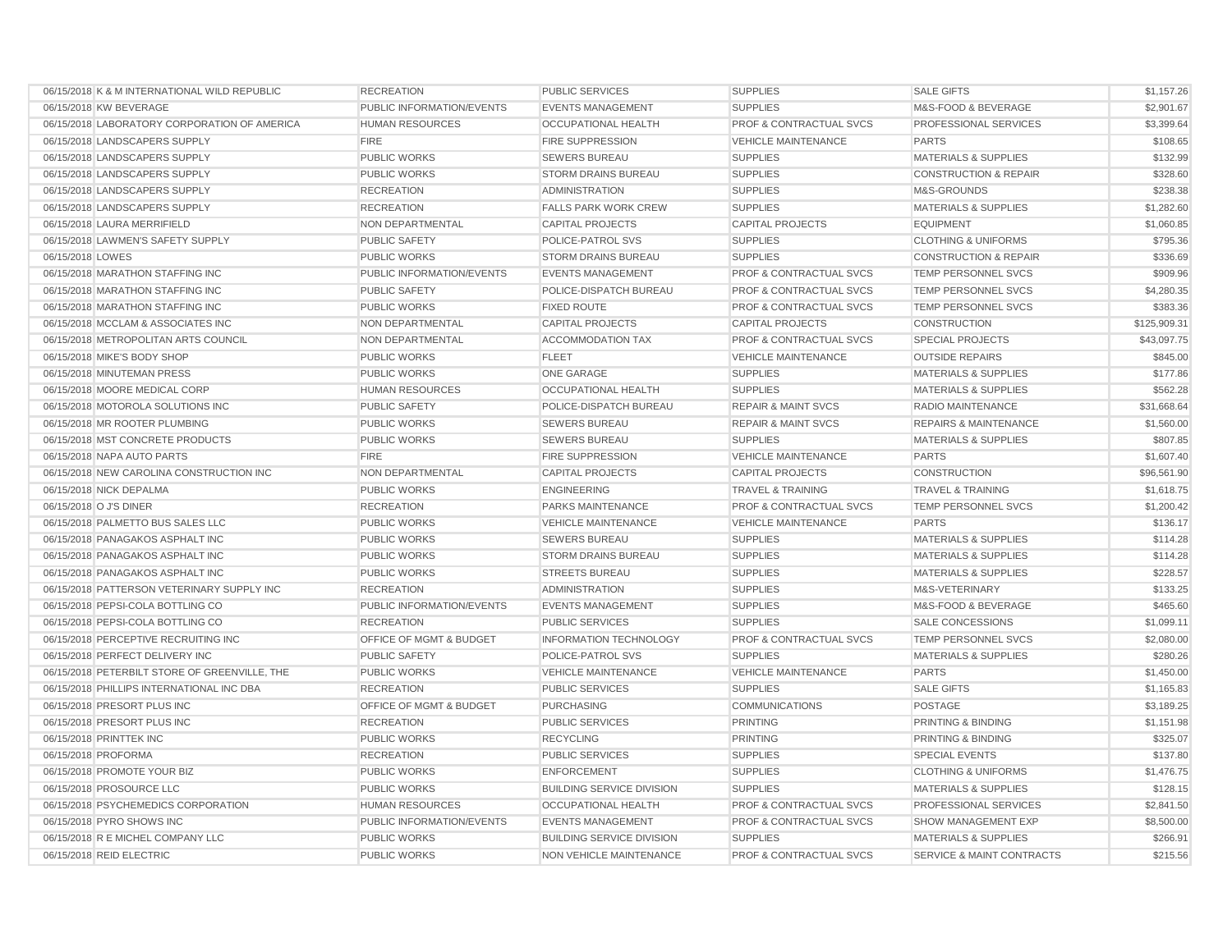| | | | | | | |
|---|---|---|---|---|---|---|
| 06/15/2018 | K & M INTERNATIONAL WILD REPUBLIC | RECREATION | PUBLIC SERVICES | SUPPLIES | SALE GIFTS | $1,157.26 |
| 06/15/2018 | KW BEVERAGE | PUBLIC INFORMATION/EVENTS | EVENTS MANAGEMENT | SUPPLIES | M&S-FOOD & BEVERAGE | $2,901.67 |
| 06/15/2018 | LABORATORY CORPORATION OF AMERICA | HUMAN RESOURCES | OCCUPATIONAL HEALTH | PROF & CONTRACTUAL SVCS | PROFESSIONAL SERVICES | $3,399.64 |
| 06/15/2018 | LANDSCAPERS SUPPLY | FIRE | FIRE SUPPRESSION | VEHICLE MAINTENANCE | PARTS | $108.65 |
| 06/15/2018 | LANDSCAPERS SUPPLY | PUBLIC WORKS | SEWERS BUREAU | SUPPLIES | MATERIALS & SUPPLIES | $132.99 |
| 06/15/2018 | LANDSCAPERS SUPPLY | PUBLIC WORKS | STORM DRAINS BUREAU | SUPPLIES | CONSTRUCTION & REPAIR | $328.60 |
| 06/15/2018 | LANDSCAPERS SUPPLY | RECREATION | ADMINISTRATION | SUPPLIES | M&S-GROUNDS | $238.38 |
| 06/15/2018 | LANDSCAPERS SUPPLY | RECREATION | FALLS PARK WORK CREW | SUPPLIES | MATERIALS & SUPPLIES | $1,282.60 |
| 06/15/2018 | LAURA MERRIFIELD | NON DEPARTMENTAL | CAPITAL PROJECTS | CAPITAL PROJECTS | EQUIPMENT | $1,060.85 |
| 06/15/2018 | LAWMEN'S SAFETY SUPPLY | PUBLIC SAFETY | POLICE-PATROL SVS | SUPPLIES | CLOTHING & UNIFORMS | $795.36 |
| 06/15/2018 | LOWES | PUBLIC WORKS | STORM DRAINS BUREAU | SUPPLIES | CONSTRUCTION & REPAIR | $336.69 |
| 06/15/2018 | MARATHON STAFFING INC | PUBLIC INFORMATION/EVENTS | EVENTS MANAGEMENT | PROF & CONTRACTUAL SVCS | TEMP PERSONNEL SVCS | $909.96 |
| 06/15/2018 | MARATHON STAFFING INC | PUBLIC SAFETY | POLICE-DISPATCH BUREAU | PROF & CONTRACTUAL SVCS | TEMP PERSONNEL SVCS | $4,280.35 |
| 06/15/2018 | MARATHON STAFFING INC | PUBLIC WORKS | FIXED ROUTE | PROF & CONTRACTUAL SVCS | TEMP PERSONNEL SVCS | $383.36 |
| 06/15/2018 | MCCLAM & ASSOCIATES INC | NON DEPARTMENTAL | CAPITAL PROJECTS | CAPITAL PROJECTS | CONSTRUCTION | $125,909.31 |
| 06/15/2018 | METROPOLITAN ARTS COUNCIL | NON DEPARTMENTAL | ACCOMMODATION TAX | PROF & CONTRACTUAL SVCS | SPECIAL PROJECTS | $43,097.75 |
| 06/15/2018 | MIKE'S BODY SHOP | PUBLIC WORKS | FLEET | VEHICLE MAINTENANCE | OUTSIDE REPAIRS | $845.00 |
| 06/15/2018 | MINUTEMAN PRESS | PUBLIC WORKS | ONE GARAGE | SUPPLIES | MATERIALS & SUPPLIES | $177.86 |
| 06/15/2018 | MOORE MEDICAL CORP | HUMAN RESOURCES | OCCUPATIONAL HEALTH | SUPPLIES | MATERIALS & SUPPLIES | $562.28 |
| 06/15/2018 | MOTOROLA SOLUTIONS INC | PUBLIC SAFETY | POLICE-DISPATCH BUREAU | REPAIR & MAINT SVCS | RADIO MAINTENANCE | $31,668.64 |
| 06/15/2018 | MR ROOTER PLUMBING | PUBLIC WORKS | SEWERS BUREAU | REPAIR & MAINT SVCS | REPAIRS & MAINTENANCE | $1,560.00 |
| 06/15/2018 | MST CONCRETE PRODUCTS | PUBLIC WORKS | SEWERS BUREAU | SUPPLIES | MATERIALS & SUPPLIES | $807.85 |
| 06/15/2018 | NAPA AUTO PARTS | FIRE | FIRE SUPPRESSION | VEHICLE MAINTENANCE | PARTS | $1,607.40 |
| 06/15/2018 | NEW CAROLINA CONSTRUCTION INC | NON DEPARTMENTAL | CAPITAL PROJECTS | CAPITAL PROJECTS | CONSTRUCTION | $96,561.90 |
| 06/15/2018 | NICK DEPALMA | PUBLIC WORKS | ENGINEERING | TRAVEL & TRAINING | TRAVEL & TRAINING | $1,618.75 |
| 06/15/2018 | O J'S DINER | RECREATION | PARKS MAINTENANCE | PROF & CONTRACTUAL SVCS | TEMP PERSONNEL SVCS | $1,200.42 |
| 06/15/2018 | PALMETTO BUS SALES LLC | PUBLIC WORKS | VEHICLE MAINTENANCE | VEHICLE MAINTENANCE | PARTS | $136.17 |
| 06/15/2018 | PANAGAKOS ASPHALT INC | PUBLIC WORKS | SEWERS BUREAU | SUPPLIES | MATERIALS & SUPPLIES | $114.28 |
| 06/15/2018 | PANAGAKOS ASPHALT INC | PUBLIC WORKS | STORM DRAINS BUREAU | SUPPLIES | MATERIALS & SUPPLIES | $114.28 |
| 06/15/2018 | PANAGAKOS ASPHALT INC | PUBLIC WORKS | STREETS BUREAU | SUPPLIES | MATERIALS & SUPPLIES | $228.57 |
| 06/15/2018 | PATTERSON VETERINARY SUPPLY INC | RECREATION | ADMINISTRATION | SUPPLIES | M&S-VETERINARY | $133.25 |
| 06/15/2018 | PEPSI-COLA BOTTLING CO | PUBLIC INFORMATION/EVENTS | EVENTS MANAGEMENT | SUPPLIES | M&S-FOOD & BEVERAGE | $465.60 |
| 06/15/2018 | PEPSI-COLA BOTTLING CO | RECREATION | PUBLIC SERVICES | SUPPLIES | SALE CONCESSIONS | $1,099.11 |
| 06/15/2018 | PERCEPTIVE RECRUITING INC | OFFICE OF MGMT & BUDGET | INFORMATION TECHNOLOGY | PROF & CONTRACTUAL SVCS | TEMP PERSONNEL SVCS | $2,080.00 |
| 06/15/2018 | PERFECT DELIVERY INC | PUBLIC SAFETY | POLICE-PATROL SVS | SUPPLIES | MATERIALS & SUPPLIES | $280.26 |
| 06/15/2018 | PETERBILT STORE OF GREENVILLE, THE | PUBLIC WORKS | VEHICLE MAINTENANCE | VEHICLE MAINTENANCE | PARTS | $1,450.00 |
| 06/15/2018 | PHILLIPS INTERNATIONAL INC DBA | RECREATION | PUBLIC SERVICES | SUPPLIES | SALE GIFTS | $1,165.83 |
| 06/15/2018 | PRESORT PLUS INC | OFFICE OF MGMT & BUDGET | PURCHASING | COMMUNICATIONS | POSTAGE | $3,189.25 |
| 06/15/2018 | PRESORT PLUS INC | RECREATION | PUBLIC SERVICES | PRINTING | PRINTING & BINDING | $1,151.98 |
| 06/15/2018 | PRINTTEK INC | PUBLIC WORKS | RECYCLING | PRINTING | PRINTING & BINDING | $325.07 |
| 06/15/2018 | PROFORMA | RECREATION | PUBLIC SERVICES | SUPPLIES | SPECIAL EVENTS | $137.80 |
| 06/15/2018 | PROMOTE YOUR BIZ | PUBLIC WORKS | ENFORCEMENT | SUPPLIES | CLOTHING & UNIFORMS | $1,476.75 |
| 06/15/2018 | PROSOURCE LLC | PUBLIC WORKS | BUILDING SERVICE DIVISION | SUPPLIES | MATERIALS & SUPPLIES | $128.15 |
| 06/15/2018 | PSYCHEMEDICS CORPORATION | HUMAN RESOURCES | OCCUPATIONAL HEALTH | PROF & CONTRACTUAL SVCS | PROFESSIONAL SERVICES | $2,841.50 |
| 06/15/2018 | PYRO SHOWS INC | PUBLIC INFORMATION/EVENTS | EVENTS MANAGEMENT | PROF & CONTRACTUAL SVCS | SHOW MANAGEMENT EXP | $8,500.00 |
| 06/15/2018 | R E MICHEL COMPANY LLC | PUBLIC WORKS | BUILDING SERVICE DIVISION | SUPPLIES | MATERIALS & SUPPLIES | $266.91 |
| 06/15/2018 | REID ELECTRIC | PUBLIC WORKS | NON VEHICLE MAINTENANCE | PROF & CONTRACTUAL SVCS | SERVICE & MAINT CONTRACTS | $215.56 |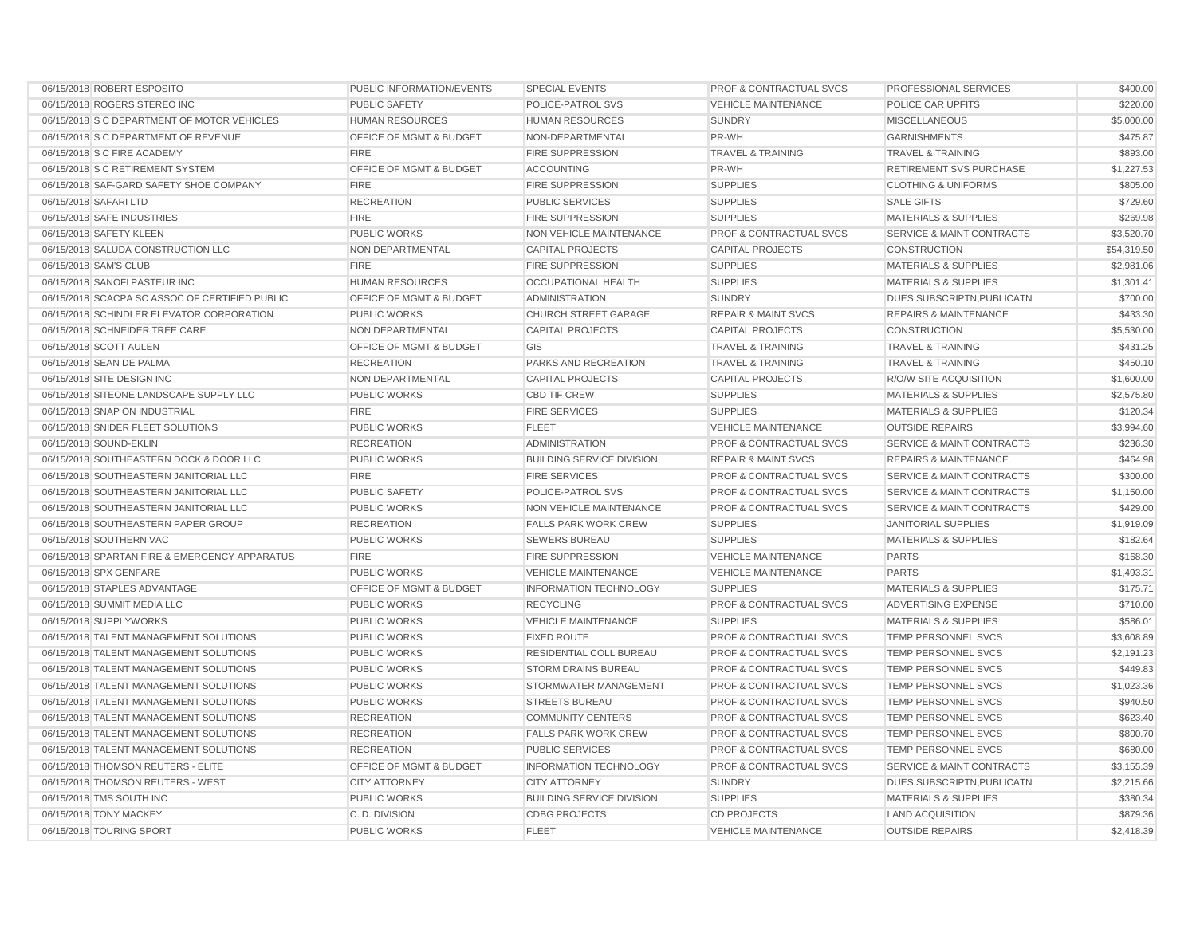| | | | | | | |
|---|---|---|---|---|---|---|
| 06/15/2018 | ROBERT ESPOSITO | PUBLIC INFORMATION/EVENTS | SPECIAL EVENTS | PROF & CONTRACTUAL SVCS | PROFESSIONAL SERVICES | $400.00 |
| 06/15/2018 | ROGERS STEREO INC | PUBLIC SAFETY | POLICE-PATROL SVS | VEHICLE MAINTENANCE | POLICE CAR UPFITS | $220.00 |
| 06/15/2018 | S C DEPARTMENT OF MOTOR VEHICLES | HUMAN RESOURCES | HUMAN RESOURCES | SUNDRY | MISCELLANEOUS | $5,000.00 |
| 06/15/2018 | S C DEPARTMENT OF REVENUE | OFFICE OF MGMT & BUDGET | NON-DEPARTMENTAL | PR-WH | GARNISHMENTS | $475.87 |
| 06/15/2018 | S C FIRE ACADEMY | FIRE | FIRE SUPPRESSION | TRAVEL & TRAINING | TRAVEL & TRAINING | $893.00 |
| 06/15/2018 | S C RETIREMENT SYSTEM | OFFICE OF MGMT & BUDGET | ACCOUNTING | PR-WH | RETIREMENT SVS PURCHASE | $1,227.53 |
| 06/15/2018 | SAF-GARD SAFETY SHOE COMPANY | FIRE | FIRE SUPPRESSION | SUPPLIES | CLOTHING & UNIFORMS | $805.00 |
| 06/15/2018 | SAFARI LTD | RECREATION | PUBLIC SERVICES | SUPPLIES | SALE GIFTS | $729.60 |
| 06/15/2018 | SAFE INDUSTRIES | FIRE | FIRE SUPPRESSION | SUPPLIES | MATERIALS & SUPPLIES | $269.98 |
| 06/15/2018 | SAFETY KLEEN | PUBLIC WORKS | NON VEHICLE MAINTENANCE | PROF & CONTRACTUAL SVCS | SERVICE & MAINT CONTRACTS | $3,520.70 |
| 06/15/2018 | SALUDA CONSTRUCTION LLC | NON DEPARTMENTAL | CAPITAL PROJECTS | CAPITAL PROJECTS | CONSTRUCTION | $54,319.50 |
| 06/15/2018 | SAM'S CLUB | FIRE | FIRE SUPPRESSION | SUPPLIES | MATERIALS & SUPPLIES | $2,981.06 |
| 06/15/2018 | SANOFI PASTEUR INC | HUMAN RESOURCES | OCCUPATIONAL HEALTH | SUPPLIES | MATERIALS & SUPPLIES | $1,301.41 |
| 06/15/2018 | SCACPA SC ASSOC OF CERTIFIED PUBLIC | OFFICE OF MGMT & BUDGET | ADMINISTRATION | SUNDRY | DUES,SUBSCRIPTN,PUBLICATN | $700.00 |
| 06/15/2018 | SCHINDLER ELEVATOR CORPORATION | PUBLIC WORKS | CHURCH STREET GARAGE | REPAIR & MAINT SVCS | REPAIRS & MAINTENANCE | $433.30 |
| 06/15/2018 | SCHNEIDER TREE CARE | NON DEPARTMENTAL | CAPITAL PROJECTS | CAPITAL PROJECTS | CONSTRUCTION | $5,530.00 |
| 06/15/2018 | SCOTT AULEN | OFFICE OF MGMT & BUDGET | GIS | TRAVEL & TRAINING | TRAVEL & TRAINING | $431.25 |
| 06/15/2018 | SEAN DE PALMA | RECREATION | PARKS AND RECREATION | TRAVEL & TRAINING | TRAVEL & TRAINING | $450.10 |
| 06/15/2018 | SITE DESIGN INC | NON DEPARTMENTAL | CAPITAL PROJECTS | CAPITAL PROJECTS | R/O/W SITE ACQUISITION | $1,600.00 |
| 06/15/2018 | SITEONE LANDSCAPE SUPPLY LLC | PUBLIC WORKS | CBD TIF CREW | SUPPLIES | MATERIALS & SUPPLIES | $2,575.80 |
| 06/15/2018 | SNAP ON INDUSTRIAL | FIRE | FIRE SERVICES | SUPPLIES | MATERIALS & SUPPLIES | $120.34 |
| 06/15/2018 | SNIDER FLEET SOLUTIONS | PUBLIC WORKS | FLEET | VEHICLE MAINTENANCE | OUTSIDE REPAIRS | $3,994.60 |
| 06/15/2018 | SOUND-EKLIN | RECREATION | ADMINISTRATION | PROF & CONTRACTUAL SVCS | SERVICE & MAINT CONTRACTS | $236.30 |
| 06/15/2018 | SOUTHEASTERN DOCK & DOOR LLC | PUBLIC WORKS | BUILDING SERVICE DIVISION | REPAIR & MAINT SVCS | REPAIRS & MAINTENANCE | $464.98 |
| 06/15/2018 | SOUTHEASTERN JANITORIAL LLC | FIRE | FIRE SERVICES | PROF & CONTRACTUAL SVCS | SERVICE & MAINT CONTRACTS | $300.00 |
| 06/15/2018 | SOUTHEASTERN JANITORIAL LLC | PUBLIC SAFETY | POLICE-PATROL SVS | PROF & CONTRACTUAL SVCS | SERVICE & MAINT CONTRACTS | $1,150.00 |
| 06/15/2018 | SOUTHEASTERN JANITORIAL LLC | PUBLIC WORKS | NON VEHICLE MAINTENANCE | PROF & CONTRACTUAL SVCS | SERVICE & MAINT CONTRACTS | $429.00 |
| 06/15/2018 | SOUTHEASTERN PAPER GROUP | RECREATION | FALLS PARK WORK CREW | SUPPLIES | JANITORIAL SUPPLIES | $1,919.09 |
| 06/15/2018 | SOUTHERN VAC | PUBLIC WORKS | SEWERS BUREAU | SUPPLIES | MATERIALS & SUPPLIES | $182.64 |
| 06/15/2018 | SPARTAN FIRE & EMERGENCY APPARATUS | FIRE | FIRE SUPPRESSION | VEHICLE MAINTENANCE | PARTS | $168.30 |
| 06/15/2018 | SPX GENFARE | PUBLIC WORKS | VEHICLE MAINTENANCE | VEHICLE MAINTENANCE | PARTS | $1,493.31 |
| 06/15/2018 | STAPLES ADVANTAGE | OFFICE OF MGMT & BUDGET | INFORMATION TECHNOLOGY | SUPPLIES | MATERIALS & SUPPLIES | $175.71 |
| 06/15/2018 | SUMMIT MEDIA LLC | PUBLIC WORKS | RECYCLING | PROF & CONTRACTUAL SVCS | ADVERTISING EXPENSE | $710.00 |
| 06/15/2018 | SUPPLYWORKS | PUBLIC WORKS | VEHICLE MAINTENANCE | SUPPLIES | MATERIALS & SUPPLIES | $586.01 |
| 06/15/2018 | TALENT MANAGEMENT SOLUTIONS | PUBLIC WORKS | FIXED ROUTE | PROF & CONTRACTUAL SVCS | TEMP PERSONNEL SVCS | $3,608.89 |
| 06/15/2018 | TALENT MANAGEMENT SOLUTIONS | PUBLIC WORKS | RESIDENTIAL COLL BUREAU | PROF & CONTRACTUAL SVCS | TEMP PERSONNEL SVCS | $2,191.23 |
| 06/15/2018 | TALENT MANAGEMENT SOLUTIONS | PUBLIC WORKS | STORM DRAINS BUREAU | PROF & CONTRACTUAL SVCS | TEMP PERSONNEL SVCS | $449.83 |
| 06/15/2018 | TALENT MANAGEMENT SOLUTIONS | PUBLIC WORKS | STORMWATER MANAGEMENT | PROF & CONTRACTUAL SVCS | TEMP PERSONNEL SVCS | $1,023.36 |
| 06/15/2018 | TALENT MANAGEMENT SOLUTIONS | PUBLIC WORKS | STREETS BUREAU | PROF & CONTRACTUAL SVCS | TEMP PERSONNEL SVCS | $940.50 |
| 06/15/2018 | TALENT MANAGEMENT SOLUTIONS | RECREATION | COMMUNITY CENTERS | PROF & CONTRACTUAL SVCS | TEMP PERSONNEL SVCS | $623.40 |
| 06/15/2018 | TALENT MANAGEMENT SOLUTIONS | RECREATION | FALLS PARK WORK CREW | PROF & CONTRACTUAL SVCS | TEMP PERSONNEL SVCS | $800.70 |
| 06/15/2018 | TALENT MANAGEMENT SOLUTIONS | RECREATION | PUBLIC SERVICES | PROF & CONTRACTUAL SVCS | TEMP PERSONNEL SVCS | $680.00 |
| 06/15/2018 | THOMSON REUTERS - ELITE | OFFICE OF MGMT & BUDGET | INFORMATION TECHNOLOGY | PROF & CONTRACTUAL SVCS | SERVICE & MAINT CONTRACTS | $3,155.39 |
| 06/15/2018 | THOMSON REUTERS - WEST | CITY ATTORNEY | CITY ATTORNEY | SUNDRY | DUES,SUBSCRIPTN,PUBLICATN | $2,215.66 |
| 06/15/2018 | TMS SOUTH INC | PUBLIC WORKS | BUILDING SERVICE DIVISION | SUPPLIES | MATERIALS & SUPPLIES | $380.34 |
| 06/15/2018 | TONY MACKEY | C. D. DIVISION | CDBG PROJECTS | CD PROJECTS | LAND ACQUISITION | $879.36 |
| 06/15/2018 | TOURING SPORT | PUBLIC WORKS | FLEET | VEHICLE MAINTENANCE | OUTSIDE REPAIRS | $2,418.39 |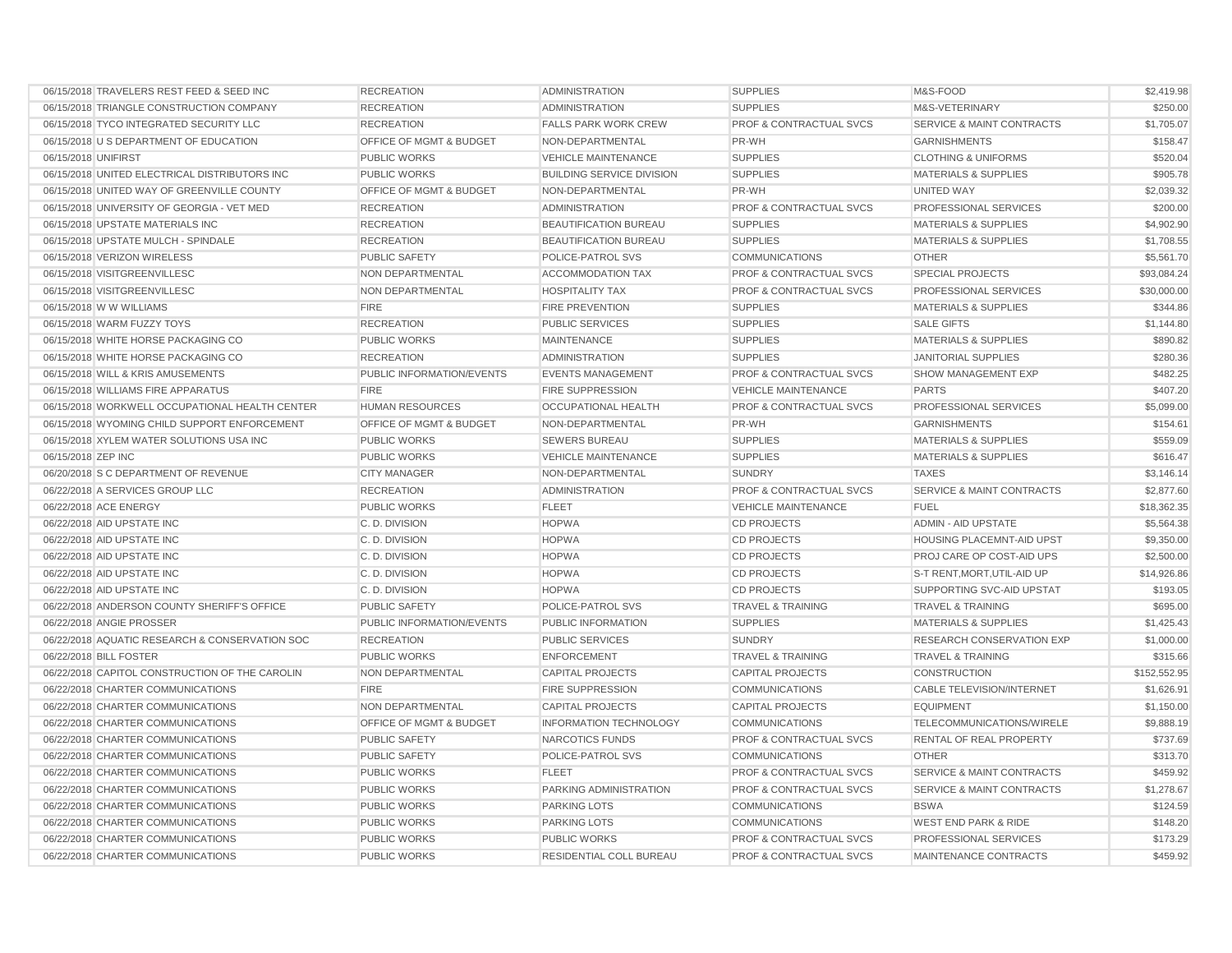| | | | | | | |
|---|---|---|---|---|---|---|
| 06/15/2018 | TRAVELERS REST FEED & SEED INC | RECREATION | ADMINISTRATION | SUPPLIES | M&S-FOOD | $2,419.98 |
| 06/15/2018 | TRIANGLE CONSTRUCTION COMPANY | RECREATION | ADMINISTRATION | SUPPLIES | M&S-VETERINARY | $250.00 |
| 06/15/2018 | TYCO INTEGRATED SECURITY LLC | RECREATION | FALLS PARK WORK CREW | PROF & CONTRACTUAL SVCS | SERVICE & MAINT CONTRACTS | $1,705.07 |
| 06/15/2018 | U S DEPARTMENT OF EDUCATION | OFFICE OF MGMT & BUDGET | NON-DEPARTMENTAL | PR-WH | GARNISHMENTS | $158.47 |
| 06/15/2018 | UNIFIRST | PUBLIC WORKS | VEHICLE MAINTENANCE | SUPPLIES | CLOTHING & UNIFORMS | $520.04 |
| 06/15/2018 | UNITED ELECTRICAL DISTRIBUTORS INC | PUBLIC WORKS | BUILDING SERVICE DIVISION | SUPPLIES | MATERIALS & SUPPLIES | $905.78 |
| 06/15/2018 | UNITED WAY OF GREENVILLE COUNTY | OFFICE OF MGMT & BUDGET | NON-DEPARTMENTAL | PR-WH | UNITED WAY | $2,039.32 |
| 06/15/2018 | UNIVERSITY OF GEORGIA - VET MED | RECREATION | ADMINISTRATION | PROF & CONTRACTUAL SVCS | PROFESSIONAL SERVICES | $200.00 |
| 06/15/2018 | UPSTATE MATERIALS INC | RECREATION | BEAUTIFICATION BUREAU | SUPPLIES | MATERIALS & SUPPLIES | $4,902.90 |
| 06/15/2018 | UPSTATE MULCH - SPINDALE | RECREATION | BEAUTIFICATION BUREAU | SUPPLIES | MATERIALS & SUPPLIES | $1,708.55 |
| 06/15/2018 | VERIZON WIRELESS | PUBLIC SAFETY | POLICE-PATROL SVS | COMMUNICATIONS | OTHER | $5,561.70 |
| 06/15/2018 | VISITGREENVILLESC | NON DEPARTMENTAL | ACCOMMODATION TAX | PROF & CONTRACTUAL SVCS | SPECIAL PROJECTS | $93,084.24 |
| 06/15/2018 | VISITGREENVILLESC | NON DEPARTMENTAL | HOSPITALITY TAX | PROF & CONTRACTUAL SVCS | PROFESSIONAL SERVICES | $30,000.00 |
| 06/15/2018 | W W WILLIAMS | FIRE | FIRE PREVENTION | SUPPLIES | MATERIALS & SUPPLIES | $344.86 |
| 06/15/2018 | WARM FUZZY TOYS | RECREATION | PUBLIC SERVICES | SUPPLIES | SALE GIFTS | $1,144.80 |
| 06/15/2018 | WHITE HORSE PACKAGING CO | PUBLIC WORKS | MAINTENANCE | SUPPLIES | MATERIALS & SUPPLIES | $890.82 |
| 06/15/2018 | WHITE HORSE PACKAGING CO | RECREATION | ADMINISTRATION | SUPPLIES | JANITORIAL SUPPLIES | $280.36 |
| 06/15/2018 | WILL & KRIS AMUSEMENTS | PUBLIC INFORMATION/EVENTS | EVENTS MANAGEMENT | PROF & CONTRACTUAL SVCS | SHOW MANAGEMENT EXP | $482.25 |
| 06/15/2018 | WILLIAMS FIRE APPARATUS | FIRE | FIRE SUPPRESSION | VEHICLE MAINTENANCE | PARTS | $407.20 |
| 06/15/2018 | WORKWELL OCCUPATIONAL HEALTH CENTER | HUMAN RESOURCES | OCCUPATIONAL HEALTH | PROF & CONTRACTUAL SVCS | PROFESSIONAL SERVICES | $5,099.00 |
| 06/15/2018 | WYOMING CHILD SUPPORT ENFORCEMENT | OFFICE OF MGMT & BUDGET | NON-DEPARTMENTAL | PR-WH | GARNISHMENTS | $154.61 |
| 06/15/2018 | XYLEM WATER SOLUTIONS USA INC | PUBLIC WORKS | SEWERS BUREAU | SUPPLIES | MATERIALS & SUPPLIES | $559.09 |
| 06/15/2018 | ZEP INC | PUBLIC WORKS | VEHICLE MAINTENANCE | SUPPLIES | MATERIALS & SUPPLIES | $616.47 |
| 06/20/2018 | S C DEPARTMENT OF REVENUE | CITY MANAGER | NON-DEPARTMENTAL | SUNDRY | TAXES | $3,146.14 |
| 06/22/2018 | A SERVICES GROUP LLC | RECREATION | ADMINISTRATION | PROF & CONTRACTUAL SVCS | SERVICE & MAINT CONTRACTS | $2,877.60 |
| 06/22/2018 | ACE ENERGY | PUBLIC WORKS | FLEET | VEHICLE MAINTENANCE | FUEL | $18,362.35 |
| 06/22/2018 | AID UPSTATE INC | C. D. DIVISION | HOPWA | CD PROJECTS | ADMIN - AID UPSTATE | $5,564.38 |
| 06/22/2018 | AID UPSTATE INC | C. D. DIVISION | HOPWA | CD PROJECTS | HOUSING PLACEMNT-AID UPST | $9,350.00 |
| 06/22/2018 | AID UPSTATE INC | C. D. DIVISION | HOPWA | CD PROJECTS | PROJ CARE OP COST-AID UPS | $2,500.00 |
| 06/22/2018 | AID UPSTATE INC | C. D. DIVISION | HOPWA | CD PROJECTS | S-T RENT,MORT,UTIL-AID UP | $14,926.86 |
| 06/22/2018 | AID UPSTATE INC | C. D. DIVISION | HOPWA | CD PROJECTS | SUPPORTING SVC-AID UPSTAT | $193.05 |
| 06/22/2018 | ANDERSON COUNTY SHERIFF'S OFFICE | PUBLIC SAFETY | POLICE-PATROL SVS | TRAVEL & TRAINING | TRAVEL & TRAINING | $695.00 |
| 06/22/2018 | ANGIE PROSSER | PUBLIC INFORMATION/EVENTS | PUBLIC INFORMATION | SUPPLIES | MATERIALS & SUPPLIES | $1,425.43 |
| 06/22/2018 | AQUATIC RESEARCH & CONSERVATION SOC | RECREATION | PUBLIC SERVICES | SUNDRY | RESEARCH CONSERVATION EXP | $1,000.00 |
| 06/22/2018 | BILL FOSTER | PUBLIC WORKS | ENFORCEMENT | TRAVEL & TRAINING | TRAVEL & TRAINING | $315.66 |
| 06/22/2018 | CAPITOL CONSTRUCTION OF THE CAROLIN | NON DEPARTMENTAL | CAPITAL PROJECTS | CAPITAL PROJECTS | CONSTRUCTION | $152,552.95 |
| 06/22/2018 | CHARTER COMMUNICATIONS | FIRE | FIRE SUPPRESSION | COMMUNICATIONS | CABLE TELEVISION/INTERNET | $1,626.91 |
| 06/22/2018 | CHARTER COMMUNICATIONS | NON DEPARTMENTAL | CAPITAL PROJECTS | CAPITAL PROJECTS | EQUIPMENT | $1,150.00 |
| 06/22/2018 | CHARTER COMMUNICATIONS | OFFICE OF MGMT & BUDGET | INFORMATION TECHNOLOGY | COMMUNICATIONS | TELECOMMUNICATIONS/WIRELE | $9,888.19 |
| 06/22/2018 | CHARTER COMMUNICATIONS | PUBLIC SAFETY | NARCOTICS FUNDS | PROF & CONTRACTUAL SVCS | RENTAL OF REAL PROPERTY | $737.69 |
| 06/22/2018 | CHARTER COMMUNICATIONS | PUBLIC SAFETY | POLICE-PATROL SVS | COMMUNICATIONS | OTHER | $313.70 |
| 06/22/2018 | CHARTER COMMUNICATIONS | PUBLIC WORKS | FLEET | PROF & CONTRACTUAL SVCS | SERVICE & MAINT CONTRACTS | $459.92 |
| 06/22/2018 | CHARTER COMMUNICATIONS | PUBLIC WORKS | PARKING ADMINISTRATION | PROF & CONTRACTUAL SVCS | SERVICE & MAINT CONTRACTS | $1,278.67 |
| 06/22/2018 | CHARTER COMMUNICATIONS | PUBLIC WORKS | PARKING LOTS | COMMUNICATIONS | BSWA | $124.59 |
| 06/22/2018 | CHARTER COMMUNICATIONS | PUBLIC WORKS | PARKING LOTS | COMMUNICATIONS | WEST END PARK & RIDE | $148.20 |
| 06/22/2018 | CHARTER COMMUNICATIONS | PUBLIC WORKS | PUBLIC WORKS | PROF & CONTRACTUAL SVCS | PROFESSIONAL SERVICES | $173.29 |
| 06/22/2018 | CHARTER COMMUNICATIONS | PUBLIC WORKS | RESIDENTIAL COLL BUREAU | PROF & CONTRACTUAL SVCS | MAINTENANCE CONTRACTS | $459.92 |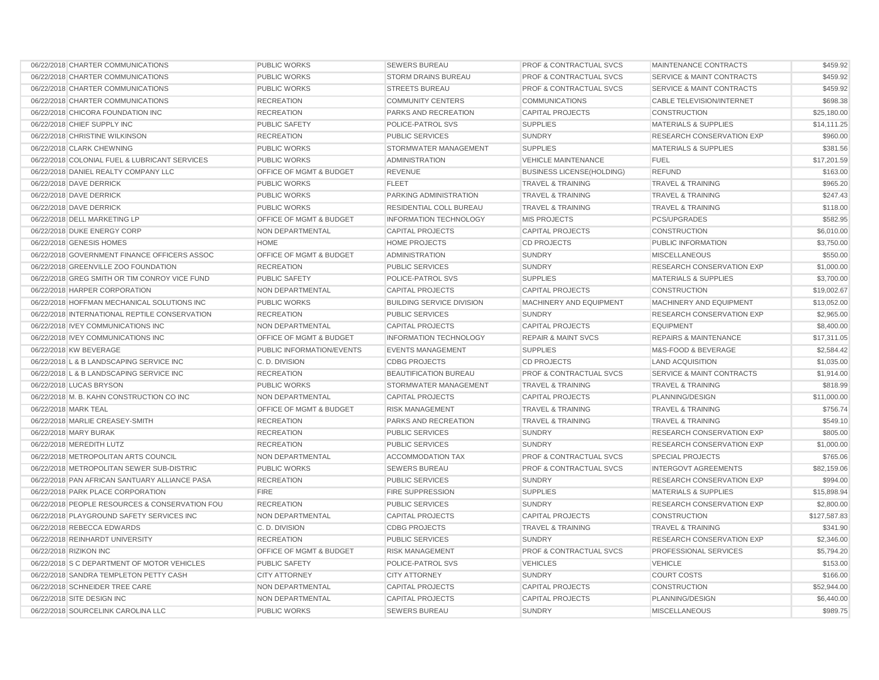| | | | | | | |
|---|---|---|---|---|---|---|
| 06/22/2018 | CHARTER COMMUNICATIONS | PUBLIC WORKS | SEWERS BUREAU | PROF & CONTRACTUAL SVCS | MAINTENANCE CONTRACTS | $459.92 |
| 06/22/2018 | CHARTER COMMUNICATIONS | PUBLIC WORKS | STORM DRAINS BUREAU | PROF & CONTRACTUAL SVCS | SERVICE & MAINT CONTRACTS | $459.92 |
| 06/22/2018 | CHARTER COMMUNICATIONS | PUBLIC WORKS | STREETS BUREAU | PROF & CONTRACTUAL SVCS | SERVICE & MAINT CONTRACTS | $459.92 |
| 06/22/2018 | CHARTER COMMUNICATIONS | RECREATION | COMMUNITY CENTERS | COMMUNICATIONS | CABLE TELEVISION/INTERNET | $698.38 |
| 06/22/2018 | CHICORA FOUNDATION INC | RECREATION | PARKS AND RECREATION | CAPITAL PROJECTS | CONSTRUCTION | $25,180.00 |
| 06/22/2018 | CHIEF SUPPLY INC | PUBLIC SAFETY | POLICE-PATROL SVS | SUPPLIES | MATERIALS & SUPPLIES | $14,111.25 |
| 06/22/2018 | CHRISTINE WILKINSON | RECREATION | PUBLIC SERVICES | SUNDRY | RESEARCH CONSERVATION EXP | $960.00 |
| 06/22/2018 | CLARK CHEWNING | PUBLIC WORKS | STORMWATER MANAGEMENT | SUPPLIES | MATERIALS & SUPPLIES | $381.56 |
| 06/22/2018 | COLONIAL FUEL & LUBRICANT SERVICES | PUBLIC WORKS | ADMINISTRATION | VEHICLE MAINTENANCE | FUEL | $17,201.59 |
| 06/22/2018 | DANIEL REALTY COMPANY LLC | OFFICE OF MGMT & BUDGET | REVENUE | BUSINESS LICENSE(HOLDING) | REFUND | $163.00 |
| 06/22/2018 | DAVE DERRICK | PUBLIC WORKS | FLEET | TRAVEL & TRAINING | TRAVEL & TRAINING | $965.20 |
| 06/22/2018 | DAVE DERRICK | PUBLIC WORKS | PARKING ADMINISTRATION | TRAVEL & TRAINING | TRAVEL & TRAINING | $247.43 |
| 06/22/2018 | DAVE DERRICK | PUBLIC WORKS | RESIDENTIAL COLL BUREAU | TRAVEL & TRAINING | TRAVEL & TRAINING | $118.00 |
| 06/22/2018 | DELL MARKETING LP | OFFICE OF MGMT & BUDGET | INFORMATION TECHNOLOGY | MIS PROJECTS | PCS/UPGRADES | $582.95 |
| 06/22/2018 | DUKE ENERGY CORP | NON DEPARTMENTAL | CAPITAL PROJECTS | CAPITAL PROJECTS | CONSTRUCTION | $6,010.00 |
| 06/22/2018 | GENESIS HOMES | HOME | HOME PROJECTS | CD PROJECTS | PUBLIC INFORMATION | $3,750.00 |
| 06/22/2018 | GOVERNMENT FINANCE OFFICERS ASSOC | OFFICE OF MGMT & BUDGET | ADMINISTRATION | SUNDRY | MISCELLANEOUS | $550.00 |
| 06/22/2018 | GREENVILLE ZOO FOUNDATION | RECREATION | PUBLIC SERVICES | SUNDRY | RESEARCH CONSERVATION EXP | $1,000.00 |
| 06/22/2018 | GREG SMITH OR TIM CONROY VICE FUND | PUBLIC SAFETY | POLICE-PATROL SVS | SUPPLIES | MATERIALS & SUPPLIES | $3,700.00 |
| 06/22/2018 | HARPER CORPORATION | NON DEPARTMENTAL | CAPITAL PROJECTS | CAPITAL PROJECTS | CONSTRUCTION | $19,002.67 |
| 06/22/2018 | HOFFMAN MECHANICAL SOLUTIONS INC | PUBLIC WORKS | BUILDING SERVICE DIVISION | MACHINERY AND EQUIPMENT | MACHINERY AND EQUIPMENT | $13,052.00 |
| 06/22/2018 | INTERNATIONAL REPTILE CONSERVATION | RECREATION | PUBLIC SERVICES | SUNDRY | RESEARCH CONSERVATION EXP | $2,965.00 |
| 06/22/2018 | IVEY COMMUNICATIONS INC | NON DEPARTMENTAL | CAPITAL PROJECTS | CAPITAL PROJECTS | EQUIPMENT | $8,400.00 |
| 06/22/2018 | IVEY COMMUNICATIONS INC | OFFICE OF MGMT & BUDGET | INFORMATION TECHNOLOGY | REPAIR & MAINT SVCS | REPAIRS & MAINTENANCE | $17,311.05 |
| 06/22/2018 | KW BEVERAGE | PUBLIC INFORMATION/EVENTS | EVENTS MANAGEMENT | SUPPLIES | M&S-FOOD & BEVERAGE | $2,584.42 |
| 06/22/2018 | L & B LANDSCAPING SERVICE INC | C. D. DIVISION | CDBG PROJECTS | CD PROJECTS | LAND ACQUISITION | $1,035.00 |
| 06/22/2018 | L & B LANDSCAPING SERVICE INC | RECREATION | BEAUTIFICATION BUREAU | PROF & CONTRACTUAL SVCS | SERVICE & MAINT CONTRACTS | $1,914.00 |
| 06/22/2018 | LUCAS BRYSON | PUBLIC WORKS | STORMWATER MANAGEMENT | TRAVEL & TRAINING | TRAVEL & TRAINING | $818.99 |
| 06/22/2018 | M. B. KAHN CONSTRUCTION CO INC | NON DEPARTMENTAL | CAPITAL PROJECTS | CAPITAL PROJECTS | PLANNING/DESIGN | $11,000.00 |
| 06/22/2018 | MARK TEAL | OFFICE OF MGMT & BUDGET | RISK MANAGEMENT | TRAVEL & TRAINING | TRAVEL & TRAINING | $756.74 |
| 06/22/2018 | MARLIE CREASEY-SMITH | RECREATION | PARKS AND RECREATION | TRAVEL & TRAINING | TRAVEL & TRAINING | $549.10 |
| 06/22/2018 | MARY BURAK | RECREATION | PUBLIC SERVICES | SUNDRY | RESEARCH CONSERVATION EXP | $805.00 |
| 06/22/2018 | MEREDITH LUTZ | RECREATION | PUBLIC SERVICES | SUNDRY | RESEARCH CONSERVATION EXP | $1,000.00 |
| 06/22/2018 | METROPOLITAN ARTS COUNCIL | NON DEPARTMENTAL | ACCOMMODATION TAX | PROF & CONTRACTUAL SVCS | SPECIAL PROJECTS | $765.06 |
| 06/22/2018 | METROPOLITAN SEWER SUB-DISTRIC | PUBLIC WORKS | SEWERS BUREAU | PROF & CONTRACTUAL SVCS | INTERGOVT AGREEMENTS | $82,159.06 |
| 06/22/2018 | PAN AFRICAN SANTUARY ALLIANCE PASA | RECREATION | PUBLIC SERVICES | SUNDRY | RESEARCH CONSERVATION EXP | $994.00 |
| 06/22/2018 | PARK PLACE CORPORATION | FIRE | FIRE SUPPRESSION | SUPPLIES | MATERIALS & SUPPLIES | $15,898.94 |
| 06/22/2018 | PEOPLE RESOURCES & CONSERVATION FOU | RECREATION | PUBLIC SERVICES | SUNDRY | RESEARCH CONSERVATION EXP | $2,800.00 |
| 06/22/2018 | PLAYGROUND SAFETY SERVICES INC | NON DEPARTMENTAL | CAPITAL PROJECTS | CAPITAL PROJECTS | CONSTRUCTION | $127,587.83 |
| 06/22/2018 | REBECCA EDWARDS | C. D. DIVISION | CDBG PROJECTS | TRAVEL & TRAINING | TRAVEL & TRAINING | $341.90 |
| 06/22/2018 | REINHARDT UNIVERSITY | RECREATION | PUBLIC SERVICES | SUNDRY | RESEARCH CONSERVATION EXP | $2,346.00 |
| 06/22/2018 | RIZIKON INC | OFFICE OF MGMT & BUDGET | RISK MANAGEMENT | PROF & CONTRACTUAL SVCS | PROFESSIONAL SERVICES | $5,794.20 |
| 06/22/2018 | S C DEPARTMENT OF MOTOR VEHICLES | PUBLIC SAFETY | POLICE-PATROL SVS | VEHICLES | VEHICLE | $153.00 |
| 06/22/2018 | SANDRA TEMPLETON PETTY CASH | CITY ATTORNEY | CITY ATTORNEY | SUNDRY | COURT COSTS | $166.00 |
| 06/22/2018 | SCHNEIDER TREE CARE | NON DEPARTMENTAL | CAPITAL PROJECTS | CAPITAL PROJECTS | CONSTRUCTION | $52,944.00 |
| 06/22/2018 | SITE DESIGN INC | NON DEPARTMENTAL | CAPITAL PROJECTS | CAPITAL PROJECTS | PLANNING/DESIGN | $6,440.00 |
| 06/22/2018 | SOURCELINK CAROLINA LLC | PUBLIC WORKS | SEWERS BUREAU | SUNDRY | MISCELLANEOUS | $989.75 |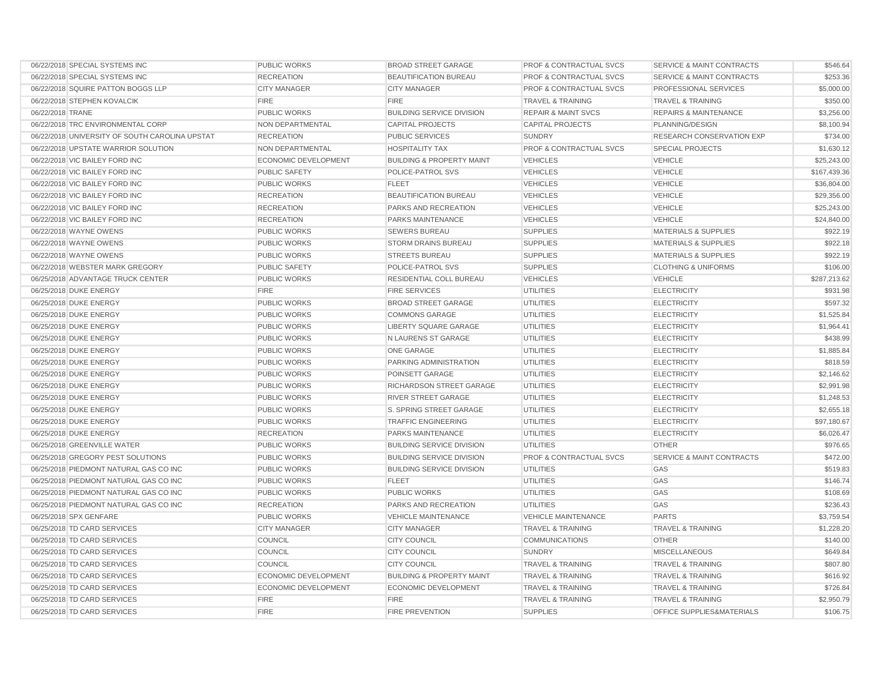| | | | | | | |
|---|---|---|---|---|---|---|
| 06/22/2018 | SPECIAL SYSTEMS INC | PUBLIC WORKS | BROAD STREET GARAGE | PROF & CONTRACTUAL SVCS | SERVICE & MAINT CONTRACTS | $546.64 |
| 06/22/2018 | SPECIAL SYSTEMS INC | RECREATION | BEAUTIFICATION BUREAU | PROF & CONTRACTUAL SVCS | SERVICE & MAINT CONTRACTS | $253.36 |
| 06/22/2018 | SQUIRE PATTON BOGGS LLP | CITY MANAGER | CITY MANAGER | PROF & CONTRACTUAL SVCS | PROFESSIONAL SERVICES | $5,000.00 |
| 06/22/2018 | STEPHEN KOVALCIK | FIRE | FIRE | TRAVEL & TRAINING | TRAVEL & TRAINING | $350.00 |
| 06/22/2018 | TRANE | PUBLIC WORKS | BUILDING SERVICE DIVISION | REPAIR & MAINT SVCS | REPAIRS & MAINTENANCE | $3,256.00 |
| 06/22/2018 | TRC ENVIRONMENTAL CORP | NON DEPARTMENTAL | CAPITAL PROJECTS | CAPITAL PROJECTS | PLANNING/DESIGN | $8,100.94 |
| 06/22/2018 | UNIVERSITY OF SOUTH CAROLINA UPSTAT | RECREATION | PUBLIC SERVICES | SUNDRY | RESEARCH CONSERVATION EXP | $734.00 |
| 06/22/2018 | UPSTATE WARRIOR SOLUTION | NON DEPARTMENTAL | HOSPITALITY TAX | PROF & CONTRACTUAL SVCS | SPECIAL PROJECTS | $1,630.12 |
| 06/22/2018 | VIC BAILEY FORD INC | ECONOMIC DEVELOPMENT | BUILDING & PROPERTY MAINT | VEHICLES | VEHICLE | $25,243.00 |
| 06/22/2018 | VIC BAILEY FORD INC | PUBLIC SAFETY | POLICE-PATROL SVS | VEHICLES | VEHICLE | $167,439.36 |
| 06/22/2018 | VIC BAILEY FORD INC | PUBLIC WORKS | FLEET | VEHICLES | VEHICLE | $36,804.00 |
| 06/22/2018 | VIC BAILEY FORD INC | RECREATION | BEAUTIFICATION BUREAU | VEHICLES | VEHICLE | $29,356.00 |
| 06/22/2018 | VIC BAILEY FORD INC | RECREATION | PARKS AND RECREATION | VEHICLES | VEHICLE | $25,243.00 |
| 06/22/2018 | VIC BAILEY FORD INC | RECREATION | PARKS MAINTENANCE | VEHICLES | VEHICLE | $24,840.00 |
| 06/22/2018 | WAYNE OWENS | PUBLIC WORKS | SEWERS BUREAU | SUPPLIES | MATERIALS & SUPPLIES | $922.19 |
| 06/22/2018 | WAYNE OWENS | PUBLIC WORKS | STORM DRAINS BUREAU | SUPPLIES | MATERIALS & SUPPLIES | $922.18 |
| 06/22/2018 | WAYNE OWENS | PUBLIC WORKS | STREETS BUREAU | SUPPLIES | MATERIALS & SUPPLIES | $922.19 |
| 06/22/2018 | WEBSTER MARK GREGORY | PUBLIC SAFETY | POLICE-PATROL SVS | SUPPLIES | CLOTHING & UNIFORMS | $106.00 |
| 06/25/2018 | ADVANTAGE TRUCK CENTER | PUBLIC WORKS | RESIDENTIAL COLL BUREAU | VEHICLES | VEHICLE | $287,213.62 |
| 06/25/2018 | DUKE ENERGY | FIRE | FIRE SERVICES | UTILITIES | ELECTRICITY | $931.98 |
| 06/25/2018 | DUKE ENERGY | PUBLIC WORKS | BROAD STREET GARAGE | UTILITIES | ELECTRICITY | $597.32 |
| 06/25/2018 | DUKE ENERGY | PUBLIC WORKS | COMMONS GARAGE | UTILITIES | ELECTRICITY | $1,525.84 |
| 06/25/2018 | DUKE ENERGY | PUBLIC WORKS | LIBERTY SQUARE GARAGE | UTILITIES | ELECTRICITY | $1,964.41 |
| 06/25/2018 | DUKE ENERGY | PUBLIC WORKS | N LAURENS ST GARAGE | UTILITIES | ELECTRICITY | $438.99 |
| 06/25/2018 | DUKE ENERGY | PUBLIC WORKS | ONE GARAGE | UTILITIES | ELECTRICITY | $1,885.84 |
| 06/25/2018 | DUKE ENERGY | PUBLIC WORKS | PARKING ADMINISTRATION | UTILITIES | ELECTRICITY | $818.59 |
| 06/25/2018 | DUKE ENERGY | PUBLIC WORKS | POINSETT GARAGE | UTILITIES | ELECTRICITY | $2,146.62 |
| 06/25/2018 | DUKE ENERGY | PUBLIC WORKS | RICHARDSON STREET GARAGE | UTILITIES | ELECTRICITY | $2,991.98 |
| 06/25/2018 | DUKE ENERGY | PUBLIC WORKS | RIVER STREET GARAGE | UTILITIES | ELECTRICITY | $1,248.53 |
| 06/25/2018 | DUKE ENERGY | PUBLIC WORKS | S. SPRING STREET GARAGE | UTILITIES | ELECTRICITY | $2,655.18 |
| 06/25/2018 | DUKE ENERGY | PUBLIC WORKS | TRAFFIC ENGINEERING | UTILITIES | ELECTRICITY | $97,180.67 |
| 06/25/2018 | DUKE ENERGY | RECREATION | PARKS MAINTENANCE | UTILITIES | ELECTRICITY | $6,026.47 |
| 06/25/2018 | GREENVILLE WATER | PUBLIC WORKS | BUILDING SERVICE DIVISION | UTILITIES | OTHER | $976.65 |
| 06/25/2018 | GREGORY PEST SOLUTIONS | PUBLIC WORKS | BUILDING SERVICE DIVISION | PROF & CONTRACTUAL SVCS | SERVICE & MAINT CONTRACTS | $472.00 |
| 06/25/2018 | PIEDMONT NATURAL GAS CO INC | PUBLIC WORKS | BUILDING SERVICE DIVISION | UTILITIES | GAS | $519.83 |
| 06/25/2018 | PIEDMONT NATURAL GAS CO INC | PUBLIC WORKS | FLEET | UTILITIES | GAS | $146.74 |
| 06/25/2018 | PIEDMONT NATURAL GAS CO INC | PUBLIC WORKS | PUBLIC WORKS | UTILITIES | GAS | $108.69 |
| 06/25/2018 | PIEDMONT NATURAL GAS CO INC | RECREATION | PARKS AND RECREATION | UTILITIES | GAS | $236.43 |
| 06/25/2018 | SPX GENFARE | PUBLIC WORKS | VEHICLE MAINTENANCE | VEHICLE MAINTENANCE | PARTS | $3,759.54 |
| 06/25/2018 | TD CARD SERVICES | CITY MANAGER | CITY MANAGER | TRAVEL & TRAINING | TRAVEL & TRAINING | $1,228.20 |
| 06/25/2018 | TD CARD SERVICES | COUNCIL | CITY COUNCIL | COMMUNICATIONS | OTHER | $140.00 |
| 06/25/2018 | TD CARD SERVICES | COUNCIL | CITY COUNCIL | SUNDRY | MISCELLANEOUS | $649.84 |
| 06/25/2018 | TD CARD SERVICES | COUNCIL | CITY COUNCIL | TRAVEL & TRAINING | TRAVEL & TRAINING | $807.80 |
| 06/25/2018 | TD CARD SERVICES | ECONOMIC DEVELOPMENT | BUILDING & PROPERTY MAINT | TRAVEL & TRAINING | TRAVEL & TRAINING | $616.92 |
| 06/25/2018 | TD CARD SERVICES | ECONOMIC DEVELOPMENT | ECONOMIC DEVELOPMENT | TRAVEL & TRAINING | TRAVEL & TRAINING | $726.84 |
| 06/25/2018 | TD CARD SERVICES | FIRE | FIRE | TRAVEL & TRAINING | TRAVEL & TRAINING | $2,950.79 |
| 06/25/2018 | TD CARD SERVICES | FIRE | FIRE PREVENTION | SUPPLIES | OFFICE SUPPLIES&MATERIALS | $106.75 |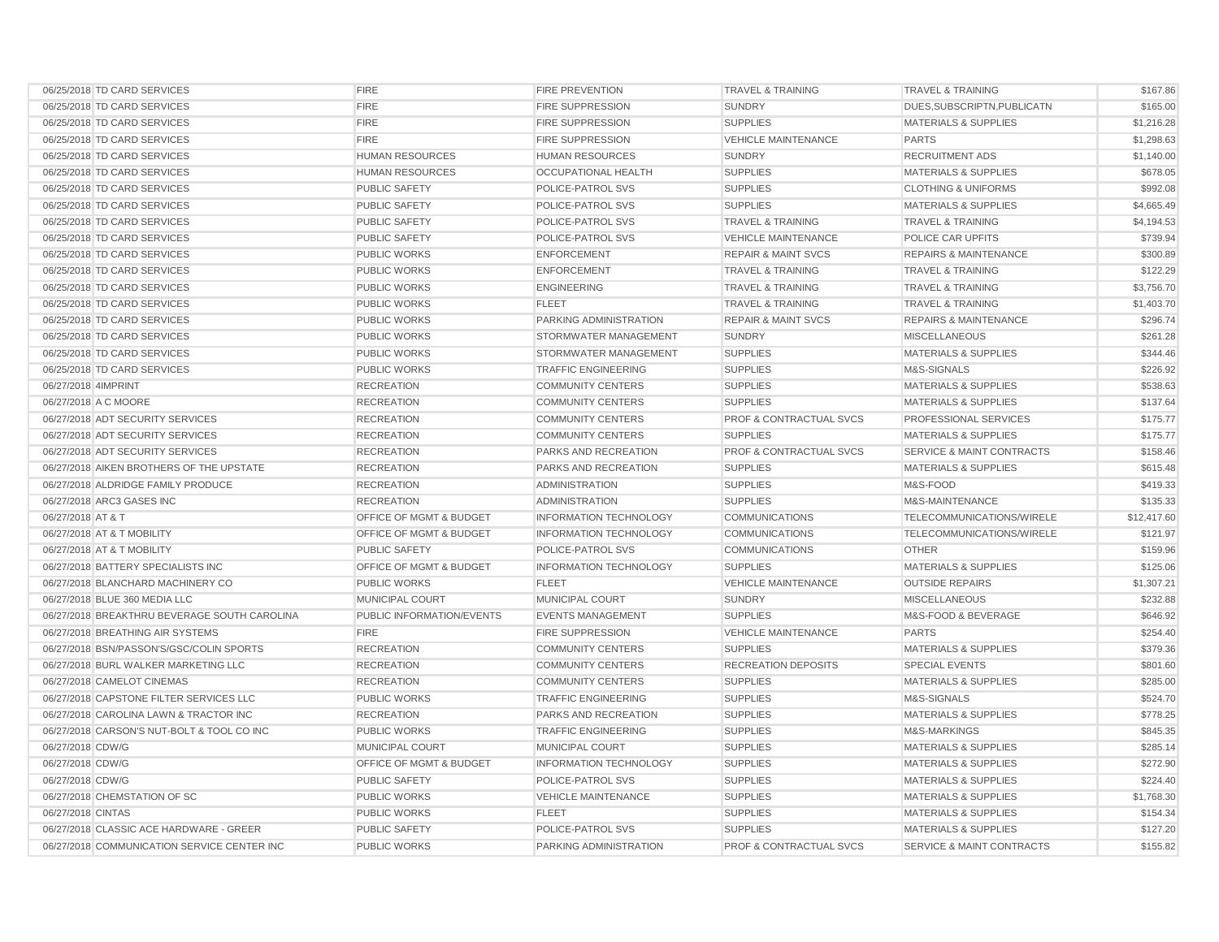| | | | | | | |
|---|---|---|---|---|---|---|
| 06/25/2018 | TD CARD SERVICES | FIRE | FIRE PREVENTION | TRAVEL & TRAINING | TRAVEL & TRAINING | $167.86 |
| 06/25/2018 | TD CARD SERVICES | FIRE | FIRE SUPPRESSION | SUNDRY | DUES,SUBSCRIPTN,PUBLICATN | $165.00 |
| 06/25/2018 | TD CARD SERVICES | FIRE | FIRE SUPPRESSION | SUPPLIES | MATERIALS & SUPPLIES | $1,216.28 |
| 06/25/2018 | TD CARD SERVICES | FIRE | FIRE SUPPRESSION | VEHICLE MAINTENANCE | PARTS | $1,298.63 |
| 06/25/2018 | TD CARD SERVICES | HUMAN RESOURCES | HUMAN RESOURCES | SUNDRY | RECRUITMENT ADS | $1,140.00 |
| 06/25/2018 | TD CARD SERVICES | HUMAN RESOURCES | OCCUPATIONAL HEALTH | SUPPLIES | MATERIALS & SUPPLIES | $678.05 |
| 06/25/2018 | TD CARD SERVICES | PUBLIC SAFETY | POLICE-PATROL SVS | SUPPLIES | CLOTHING & UNIFORMS | $992.08 |
| 06/25/2018 | TD CARD SERVICES | PUBLIC SAFETY | POLICE-PATROL SVS | SUPPLIES | MATERIALS & SUPPLIES | $4,665.49 |
| 06/25/2018 | TD CARD SERVICES | PUBLIC SAFETY | POLICE-PATROL SVS | TRAVEL & TRAINING | TRAVEL & TRAINING | $4,194.53 |
| 06/25/2018 | TD CARD SERVICES | PUBLIC SAFETY | POLICE-PATROL SVS | VEHICLE MAINTENANCE | POLICE CAR UPFITS | $739.94 |
| 06/25/2018 | TD CARD SERVICES | PUBLIC WORKS | ENFORCEMENT | REPAIR & MAINT SVCS | REPAIRS & MAINTENANCE | $300.89 |
| 06/25/2018 | TD CARD SERVICES | PUBLIC WORKS | ENFORCEMENT | TRAVEL & TRAINING | TRAVEL & TRAINING | $122.29 |
| 06/25/2018 | TD CARD SERVICES | PUBLIC WORKS | ENGINEERING | TRAVEL & TRAINING | TRAVEL & TRAINING | $3,756.70 |
| 06/25/2018 | TD CARD SERVICES | PUBLIC WORKS | FLEET | TRAVEL & TRAINING | TRAVEL & TRAINING | $1,403.70 |
| 06/25/2018 | TD CARD SERVICES | PUBLIC WORKS | PARKING ADMINISTRATION | REPAIR & MAINT SVCS | REPAIRS & MAINTENANCE | $296.74 |
| 06/25/2018 | TD CARD SERVICES | PUBLIC WORKS | STORMWATER MANAGEMENT | SUNDRY | MISCELLANEOUS | $261.28 |
| 06/25/2018 | TD CARD SERVICES | PUBLIC WORKS | STORMWATER MANAGEMENT | SUPPLIES | MATERIALS & SUPPLIES | $344.46 |
| 06/25/2018 | TD CARD SERVICES | PUBLIC WORKS | TRAFFIC ENGINEERING | SUPPLIES | M&S-SIGNALS | $226.92 |
| 06/27/2018 | 4IMPRINT | RECREATION | COMMUNITY CENTERS | SUPPLIES | MATERIALS & SUPPLIES | $538.63 |
| 06/27/2018 | A C MOORE | RECREATION | COMMUNITY CENTERS | SUPPLIES | MATERIALS & SUPPLIES | $137.64 |
| 06/27/2018 | ADT SECURITY SERVICES | RECREATION | COMMUNITY CENTERS | PROF & CONTRACTUAL SVCS | PROFESSIONAL SERVICES | $175.77 |
| 06/27/2018 | ADT SECURITY SERVICES | RECREATION | COMMUNITY CENTERS | SUPPLIES | MATERIALS & SUPPLIES | $175.77 |
| 06/27/2018 | ADT SECURITY SERVICES | RECREATION | PARKS AND RECREATION | PROF & CONTRACTUAL SVCS | SERVICE & MAINT CONTRACTS | $158.46 |
| 06/27/2018 | AIKEN BROTHERS OF THE UPSTATE | RECREATION | PARKS AND RECREATION | SUPPLIES | MATERIALS & SUPPLIES | $615.48 |
| 06/27/2018 | ALDRIDGE FAMILY PRODUCE | RECREATION | ADMINISTRATION | SUPPLIES | M&S-FOOD | $419.33 |
| 06/27/2018 | ARC3 GASES INC | RECREATION | ADMINISTRATION | SUPPLIES | M&S-MAINTENANCE | $135.33 |
| 06/27/2018 | AT & T | OFFICE OF MGMT & BUDGET | INFORMATION TECHNOLOGY | COMMUNICATIONS | TELECOMMUNICATIONS/WIRELE | $12,417.60 |
| 06/27/2018 | AT & T MOBILITY | OFFICE OF MGMT & BUDGET | INFORMATION TECHNOLOGY | COMMUNICATIONS | TELECOMMUNICATIONS/WIRELE | $121.97 |
| 06/27/2018 | AT & T MOBILITY | PUBLIC SAFETY | POLICE-PATROL SVS | COMMUNICATIONS | OTHER | $159.96 |
| 06/27/2018 | BATTERY SPECIALISTS INC | OFFICE OF MGMT & BUDGET | INFORMATION TECHNOLOGY | SUPPLIES | MATERIALS & SUPPLIES | $125.06 |
| 06/27/2018 | BLANCHARD MACHINERY CO | PUBLIC WORKS | FLEET | VEHICLE MAINTENANCE | OUTSIDE REPAIRS | $1,307.21 |
| 06/27/2018 | BLUE 360 MEDIA LLC | MUNICIPAL COURT | MUNICIPAL COURT | SUNDRY | MISCELLANEOUS | $232.88 |
| 06/27/2018 | BREAKTHRU BEVERAGE SOUTH CAROLINA | PUBLIC INFORMATION/EVENTS | EVENTS MANAGEMENT | SUPPLIES | M&S-FOOD & BEVERAGE | $646.92 |
| 06/27/2018 | BREATHING AIR SYSTEMS | FIRE | FIRE SUPPRESSION | VEHICLE MAINTENANCE | PARTS | $254.40 |
| 06/27/2018 | BSN/PASSON'S/GSC/COLIN SPORTS | RECREATION | COMMUNITY CENTERS | SUPPLIES | MATERIALS & SUPPLIES | $379.36 |
| 06/27/2018 | BURL WALKER MARKETING LLC | RECREATION | COMMUNITY CENTERS | RECREATION DEPOSITS | SPECIAL EVENTS | $801.60 |
| 06/27/2018 | CAMELOT CINEMAS | RECREATION | COMMUNITY CENTERS | SUPPLIES | MATERIALS & SUPPLIES | $285.00 |
| 06/27/2018 | CAPSTONE FILTER SERVICES LLC | PUBLIC WORKS | TRAFFIC ENGINEERING | SUPPLIES | M&S-SIGNALS | $524.70 |
| 06/27/2018 | CAROLINA LAWN & TRACTOR INC | RECREATION | PARKS AND RECREATION | SUPPLIES | MATERIALS & SUPPLIES | $778.25 |
| 06/27/2018 | CARSON'S NUT-BOLT & TOOL CO INC | PUBLIC WORKS | TRAFFIC ENGINEERING | SUPPLIES | M&S-MARKINGS | $845.35 |
| 06/27/2018 | CDW/G | MUNICIPAL COURT | MUNICIPAL COURT | SUPPLIES | MATERIALS & SUPPLIES | $285.14 |
| 06/27/2018 | CDW/G | OFFICE OF MGMT & BUDGET | INFORMATION TECHNOLOGY | SUPPLIES | MATERIALS & SUPPLIES | $272.90 |
| 06/27/2018 | CDW/G | PUBLIC SAFETY | POLICE-PATROL SVS | SUPPLIES | MATERIALS & SUPPLIES | $224.40 |
| 06/27/2018 | CHEMSTATION OF SC | PUBLIC WORKS | VEHICLE MAINTENANCE | SUPPLIES | MATERIALS & SUPPLIES | $1,768.30 |
| 06/27/2018 | CINTAS | PUBLIC WORKS | FLEET | SUPPLIES | MATERIALS & SUPPLIES | $154.34 |
| 06/27/2018 | CLASSIC ACE HARDWARE - GREER | PUBLIC SAFETY | POLICE-PATROL SVS | SUPPLIES | MATERIALS & SUPPLIES | $127.20 |
| 06/27/2018 | COMMUNICATION SERVICE CENTER INC | PUBLIC WORKS | PARKING ADMINISTRATION | PROF & CONTRACTUAL SVCS | SERVICE & MAINT CONTRACTS | $155.82 |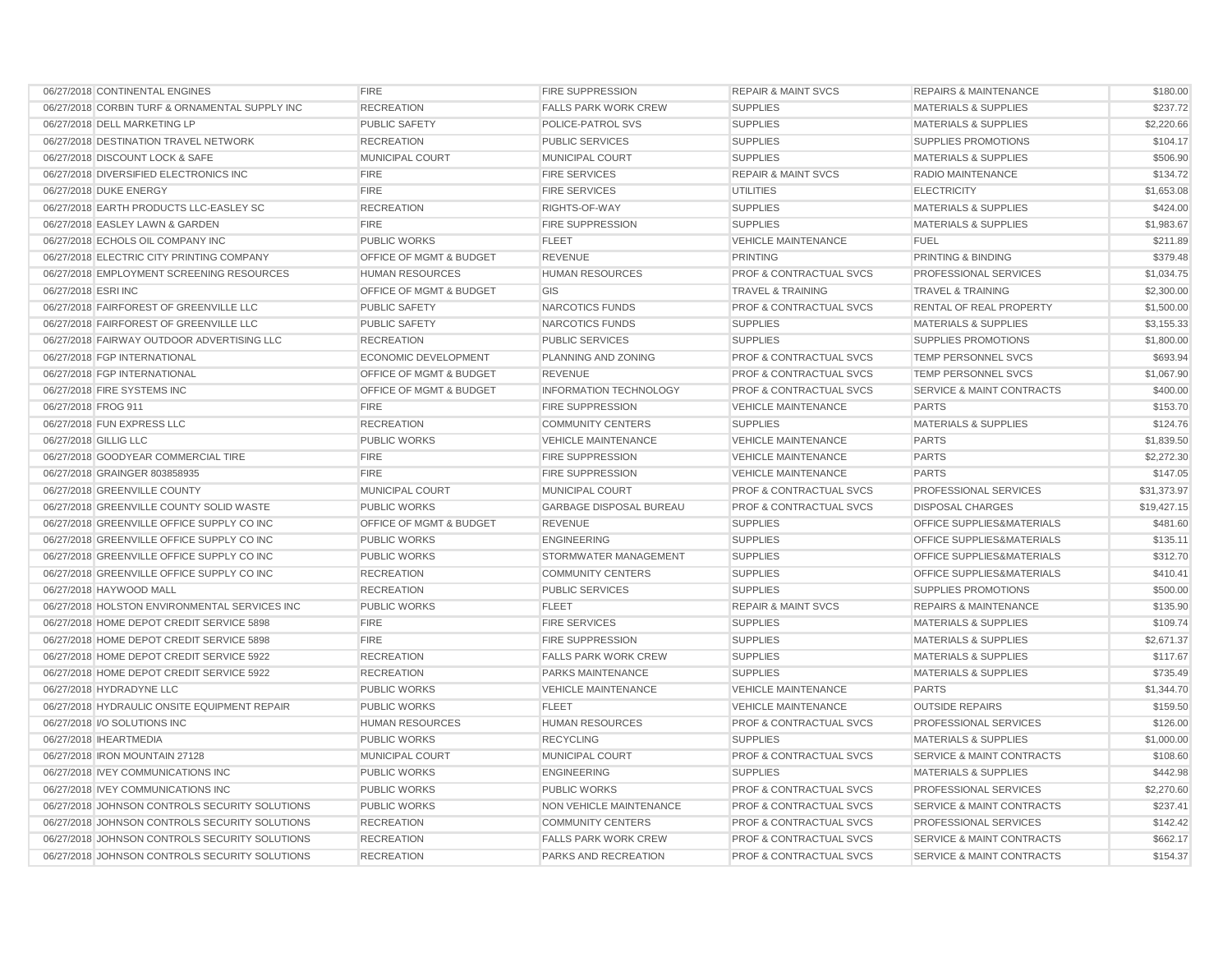| | | | | | | |
|---|---|---|---|---|---|---|
| 06/27/2018 | CONTINENTAL ENGINES | FIRE | FIRE SUPPRESSION | REPAIR & MAINT SVCS | REPAIRS & MAINTENANCE | $180.00 |
| 06/27/2018 | CORBIN TURF & ORNAMENTAL SUPPLY INC | RECREATION | FALLS PARK WORK CREW | SUPPLIES | MATERIALS & SUPPLIES | $237.72 |
| 06/27/2018 | DELL MARKETING LP | PUBLIC SAFETY | POLICE-PATROL SVS | SUPPLIES | MATERIALS & SUPPLIES | $2,220.66 |
| 06/27/2018 | DESTINATION TRAVEL NETWORK | RECREATION | PUBLIC SERVICES | SUPPLIES | SUPPLIES PROMOTIONS | $104.17 |
| 06/27/2018 | DISCOUNT LOCK & SAFE | MUNICIPAL COURT | MUNICIPAL COURT | SUPPLIES | MATERIALS & SUPPLIES | $506.90 |
| 06/27/2018 | DIVERSIFIED ELECTRONICS INC | FIRE | FIRE SERVICES | REPAIR & MAINT SVCS | RADIO MAINTENANCE | $134.72 |
| 06/27/2018 | DUKE ENERGY | FIRE | FIRE SERVICES | UTILITIES | ELECTRICITY | $1,653.08 |
| 06/27/2018 | EARTH PRODUCTS LLC-EASLEY SC | RECREATION | RIGHTS-OF-WAY | SUPPLIES | MATERIALS & SUPPLIES | $424.00 |
| 06/27/2018 | EASLEY LAWN & GARDEN | FIRE | FIRE SUPPRESSION | SUPPLIES | MATERIALS & SUPPLIES | $1,983.67 |
| 06/27/2018 | ECHOLS OIL COMPANY INC | PUBLIC WORKS | FLEET | VEHICLE MAINTENANCE | FUEL | $211.89 |
| 06/27/2018 | ELECTRIC CITY PRINTING COMPANY | OFFICE OF MGMT & BUDGET | REVENUE | PRINTING | PRINTING & BINDING | $379.48 |
| 06/27/2018 | EMPLOYMENT SCREENING RESOURCES | HUMAN RESOURCES | HUMAN RESOURCES | PROF & CONTRACTUAL SVCS | PROFESSIONAL SERVICES | $1,034.75 |
| 06/27/2018 | ESRI INC | OFFICE OF MGMT & BUDGET | GIS | TRAVEL & TRAINING | TRAVEL & TRAINING | $2,300.00 |
| 06/27/2018 | FAIRFOREST OF GREENVILLE LLC | PUBLIC SAFETY | NARCOTICS FUNDS | PROF & CONTRACTUAL SVCS | RENTAL OF REAL PROPERTY | $1,500.00 |
| 06/27/2018 | FAIRFOREST OF GREENVILLE LLC | PUBLIC SAFETY | NARCOTICS FUNDS | SUPPLIES | MATERIALS & SUPPLIES | $3,155.33 |
| 06/27/2018 | FAIRWAY OUTDOOR ADVERTISING LLC | RECREATION | PUBLIC SERVICES | SUPPLIES | SUPPLIES PROMOTIONS | $1,800.00 |
| 06/27/2018 | FGP INTERNATIONAL | ECONOMIC DEVELOPMENT | PLANNING AND ZONING | PROF & CONTRACTUAL SVCS | TEMP PERSONNEL SVCS | $693.94 |
| 06/27/2018 | FGP INTERNATIONAL | OFFICE OF MGMT & BUDGET | REVENUE | PROF & CONTRACTUAL SVCS | TEMP PERSONNEL SVCS | $1,067.90 |
| 06/27/2018 | FIRE SYSTEMS INC | OFFICE OF MGMT & BUDGET | INFORMATION TECHNOLOGY | PROF & CONTRACTUAL SVCS | SERVICE & MAINT CONTRACTS | $400.00 |
| 06/27/2018 | FROG 911 | FIRE | FIRE SUPPRESSION | VEHICLE MAINTENANCE | PARTS | $153.70 |
| 06/27/2018 | FUN EXPRESS LLC | RECREATION | COMMUNITY CENTERS | SUPPLIES | MATERIALS & SUPPLIES | $124.76 |
| 06/27/2018 | GILLIG LLC | PUBLIC WORKS | VEHICLE MAINTENANCE | VEHICLE MAINTENANCE | PARTS | $1,839.50 |
| 06/27/2018 | GOODYEAR COMMERCIAL TIRE | FIRE | FIRE SUPPRESSION | VEHICLE MAINTENANCE | PARTS | $2,272.30 |
| 06/27/2018 | GRAINGER 803858935 | FIRE | FIRE SUPPRESSION | VEHICLE MAINTENANCE | PARTS | $147.05 |
| 06/27/2018 | GREENVILLE COUNTY | MUNICIPAL COURT | MUNICIPAL COURT | PROF & CONTRACTUAL SVCS | PROFESSIONAL SERVICES | $31,373.97 |
| 06/27/2018 | GREENVILLE COUNTY SOLID WASTE | PUBLIC WORKS | GARBAGE DISPOSAL BUREAU | PROF & CONTRACTUAL SVCS | DISPOSAL CHARGES | $19,427.15 |
| 06/27/2018 | GREENVILLE OFFICE SUPPLY CO INC | OFFICE OF MGMT & BUDGET | REVENUE | SUPPLIES | OFFICE SUPPLIES&MATERIALS | $481.60 |
| 06/27/2018 | GREENVILLE OFFICE SUPPLY CO INC | PUBLIC WORKS | ENGINEERING | SUPPLIES | OFFICE SUPPLIES&MATERIALS | $135.11 |
| 06/27/2018 | GREENVILLE OFFICE SUPPLY CO INC | PUBLIC WORKS | STORMWATER MANAGEMENT | SUPPLIES | OFFICE SUPPLIES&MATERIALS | $312.70 |
| 06/27/2018 | GREENVILLE OFFICE SUPPLY CO INC | RECREATION | COMMUNITY CENTERS | SUPPLIES | OFFICE SUPPLIES&MATERIALS | $410.41 |
| 06/27/2018 | HAYWOOD MALL | RECREATION | PUBLIC SERVICES | SUPPLIES | SUPPLIES PROMOTIONS | $500.00 |
| 06/27/2018 | HOLSTON ENVIRONMENTAL SERVICES INC | PUBLIC WORKS | FLEET | REPAIR & MAINT SVCS | REPAIRS & MAINTENANCE | $135.90 |
| 06/27/2018 | HOME DEPOT CREDIT SERVICE 5898 | FIRE | FIRE SERVICES | SUPPLIES | MATERIALS & SUPPLIES | $109.74 |
| 06/27/2018 | HOME DEPOT CREDIT SERVICE 5898 | FIRE | FIRE SUPPRESSION | SUPPLIES | MATERIALS & SUPPLIES | $2,671.37 |
| 06/27/2018 | HOME DEPOT CREDIT SERVICE 5922 | RECREATION | FALLS PARK WORK CREW | SUPPLIES | MATERIALS & SUPPLIES | $117.67 |
| 06/27/2018 | HOME DEPOT CREDIT SERVICE 5922 | RECREATION | PARKS MAINTENANCE | SUPPLIES | MATERIALS & SUPPLIES | $735.49 |
| 06/27/2018 | HYDRADYNE LLC | PUBLIC WORKS | VEHICLE MAINTENANCE | VEHICLE MAINTENANCE | PARTS | $1,344.70 |
| 06/27/2018 | HYDRAULIC ONSITE EQUIPMENT REPAIR | PUBLIC WORKS | FLEET | VEHICLE MAINTENANCE | OUTSIDE REPAIRS | $159.50 |
| 06/27/2018 | I/O SOLUTIONS INC | HUMAN RESOURCES | HUMAN RESOURCES | PROF & CONTRACTUAL SVCS | PROFESSIONAL SERVICES | $126.00 |
| 06/27/2018 | IHEARTMEDIA | PUBLIC WORKS | RECYCLING | SUPPLIES | MATERIALS & SUPPLIES | $1,000.00 |
| 06/27/2018 | IRON MOUNTAIN 27128 | MUNICIPAL COURT | MUNICIPAL COURT | PROF & CONTRACTUAL SVCS | SERVICE & MAINT CONTRACTS | $108.60 |
| 06/27/2018 | IVEY COMMUNICATIONS INC | PUBLIC WORKS | ENGINEERING | SUPPLIES | MATERIALS & SUPPLIES | $442.98 |
| 06/27/2018 | IVEY COMMUNICATIONS INC | PUBLIC WORKS | PUBLIC WORKS | PROF & CONTRACTUAL SVCS | PROFESSIONAL SERVICES | $2,270.60 |
| 06/27/2018 | JOHNSON CONTROLS SECURITY SOLUTIONS | PUBLIC WORKS | NON VEHICLE MAINTENANCE | PROF & CONTRACTUAL SVCS | SERVICE & MAINT CONTRACTS | $237.41 |
| 06/27/2018 | JOHNSON CONTROLS SECURITY SOLUTIONS | RECREATION | COMMUNITY CENTERS | PROF & CONTRACTUAL SVCS | PROFESSIONAL SERVICES | $142.42 |
| 06/27/2018 | JOHNSON CONTROLS SECURITY SOLUTIONS | RECREATION | FALLS PARK WORK CREW | PROF & CONTRACTUAL SVCS | SERVICE & MAINT CONTRACTS | $662.17 |
| 06/27/2018 | JOHNSON CONTROLS SECURITY SOLUTIONS | RECREATION | PARKS AND RECREATION | PROF & CONTRACTUAL SVCS | SERVICE & MAINT CONTRACTS | $154.37 |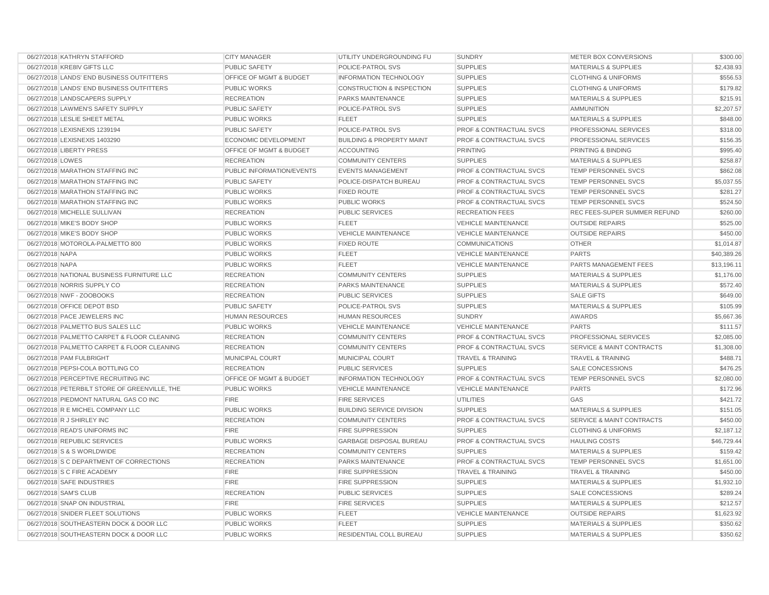| | | | | | | |
|---|---|---|---|---|---|---|
| 06/27/2018 | KATHRYN STAFFORD | CITY MANAGER | UTILITY UNDERGROUNDING FU | SUNDRY | METER BOX CONVERSIONS | $300.00 |
| 06/27/2018 | KRE8IV GIFTS LLC | PUBLIC SAFETY | POLICE-PATROL SVS | SUPPLIES | MATERIALS & SUPPLIES | $2,438.93 |
| 06/27/2018 | LANDS' END BUSINESS OUTFITTERS | OFFICE OF MGMT & BUDGET | INFORMATION TECHNOLOGY | SUPPLIES | CLOTHING & UNIFORMS | $556.53 |
| 06/27/2018 | LANDS' END BUSINESS OUTFITTERS | PUBLIC WORKS | CONSTRUCTION & INSPECTION | SUPPLIES | CLOTHING & UNIFORMS | $179.82 |
| 06/27/2018 | LANDSCAPERS SUPPLY | RECREATION | PARKS MAINTENANCE | SUPPLIES | MATERIALS & SUPPLIES | $215.91 |
| 06/27/2018 | LAWMEN'S SAFETY SUPPLY | PUBLIC SAFETY | POLICE-PATROL SVS | SUPPLIES | AMMUNITION | $2,207.57 |
| 06/27/2018 | LESLIE SHEET METAL | PUBLIC WORKS | FLEET | SUPPLIES | MATERIALS & SUPPLIES | $848.00 |
| 06/27/2018 | LEXISNEXIS 1239194 | PUBLIC SAFETY | POLICE-PATROL SVS | PROF & CONTRACTUAL SVCS | PROFESSIONAL SERVICES | $318.00 |
| 06/27/2018 | LEXISNEXIS 1403290 | ECONOMIC DEVELOPMENT | BUILDING & PROPERTY MAINT | PROF & CONTRACTUAL SVCS | PROFESSIONAL SERVICES | $156.35 |
| 06/27/2018 | LIBERTY PRESS | OFFICE OF MGMT & BUDGET | ACCOUNTING | PRINTING | PRINTING & BINDING | $995.40 |
| 06/27/2018 | LOWES | RECREATION | COMMUNITY CENTERS | SUPPLIES | MATERIALS & SUPPLIES | $258.87 |
| 06/27/2018 | MARATHON STAFFING INC | PUBLIC INFORMATION/EVENTS | EVENTS MANAGEMENT | PROF & CONTRACTUAL SVCS | TEMP PERSONNEL SVCS | $862.08 |
| 06/27/2018 | MARATHON STAFFING INC | PUBLIC SAFETY | POLICE-DISPATCH BUREAU | PROF & CONTRACTUAL SVCS | TEMP PERSONNEL SVCS | $5,037.55 |
| 06/27/2018 | MARATHON STAFFING INC | PUBLIC WORKS | FIXED ROUTE | PROF & CONTRACTUAL SVCS | TEMP PERSONNEL SVCS | $281.27 |
| 06/27/2018 | MARATHON STAFFING INC | PUBLIC WORKS | PUBLIC WORKS | PROF & CONTRACTUAL SVCS | TEMP PERSONNEL SVCS | $524.50 |
| 06/27/2018 | MICHELLE SULLIVAN | RECREATION | PUBLIC SERVICES | RECREATION FEES | REC FEES-SUPER SUMMER REFUND | $260.00 |
| 06/27/2018 | MIKE'S BODY SHOP | PUBLIC WORKS | FLEET | VEHICLE MAINTENANCE | OUTSIDE REPAIRS | $525.00 |
| 06/27/2018 | MIKE'S BODY SHOP | PUBLIC WORKS | VEHICLE MAINTENANCE | VEHICLE MAINTENANCE | OUTSIDE REPAIRS | $450.00 |
| 06/27/2018 | MOTOROLA-PALMETTO 800 | PUBLIC WORKS | FIXED ROUTE | COMMUNICATIONS | OTHER | $1,014.87 |
| 06/27/2018 | NAPA | PUBLIC WORKS | FLEET | VEHICLE MAINTENANCE | PARTS | $40,389.26 |
| 06/27/2018 | NAPA | PUBLIC WORKS | FLEET | VEHICLE MAINTENANCE | PARTS MANAGEMENT FEES | $13,196.11 |
| 06/27/2018 | NATIONAL BUSINESS FURNITURE LLC | RECREATION | COMMUNITY CENTERS | SUPPLIES | MATERIALS & SUPPLIES | $1,176.00 |
| 06/27/2018 | NORRIS SUPPLY CO | RECREATION | PARKS MAINTENANCE | SUPPLIES | MATERIALS & SUPPLIES | $572.40 |
| 06/27/2018 | NWF - ZOOBOOKS | RECREATION | PUBLIC SERVICES | SUPPLIES | SALE GIFTS | $649.00 |
| 06/27/2018 | OFFICE DEPOT BSD | PUBLIC SAFETY | POLICE-PATROL SVS | SUPPLIES | MATERIALS & SUPPLIES | $105.99 |
| 06/27/2018 | PACE JEWELERS INC | HUMAN RESOURCES | HUMAN RESOURCES | SUNDRY | AWARDS | $5,667.36 |
| 06/27/2018 | PALMETTO BUS SALES LLC | PUBLIC WORKS | VEHICLE MAINTENANCE | VEHICLE MAINTENANCE | PARTS | $111.57 |
| 06/27/2018 | PALMETTO CARPET & FLOOR CLEANING | RECREATION | COMMUNITY CENTERS | PROF & CONTRACTUAL SVCS | PROFESSIONAL SERVICES | $2,085.00 |
| 06/27/2018 | PALMETTO CARPET & FLOOR CLEANING | RECREATION | COMMUNITY CENTERS | PROF & CONTRACTUAL SVCS | SERVICE & MAINT CONTRACTS | $1,308.00 |
| 06/27/2018 | PAM FULBRIGHT | MUNICIPAL COURT | MUNICIPAL COURT | TRAVEL & TRAINING | TRAVEL & TRAINING | $488.71 |
| 06/27/2018 | PEPSI-COLA BOTTLING CO | RECREATION | PUBLIC SERVICES | SUPPLIES | SALE CONCESSIONS | $476.25 |
| 06/27/2018 | PERCEPTIVE RECRUITING INC | OFFICE OF MGMT & BUDGET | INFORMATION TECHNOLOGY | PROF & CONTRACTUAL SVCS | TEMP PERSONNEL SVCS | $2,080.00 |
| 06/27/2018 | PETERBILT STORE OF GREENVILLE, THE | PUBLIC WORKS | VEHICLE MAINTENANCE | VEHICLE MAINTENANCE | PARTS | $172.96 |
| 06/27/2018 | PIEDMONT NATURAL GAS CO INC | FIRE | FIRE SERVICES | UTILITIES | GAS | $421.72 |
| 06/27/2018 | R E MICHEL COMPANY LLC | PUBLIC WORKS | BUILDING SERVICE DIVISION | SUPPLIES | MATERIALS & SUPPLIES | $151.05 |
| 06/27/2018 | R J SHIRLEY INC | RECREATION | COMMUNITY CENTERS | PROF & CONTRACTUAL SVCS | SERVICE & MAINT CONTRACTS | $450.00 |
| 06/27/2018 | READ'S UNIFORMS INC | FIRE | FIRE SUPPRESSION | SUPPLIES | CLOTHING & UNIFORMS | $2,187.12 |
| 06/27/2018 | REPUBLIC SERVICES | PUBLIC WORKS | GARBAGE DISPOSAL BUREAU | PROF & CONTRACTUAL SVCS | HAULING COSTS | $46,729.44 |
| 06/27/2018 | S & S WORLDWIDE | RECREATION | COMMUNITY CENTERS | SUPPLIES | MATERIALS & SUPPLIES | $159.42 |
| 06/27/2018 | S C DEPARTMENT OF CORRECTIONS | RECREATION | PARKS MAINTENANCE | PROF & CONTRACTUAL SVCS | TEMP PERSONNEL SVCS | $1,651.00 |
| 06/27/2018 | S C FIRE ACADEMY | FIRE | FIRE SUPPRESSION | TRAVEL & TRAINING | TRAVEL & TRAINING | $450.00 |
| 06/27/2018 | SAFE INDUSTRIES | FIRE | FIRE SUPPRESSION | SUPPLIES | MATERIALS & SUPPLIES | $1,932.10 |
| 06/27/2018 | SAM'S CLUB | RECREATION | PUBLIC SERVICES | SUPPLIES | SALE CONCESSIONS | $289.24 |
| 06/27/2018 | SNAP ON INDUSTRIAL | FIRE | FIRE SERVICES | SUPPLIES | MATERIALS & SUPPLIES | $212.57 |
| 06/27/2018 | SNIDER FLEET SOLUTIONS | PUBLIC WORKS | FLEET | VEHICLE MAINTENANCE | OUTSIDE REPAIRS | $1,623.92 |
| 06/27/2018 | SOUTHEASTERN DOCK & DOOR LLC | PUBLIC WORKS | FLEET | SUPPLIES | MATERIALS & SUPPLIES | $350.62 |
| 06/27/2018 | SOUTHEASTERN DOCK & DOOR LLC | PUBLIC WORKS | RESIDENTIAL COLL BUREAU | SUPPLIES | MATERIALS & SUPPLIES | $350.62 |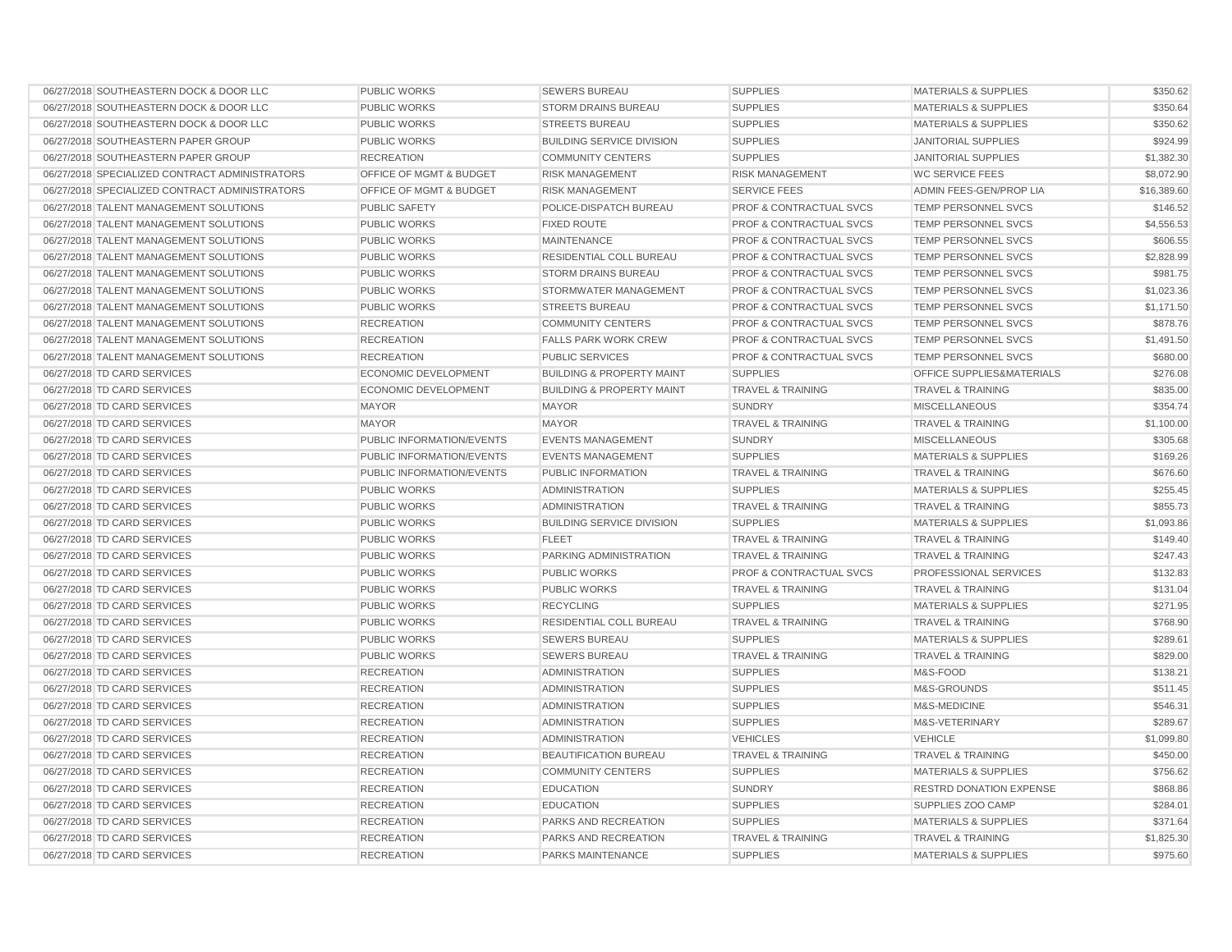| | | | | | | |
|---|---|---|---|---|---|---|
| 06/27/2018 | SOUTHEASTERN DOCK & DOOR LLC | PUBLIC WORKS | SEWERS BUREAU | SUPPLIES | MATERIALS & SUPPLIES | $350.62 |
| 06/27/2018 | SOUTHEASTERN DOCK & DOOR LLC | PUBLIC WORKS | STORM DRAINS BUREAU | SUPPLIES | MATERIALS & SUPPLIES | $350.64 |
| 06/27/2018 | SOUTHEASTERN DOCK & DOOR LLC | PUBLIC WORKS | STREETS BUREAU | SUPPLIES | MATERIALS & SUPPLIES | $350.62 |
| 06/27/2018 | SOUTHEASTERN PAPER GROUP | PUBLIC WORKS | BUILDING SERVICE DIVISION | SUPPLIES | JANITORIAL SUPPLIES | $924.99 |
| 06/27/2018 | SOUTHEASTERN PAPER GROUP | RECREATION | COMMUNITY CENTERS | SUPPLIES | JANITORIAL SUPPLIES | $1,382.30 |
| 06/27/2018 | SPECIALIZED CONTRACT ADMINISTRATORS | OFFICE OF MGMT & BUDGET | RISK MANAGEMENT | RISK MANAGEMENT | WC SERVICE FEES | $8,072.90 |
| 06/27/2018 | SPECIALIZED CONTRACT ADMINISTRATORS | OFFICE OF MGMT & BUDGET | RISK MANAGEMENT | SERVICE FEES | ADMIN FEES-GEN/PROP LIA | $16,389.60 |
| 06/27/2018 | TALENT MANAGEMENT SOLUTIONS | PUBLIC SAFETY | POLICE-DISPATCH BUREAU | PROF & CONTRACTUAL SVCS | TEMP PERSONNEL SVCS | $146.52 |
| 06/27/2018 | TALENT MANAGEMENT SOLUTIONS | PUBLIC WORKS | FIXED ROUTE | PROF & CONTRACTUAL SVCS | TEMP PERSONNEL SVCS | $4,556.53 |
| 06/27/2018 | TALENT MANAGEMENT SOLUTIONS | PUBLIC WORKS | MAINTENANCE | PROF & CONTRACTUAL SVCS | TEMP PERSONNEL SVCS | $606.55 |
| 06/27/2018 | TALENT MANAGEMENT SOLUTIONS | PUBLIC WORKS | RESIDENTIAL COLL BUREAU | PROF & CONTRACTUAL SVCS | TEMP PERSONNEL SVCS | $2,828.99 |
| 06/27/2018 | TALENT MANAGEMENT SOLUTIONS | PUBLIC WORKS | STORM DRAINS BUREAU | PROF & CONTRACTUAL SVCS | TEMP PERSONNEL SVCS | $981.75 |
| 06/27/2018 | TALENT MANAGEMENT SOLUTIONS | PUBLIC WORKS | STORMWATER MANAGEMENT | PROF & CONTRACTUAL SVCS | TEMP PERSONNEL SVCS | $1,023.36 |
| 06/27/2018 | TALENT MANAGEMENT SOLUTIONS | PUBLIC WORKS | STREETS BUREAU | PROF & CONTRACTUAL SVCS | TEMP PERSONNEL SVCS | $1,171.50 |
| 06/27/2018 | TALENT MANAGEMENT SOLUTIONS | RECREATION | COMMUNITY CENTERS | PROF & CONTRACTUAL SVCS | TEMP PERSONNEL SVCS | $878.76 |
| 06/27/2018 | TALENT MANAGEMENT SOLUTIONS | RECREATION | FALLS PARK WORK CREW | PROF & CONTRACTUAL SVCS | TEMP PERSONNEL SVCS | $1,491.50 |
| 06/27/2018 | TALENT MANAGEMENT SOLUTIONS | RECREATION | PUBLIC SERVICES | PROF & CONTRACTUAL SVCS | TEMP PERSONNEL SVCS | $680.00 |
| 06/27/2018 | TD CARD SERVICES | ECONOMIC DEVELOPMENT | BUILDING & PROPERTY MAINT | SUPPLIES | OFFICE SUPPLIES&MATERIALS | $276.08 |
| 06/27/2018 | TD CARD SERVICES | ECONOMIC DEVELOPMENT | BUILDING & PROPERTY MAINT | TRAVEL & TRAINING | TRAVEL & TRAINING | $835.00 |
| 06/27/2018 | TD CARD SERVICES | MAYOR | MAYOR | SUNDRY | MISCELLANEOUS | $354.74 |
| 06/27/2018 | TD CARD SERVICES | MAYOR | MAYOR | TRAVEL & TRAINING | TRAVEL & TRAINING | $1,100.00 |
| 06/27/2018 | TD CARD SERVICES | PUBLIC INFORMATION/EVENTS | EVENTS MANAGEMENT | SUNDRY | MISCELLANEOUS | $305.68 |
| 06/27/2018 | TD CARD SERVICES | PUBLIC INFORMATION/EVENTS | EVENTS MANAGEMENT | SUPPLIES | MATERIALS & SUPPLIES | $169.26 |
| 06/27/2018 | TD CARD SERVICES | PUBLIC INFORMATION/EVENTS | PUBLIC INFORMATION | TRAVEL & TRAINING | TRAVEL & TRAINING | $676.60 |
| 06/27/2018 | TD CARD SERVICES | PUBLIC WORKS | ADMINISTRATION | SUPPLIES | MATERIALS & SUPPLIES | $255.45 |
| 06/27/2018 | TD CARD SERVICES | PUBLIC WORKS | ADMINISTRATION | TRAVEL & TRAINING | TRAVEL & TRAINING | $855.73 |
| 06/27/2018 | TD CARD SERVICES | PUBLIC WORKS | BUILDING SERVICE DIVISION | SUPPLIES | MATERIALS & SUPPLIES | $1,093.86 |
| 06/27/2018 | TD CARD SERVICES | PUBLIC WORKS | FLEET | TRAVEL & TRAINING | TRAVEL & TRAINING | $149.40 |
| 06/27/2018 | TD CARD SERVICES | PUBLIC WORKS | PARKING ADMINISTRATION | TRAVEL & TRAINING | TRAVEL & TRAINING | $247.43 |
| 06/27/2018 | TD CARD SERVICES | PUBLIC WORKS | PUBLIC WORKS | PROF & CONTRACTUAL SVCS | PROFESSIONAL SERVICES | $132.83 |
| 06/27/2018 | TD CARD SERVICES | PUBLIC WORKS | PUBLIC WORKS | TRAVEL & TRAINING | TRAVEL & TRAINING | $131.04 |
| 06/27/2018 | TD CARD SERVICES | PUBLIC WORKS | RECYCLING | SUPPLIES | MATERIALS & SUPPLIES | $271.95 |
| 06/27/2018 | TD CARD SERVICES | PUBLIC WORKS | RESIDENTIAL COLL BUREAU | TRAVEL & TRAINING | TRAVEL & TRAINING | $768.90 |
| 06/27/2018 | TD CARD SERVICES | PUBLIC WORKS | SEWERS BUREAU | SUPPLIES | MATERIALS & SUPPLIES | $289.61 |
| 06/27/2018 | TD CARD SERVICES | PUBLIC WORKS | SEWERS BUREAU | TRAVEL & TRAINING | TRAVEL & TRAINING | $829.00 |
| 06/27/2018 | TD CARD SERVICES | RECREATION | ADMINISTRATION | SUPPLIES | M&S-FOOD | $138.21 |
| 06/27/2018 | TD CARD SERVICES | RECREATION | ADMINISTRATION | SUPPLIES | M&S-GROUNDS | $511.45 |
| 06/27/2018 | TD CARD SERVICES | RECREATION | ADMINISTRATION | SUPPLIES | M&S-MEDICINE | $546.31 |
| 06/27/2018 | TD CARD SERVICES | RECREATION | ADMINISTRATION | SUPPLIES | M&S-VETERINARY | $289.67 |
| 06/27/2018 | TD CARD SERVICES | RECREATION | ADMINISTRATION | VEHICLES | VEHICLE | $1,099.80 |
| 06/27/2018 | TD CARD SERVICES | RECREATION | BEAUTIFICATION BUREAU | TRAVEL & TRAINING | TRAVEL & TRAINING | $450.00 |
| 06/27/2018 | TD CARD SERVICES | RECREATION | COMMUNITY CENTERS | SUPPLIES | MATERIALS & SUPPLIES | $756.62 |
| 06/27/2018 | TD CARD SERVICES | RECREATION | EDUCATION | SUNDRY | RESTRD DONATION EXPENSE | $868.86 |
| 06/27/2018 | TD CARD SERVICES | RECREATION | EDUCATION | SUPPLIES | SUPPLIES ZOO CAMP | $284.01 |
| 06/27/2018 | TD CARD SERVICES | RECREATION | PARKS AND RECREATION | SUPPLIES | MATERIALS & SUPPLIES | $371.64 |
| 06/27/2018 | TD CARD SERVICES | RECREATION | PARKS AND RECREATION | TRAVEL & TRAINING | TRAVEL & TRAINING | $1,825.30 |
| 06/27/2018 | TD CARD SERVICES | RECREATION | PARKS MAINTENANCE | SUPPLIES | MATERIALS & SUPPLIES | $975.60 |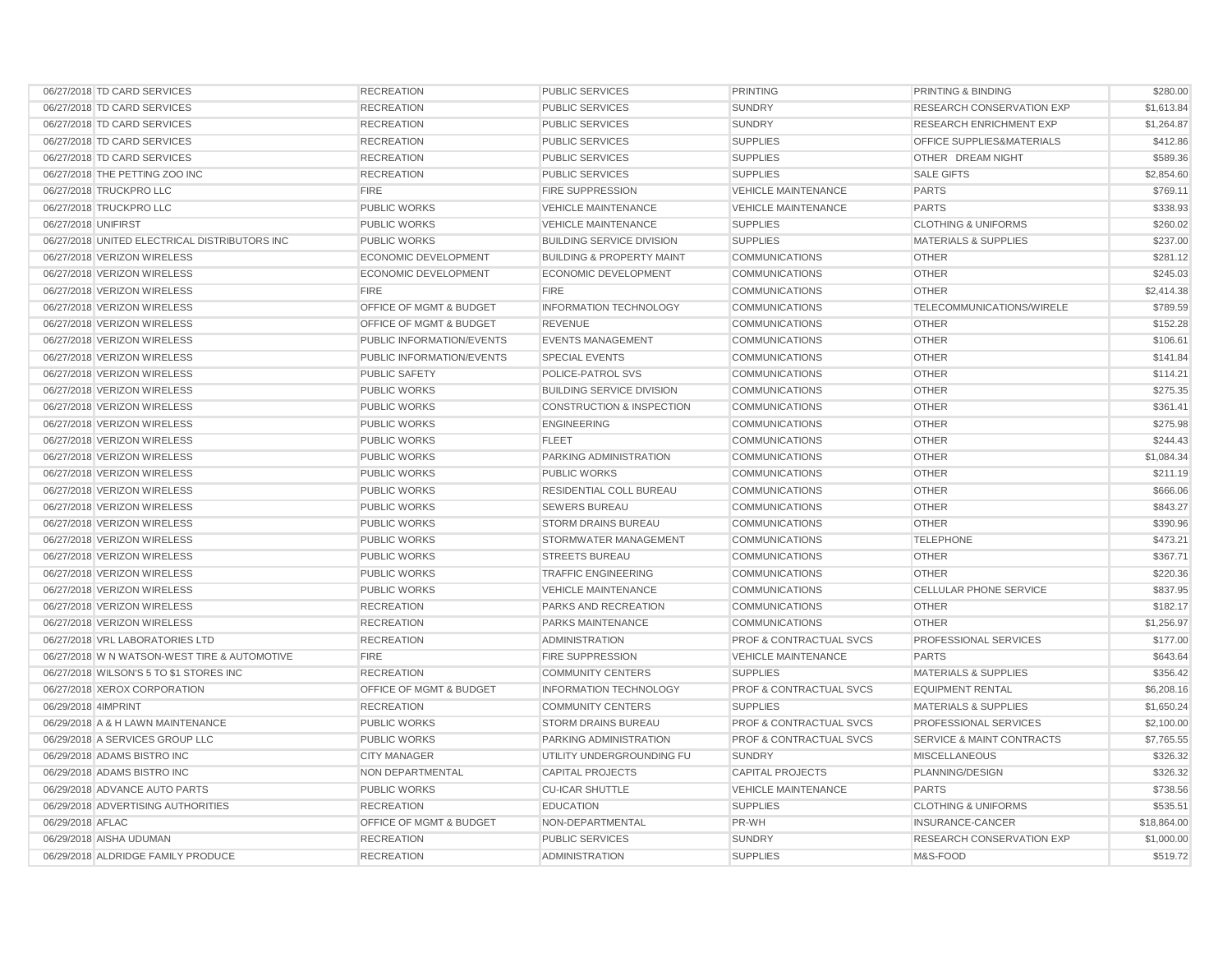| | | | | | | |
|---|---|---|---|---|---|---|
| 06/27/2018 | TD CARD SERVICES | RECREATION | PUBLIC SERVICES | PRINTING | PRINTING & BINDING | $280.00 |
| 06/27/2018 | TD CARD SERVICES | RECREATION | PUBLIC SERVICES | SUNDRY | RESEARCH CONSERVATION EXP | $1,613.84 |
| 06/27/2018 | TD CARD SERVICES | RECREATION | PUBLIC SERVICES | SUNDRY | RESEARCH ENRICHMENT EXP | $1,264.87 |
| 06/27/2018 | TD CARD SERVICES | RECREATION | PUBLIC SERVICES | SUPPLIES | OFFICE SUPPLIES&MATERIALS | $412.86 |
| 06/27/2018 | TD CARD SERVICES | RECREATION | PUBLIC SERVICES | SUPPLIES | OTHER DREAM NIGHT | $589.36 |
| 06/27/2018 | THE PETTING ZOO INC | RECREATION | PUBLIC SERVICES | SUPPLIES | SALE GIFTS | $2,854.60 |
| 06/27/2018 | TRUCKPRO LLC | FIRE | FIRE SUPPRESSION | VEHICLE MAINTENANCE | PARTS | $769.11 |
| 06/27/2018 | TRUCKPRO LLC | PUBLIC WORKS | VEHICLE MAINTENANCE | VEHICLE MAINTENANCE | PARTS | $338.93 |
| 06/27/2018 | UNIFIRST | PUBLIC WORKS | VEHICLE MAINTENANCE | SUPPLIES | CLOTHING & UNIFORMS | $260.02 |
| 06/27/2018 | UNITED ELECTRICAL DISTRIBUTORS INC | PUBLIC WORKS | BUILDING SERVICE DIVISION | SUPPLIES | MATERIALS & SUPPLIES | $237.00 |
| 06/27/2018 | VERIZON WIRELESS | ECONOMIC DEVELOPMENT | BUILDING & PROPERTY MAINT | COMMUNICATIONS | OTHER | $281.12 |
| 06/27/2018 | VERIZON WIRELESS | ECONOMIC DEVELOPMENT | ECONOMIC DEVELOPMENT | COMMUNICATIONS | OTHER | $245.03 |
| 06/27/2018 | VERIZON WIRELESS | FIRE | FIRE | COMMUNICATIONS | OTHER | $2,414.38 |
| 06/27/2018 | VERIZON WIRELESS | OFFICE OF MGMT & BUDGET | INFORMATION TECHNOLOGY | COMMUNICATIONS | TELECOMMUNICATIONS/WIRELE | $789.59 |
| 06/27/2018 | VERIZON WIRELESS | OFFICE OF MGMT & BUDGET | REVENUE | COMMUNICATIONS | OTHER | $152.28 |
| 06/27/2018 | VERIZON WIRELESS | PUBLIC INFORMATION/EVENTS | EVENTS MANAGEMENT | COMMUNICATIONS | OTHER | $106.61 |
| 06/27/2018 | VERIZON WIRELESS | PUBLIC INFORMATION/EVENTS | SPECIAL EVENTS | COMMUNICATIONS | OTHER | $141.84 |
| 06/27/2018 | VERIZON WIRELESS | PUBLIC SAFETY | POLICE-PATROL SVS | COMMUNICATIONS | OTHER | $114.21 |
| 06/27/2018 | VERIZON WIRELESS | PUBLIC WORKS | BUILDING SERVICE DIVISION | COMMUNICATIONS | OTHER | $275.35 |
| 06/27/2018 | VERIZON WIRELESS | PUBLIC WORKS | CONSTRUCTION & INSPECTION | COMMUNICATIONS | OTHER | $361.41 |
| 06/27/2018 | VERIZON WIRELESS | PUBLIC WORKS | ENGINEERING | COMMUNICATIONS | OTHER | $275.98 |
| 06/27/2018 | VERIZON WIRELESS | PUBLIC WORKS | FLEET | COMMUNICATIONS | OTHER | $244.43 |
| 06/27/2018 | VERIZON WIRELESS | PUBLIC WORKS | PARKING ADMINISTRATION | COMMUNICATIONS | OTHER | $1,084.34 |
| 06/27/2018 | VERIZON WIRELESS | PUBLIC WORKS | PUBLIC WORKS | COMMUNICATIONS | OTHER | $211.19 |
| 06/27/2018 | VERIZON WIRELESS | PUBLIC WORKS | RESIDENTIAL COLL BUREAU | COMMUNICATIONS | OTHER | $666.06 |
| 06/27/2018 | VERIZON WIRELESS | PUBLIC WORKS | SEWERS BUREAU | COMMUNICATIONS | OTHER | $843.27 |
| 06/27/2018 | VERIZON WIRELESS | PUBLIC WORKS | STORM DRAINS BUREAU | COMMUNICATIONS | OTHER | $390.96 |
| 06/27/2018 | VERIZON WIRELESS | PUBLIC WORKS | STORMWATER MANAGEMENT | COMMUNICATIONS | TELEPHONE | $473.21 |
| 06/27/2018 | VERIZON WIRELESS | PUBLIC WORKS | STREETS BUREAU | COMMUNICATIONS | OTHER | $367.71 |
| 06/27/2018 | VERIZON WIRELESS | PUBLIC WORKS | TRAFFIC ENGINEERING | COMMUNICATIONS | OTHER | $220.36 |
| 06/27/2018 | VERIZON WIRELESS | PUBLIC WORKS | VEHICLE MAINTENANCE | COMMUNICATIONS | CELLULAR PHONE SERVICE | $837.95 |
| 06/27/2018 | VERIZON WIRELESS | RECREATION | PARKS AND RECREATION | COMMUNICATIONS | OTHER | $182.17 |
| 06/27/2018 | VERIZON WIRELESS | RECREATION | PARKS MAINTENANCE | COMMUNICATIONS | OTHER | $1,256.97 |
| 06/27/2018 | VRL LABORATORIES LTD | RECREATION | ADMINISTRATION | PROF & CONTRACTUAL SVCS | PROFESSIONAL SERVICES | $177.00 |
| 06/27/2018 | W N WATSON-WEST TIRE & AUTOMOTIVE | FIRE | FIRE SUPPRESSION | VEHICLE MAINTENANCE | PARTS | $643.64 |
| 06/27/2018 | WILSON'S 5 TO $1 STORES INC | RECREATION | COMMUNITY CENTERS | SUPPLIES | MATERIALS & SUPPLIES | $356.42 |
| 06/27/2018 | XEROX CORPORATION | OFFICE OF MGMT & BUDGET | INFORMATION TECHNOLOGY | PROF & CONTRACTUAL SVCS | EQUIPMENT RENTAL | $6,208.16 |
| 06/29/2018 | 4IMPRINT | RECREATION | COMMUNITY CENTERS | SUPPLIES | MATERIALS & SUPPLIES | $1,650.24 |
| 06/29/2018 | A & H LAWN MAINTENANCE | PUBLIC WORKS | STORM DRAINS BUREAU | PROF & CONTRACTUAL SVCS | PROFESSIONAL SERVICES | $2,100.00 |
| 06/29/2018 | A SERVICES GROUP LLC | PUBLIC WORKS | PARKING ADMINISTRATION | PROF & CONTRACTUAL SVCS | SERVICE & MAINT CONTRACTS | $7,765.55 |
| 06/29/2018 | ADAMS BISTRO INC | CITY MANAGER | UTILITY UNDERGROUNDING FU | SUNDRY | MISCELLANEOUS | $326.32 |
| 06/29/2018 | ADAMS BISTRO INC | NON DEPARTMENTAL | CAPITAL PROJECTS | CAPITAL PROJECTS | PLANNING/DESIGN | $326.32 |
| 06/29/2018 | ADVANCE AUTO PARTS | PUBLIC WORKS | CU-ICAR SHUTTLE | VEHICLE MAINTENANCE | PARTS | $738.56 |
| 06/29/2018 | ADVERTISING AUTHORITIES | RECREATION | EDUCATION | SUPPLIES | CLOTHING & UNIFORMS | $535.51 |
| 06/29/2018 | AFLAC | OFFICE OF MGMT & BUDGET | NON-DEPARTMENTAL | PR-WH | INSURANCE-CANCER | $18,864.00 |
| 06/29/2018 | AISHA UDUMAN | RECREATION | PUBLIC SERVICES | SUNDRY | RESEARCH CONSERVATION EXP | $1,000.00 |
| 06/29/2018 | ALDRIDGE FAMILY PRODUCE | RECREATION | ADMINISTRATION | SUPPLIES | M&S-FOOD | $519.72 |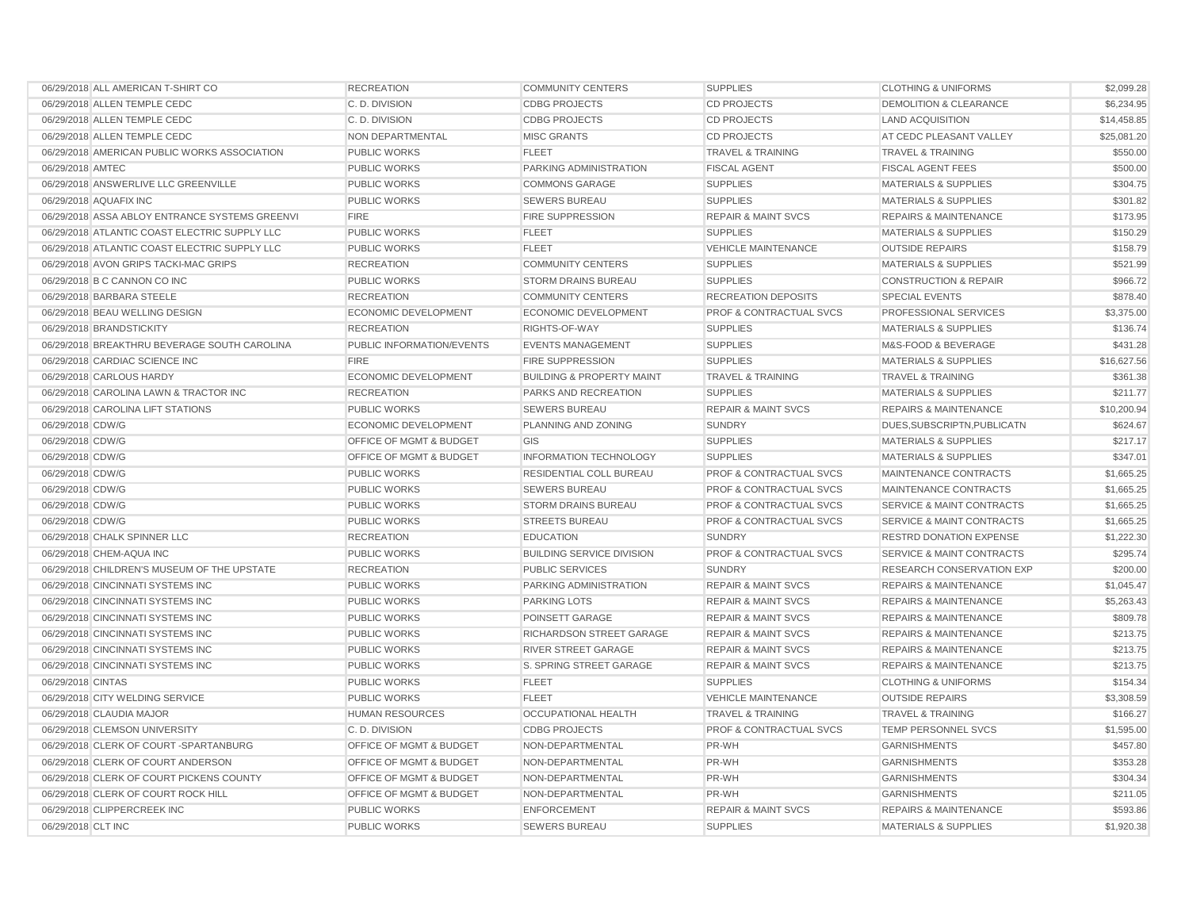| | | | | | | |
|---|---|---|---|---|---|---|
| 06/29/2018 | ALL AMERICAN T-SHIRT CO | RECREATION | COMMUNITY CENTERS | SUPPLIES | CLOTHING & UNIFORMS | $2,099.28 |
| 06/29/2018 | ALLEN TEMPLE CEDC | C. D. DIVISION | CDBG PROJECTS | CD PROJECTS | DEMOLITION & CLEARANCE | $6,234.95 |
| 06/29/2018 | ALLEN TEMPLE CEDC | C. D. DIVISION | CDBG PROJECTS | CD PROJECTS | LAND ACQUISITION | $14,458.85 |
| 06/29/2018 | ALLEN TEMPLE CEDC | NON DEPARTMENTAL | MISC GRANTS | CD PROJECTS | AT CEDC PLEASANT VALLEY | $25,081.20 |
| 06/29/2018 | AMERICAN PUBLIC WORKS ASSOCIATION | PUBLIC WORKS | FLEET | TRAVEL & TRAINING | TRAVEL & TRAINING | $550.00 |
| 06/29/2018 | AMTEC | PUBLIC WORKS | PARKING ADMINISTRATION | FISCAL AGENT | FISCAL AGENT FEES | $500.00 |
| 06/29/2018 | ANSWERLIVE LLC GREENVILLE | PUBLIC WORKS | COMMONS GARAGE | SUPPLIES | MATERIALS & SUPPLIES | $304.75 |
| 06/29/2018 | AQUAFIX INC | PUBLIC WORKS | SEWERS BUREAU | SUPPLIES | MATERIALS & SUPPLIES | $301.82 |
| 06/29/2018 | ASSA ABLOY ENTRANCE SYSTEMS GREENVI | FIRE | FIRE SUPPRESSION | REPAIR & MAINT SVCS | REPAIRS & MAINTENANCE | $173.95 |
| 06/29/2018 | ATLANTIC COAST ELECTRIC SUPPLY LLC | PUBLIC WORKS | FLEET | SUPPLIES | MATERIALS & SUPPLIES | $150.29 |
| 06/29/2018 | ATLANTIC COAST ELECTRIC SUPPLY LLC | PUBLIC WORKS | FLEET | VEHICLE MAINTENANCE | OUTSIDE REPAIRS | $158.79 |
| 06/29/2018 | AVON GRIPS TACKI-MAC GRIPS | RECREATION | COMMUNITY CENTERS | SUPPLIES | MATERIALS & SUPPLIES | $521.99 |
| 06/29/2018 | B C CANNON CO INC | PUBLIC WORKS | STORM DRAINS BUREAU | SUPPLIES | CONSTRUCTION & REPAIR | $966.72 |
| 06/29/2018 | BARBARA STEELE | RECREATION | COMMUNITY CENTERS | RECREATION DEPOSITS | SPECIAL EVENTS | $878.40 |
| 06/29/2018 | BEAU WELLING DESIGN | ECONOMIC DEVELOPMENT | ECONOMIC DEVELOPMENT | PROF & CONTRACTUAL SVCS | PROFESSIONAL SERVICES | $3,375.00 |
| 06/29/2018 | BRANDSTICKITY | RECREATION | RIGHTS-OF-WAY | SUPPLIES | MATERIALS & SUPPLIES | $136.74 |
| 06/29/2018 | BREAKTHRU BEVERAGE SOUTH CAROLINA | PUBLIC INFORMATION/EVENTS | EVENTS MANAGEMENT | SUPPLIES | M&S-FOOD & BEVERAGE | $431.28 |
| 06/29/2018 | CARDIAC SCIENCE INC | FIRE | FIRE SUPPRESSION | SUPPLIES | MATERIALS & SUPPLIES | $16,627.56 |
| 06/29/2018 | CARLOUS HARDY | ECONOMIC DEVELOPMENT | BUILDING & PROPERTY MAINT | TRAVEL & TRAINING | TRAVEL & TRAINING | $361.38 |
| 06/29/2018 | CAROLINA LAWN & TRACTOR INC | RECREATION | PARKS AND RECREATION | SUPPLIES | MATERIALS & SUPPLIES | $211.77 |
| 06/29/2018 | CAROLINA LIFT STATIONS | PUBLIC WORKS | SEWERS BUREAU | REPAIR & MAINT SVCS | REPAIRS & MAINTENANCE | $10,200.94 |
| 06/29/2018 | CDW/G | ECONOMIC DEVELOPMENT | PLANNING AND ZONING | SUNDRY | DUES,SUBSCRIPTN,PUBLICATN | $624.67 |
| 06/29/2018 | CDW/G | OFFICE OF MGMT & BUDGET | GIS | SUPPLIES | MATERIALS & SUPPLIES | $217.17 |
| 06/29/2018 | CDW/G | OFFICE OF MGMT & BUDGET | INFORMATION TECHNOLOGY | SUPPLIES | MATERIALS & SUPPLIES | $347.01 |
| 06/29/2018 | CDW/G | PUBLIC WORKS | RESIDENTIAL COLL BUREAU | PROF & CONTRACTUAL SVCS | MAINTENANCE CONTRACTS | $1,665.25 |
| 06/29/2018 | CDW/G | PUBLIC WORKS | SEWERS BUREAU | PROF & CONTRACTUAL SVCS | MAINTENANCE CONTRACTS | $1,665.25 |
| 06/29/2018 | CDW/G | PUBLIC WORKS | STORM DRAINS BUREAU | PROF & CONTRACTUAL SVCS | SERVICE & MAINT CONTRACTS | $1,665.25 |
| 06/29/2018 | CDW/G | PUBLIC WORKS | STREETS BUREAU | PROF & CONTRACTUAL SVCS | SERVICE & MAINT CONTRACTS | $1,665.25 |
| 06/29/2018 | CHALK SPINNER LLC | RECREATION | EDUCATION | SUNDRY | RESTRD DONATION EXPENSE | $1,222.30 |
| 06/29/2018 | CHEM-AQUA INC | PUBLIC WORKS | BUILDING SERVICE DIVISION | PROF & CONTRACTUAL SVCS | SERVICE & MAINT CONTRACTS | $295.74 |
| 06/29/2018 | CHILDREN'S MUSEUM OF THE UPSTATE | RECREATION | PUBLIC SERVICES | SUNDRY | RESEARCH CONSERVATION EXP | $200.00 |
| 06/29/2018 | CINCINNATI SYSTEMS INC | PUBLIC WORKS | PARKING ADMINISTRATION | REPAIR & MAINT SVCS | REPAIRS & MAINTENANCE | $1,045.47 |
| 06/29/2018 | CINCINNATI SYSTEMS INC | PUBLIC WORKS | PARKING LOTS | REPAIR & MAINT SVCS | REPAIRS & MAINTENANCE | $5,263.43 |
| 06/29/2018 | CINCINNATI SYSTEMS INC | PUBLIC WORKS | POINSETT GARAGE | REPAIR & MAINT SVCS | REPAIRS & MAINTENANCE | $809.78 |
| 06/29/2018 | CINCINNATI SYSTEMS INC | PUBLIC WORKS | RICHARDSON STREET GARAGE | REPAIR & MAINT SVCS | REPAIRS & MAINTENANCE | $213.75 |
| 06/29/2018 | CINCINNATI SYSTEMS INC | PUBLIC WORKS | RIVER STREET GARAGE | REPAIR & MAINT SVCS | REPAIRS & MAINTENANCE | $213.75 |
| 06/29/2018 | CINCINNATI SYSTEMS INC | PUBLIC WORKS | S. SPRING STREET GARAGE | REPAIR & MAINT SVCS | REPAIRS & MAINTENANCE | $213.75 |
| 06/29/2018 | CINTAS | PUBLIC WORKS | FLEET | SUPPLIES | CLOTHING & UNIFORMS | $154.34 |
| 06/29/2018 | CITY WELDING SERVICE | PUBLIC WORKS | FLEET | VEHICLE MAINTENANCE | OUTSIDE REPAIRS | $3,308.59 |
| 06/29/2018 | CLAUDIA MAJOR | HUMAN RESOURCES | OCCUPATIONAL HEALTH | TRAVEL & TRAINING | TRAVEL & TRAINING | $166.27 |
| 06/29/2018 | CLEMSON UNIVERSITY | C. D. DIVISION | CDBG PROJECTS | PROF & CONTRACTUAL SVCS | TEMP PERSONNEL SVCS | $1,595.00 |
| 06/29/2018 | CLERK OF COURT -SPARTANBURG | OFFICE OF MGMT & BUDGET | NON-DEPARTMENTAL | PR-WH | GARNISHMENTS | $457.80 |
| 06/29/2018 | CLERK OF COURT ANDERSON | OFFICE OF MGMT & BUDGET | NON-DEPARTMENTAL | PR-WH | GARNISHMENTS | $353.28 |
| 06/29/2018 | CLERK OF COURT PICKENS COUNTY | OFFICE OF MGMT & BUDGET | NON-DEPARTMENTAL | PR-WH | GARNISHMENTS | $304.34 |
| 06/29/2018 | CLERK OF COURT ROCK HILL | OFFICE OF MGMT & BUDGET | NON-DEPARTMENTAL | PR-WH | GARNISHMENTS | $211.05 |
| 06/29/2018 | CLIPPERCREEK INC | PUBLIC WORKS | ENFORCEMENT | REPAIR & MAINT SVCS | REPAIRS & MAINTENANCE | $593.86 |
| 06/29/2018 | CLT INC | PUBLIC WORKS | SEWERS BUREAU | SUPPLIES | MATERIALS & SUPPLIES | $1,920.38 |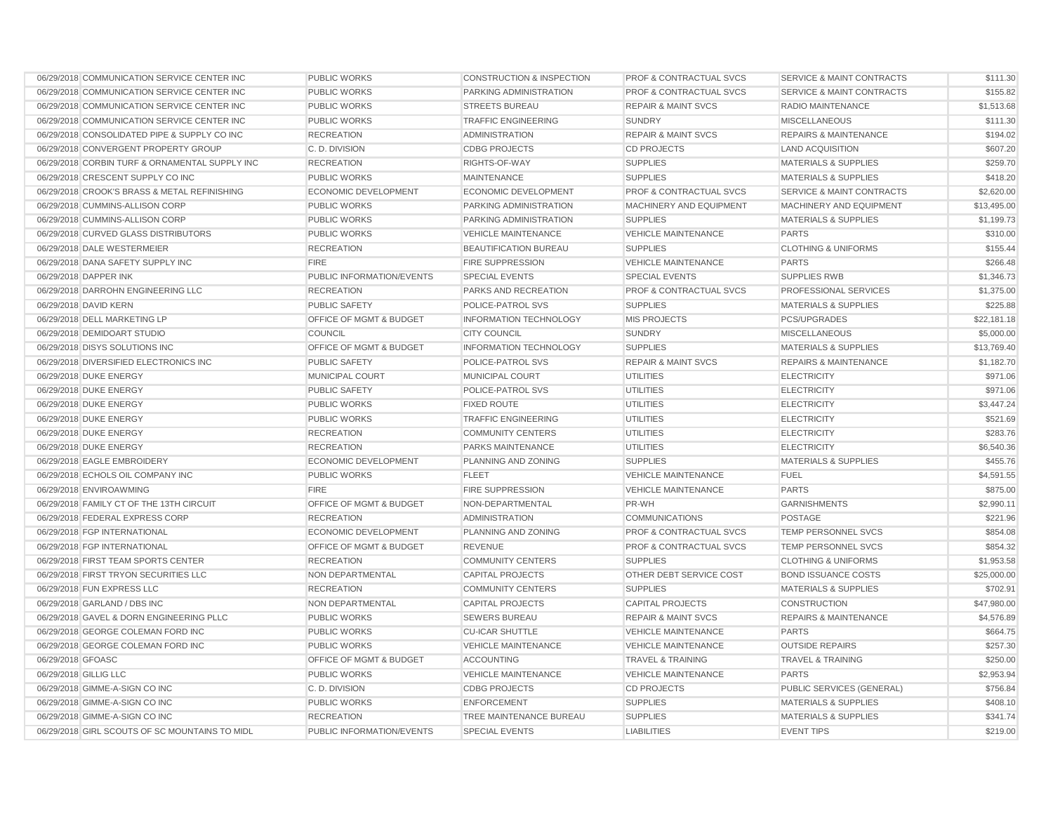| | | | | | | |
|---|---|---|---|---|---|---|
| 06/29/2018 | COMMUNICATION SERVICE CENTER INC | PUBLIC WORKS | CONSTRUCTION & INSPECTION | PROF & CONTRACTUAL SVCS | SERVICE & MAINT CONTRACTS | $111.30 |
| 06/29/2018 | COMMUNICATION SERVICE CENTER INC | PUBLIC WORKS | PARKING ADMINISTRATION | PROF & CONTRACTUAL SVCS | SERVICE & MAINT CONTRACTS | $155.82 |
| 06/29/2018 | COMMUNICATION SERVICE CENTER INC | PUBLIC WORKS | STREETS BUREAU | REPAIR & MAINT SVCS | RADIO MAINTENANCE | $1,513.68 |
| 06/29/2018 | COMMUNICATION SERVICE CENTER INC | PUBLIC WORKS | TRAFFIC ENGINEERING | SUNDRY | MISCELLANEOUS | $111.30 |
| 06/29/2018 | CONSOLIDATED PIPE & SUPPLY CO INC | RECREATION | ADMINISTRATION | REPAIR & MAINT SVCS | REPAIRS & MAINTENANCE | $194.02 |
| 06/29/2018 | CONVERGENT PROPERTY GROUP | C. D. DIVISION | CDBG PROJECTS | CD PROJECTS | LAND ACQUISITION | $607.20 |
| 06/29/2018 | CORBIN TURF & ORNAMENTAL SUPPLY INC | RECREATION | RIGHTS-OF-WAY | SUPPLIES | MATERIALS & SUPPLIES | $259.70 |
| 06/29/2018 | CRESCENT SUPPLY CO INC | PUBLIC WORKS | MAINTENANCE | SUPPLIES | MATERIALS & SUPPLIES | $418.20 |
| 06/29/2018 | CROOK'S BRASS & METAL REFINISHING | ECONOMIC DEVELOPMENT | ECONOMIC DEVELOPMENT | PROF & CONTRACTUAL SVCS | SERVICE & MAINT CONTRACTS | $2,620.00 |
| 06/29/2018 | CUMMINS-ALLISON CORP | PUBLIC WORKS | PARKING ADMINISTRATION | MACHINERY AND EQUIPMENT | MACHINERY AND EQUIPMENT | $13,495.00 |
| 06/29/2018 | CUMMINS-ALLISON CORP | PUBLIC WORKS | PARKING ADMINISTRATION | SUPPLIES | MATERIALS & SUPPLIES | $1,199.73 |
| 06/29/2018 | CURVED GLASS DISTRIBUTORS | PUBLIC WORKS | VEHICLE MAINTENANCE | VEHICLE MAINTENANCE | PARTS | $310.00 |
| 06/29/2018 | DALE WESTERMEIER | RECREATION | BEAUTIFICATION BUREAU | SUPPLIES | CLOTHING & UNIFORMS | $155.44 |
| 06/29/2018 | DANA SAFETY SUPPLY INC | FIRE | FIRE SUPPRESSION | VEHICLE MAINTENANCE | PARTS | $266.48 |
| 06/29/2018 | DAPPER INK | PUBLIC INFORMATION/EVENTS | SPECIAL EVENTS | SPECIAL EVENTS | SUPPLIES RWB | $1,346.73 |
| 06/29/2018 | DARROHN ENGINEERING LLC | RECREATION | PARKS AND RECREATION | PROF & CONTRACTUAL SVCS | PROFESSIONAL SERVICES | $1,375.00 |
| 06/29/2018 | DAVID KERN | PUBLIC SAFETY | POLICE-PATROL SVS | SUPPLIES | MATERIALS & SUPPLIES | $225.88 |
| 06/29/2018 | DELL MARKETING LP | OFFICE OF MGMT & BUDGET | INFORMATION TECHNOLOGY | MIS PROJECTS | PCS/UPGRADES | $22,181.18 |
| 06/29/2018 | DEMIDOART STUDIO | COUNCIL | CITY COUNCIL | SUNDRY | MISCELLANEOUS | $5,000.00 |
| 06/29/2018 | DISYS SOLUTIONS INC | OFFICE OF MGMT & BUDGET | INFORMATION TECHNOLOGY | SUPPLIES | MATERIALS & SUPPLIES | $13,769.40 |
| 06/29/2018 | DIVERSIFIED ELECTRONICS INC | PUBLIC SAFETY | POLICE-PATROL SVS | REPAIR & MAINT SVCS | REPAIRS & MAINTENANCE | $1,182.70 |
| 06/29/2018 | DUKE ENERGY | MUNICIPAL COURT | MUNICIPAL COURT | UTILITIES | ELECTRICITY | $971.06 |
| 06/29/2018 | DUKE ENERGY | PUBLIC SAFETY | POLICE-PATROL SVS | UTILITIES | ELECTRICITY | $971.06 |
| 06/29/2018 | DUKE ENERGY | PUBLIC WORKS | FIXED ROUTE | UTILITIES | ELECTRICITY | $3,447.24 |
| 06/29/2018 | DUKE ENERGY | PUBLIC WORKS | TRAFFIC ENGINEERING | UTILITIES | ELECTRICITY | $521.69 |
| 06/29/2018 | DUKE ENERGY | RECREATION | COMMUNITY CENTERS | UTILITIES | ELECTRICITY | $283.76 |
| 06/29/2018 | DUKE ENERGY | RECREATION | PARKS MAINTENANCE | UTILITIES | ELECTRICITY | $6,540.36 |
| 06/29/2018 | EAGLE EMBROIDERY | ECONOMIC DEVELOPMENT | PLANNING AND ZONING | SUPPLIES | MATERIALS & SUPPLIES | $455.76 |
| 06/29/2018 | ECHOLS OIL COMPANY INC | PUBLIC WORKS | FLEET | VEHICLE MAINTENANCE | FUEL | $4,591.55 |
| 06/29/2018 | ENVIROAWMING | FIRE | FIRE SUPPRESSION | VEHICLE MAINTENANCE | PARTS | $875.00 |
| 06/29/2018 | FAMILY CT OF THE 13TH CIRCUIT | OFFICE OF MGMT & BUDGET | NON-DEPARTMENTAL | PR-WH | GARNISHMENTS | $2,990.11 |
| 06/29/2018 | FEDERAL EXPRESS CORP | RECREATION | ADMINISTRATION | COMMUNICATIONS | POSTAGE | $221.96 |
| 06/29/2018 | FGP INTERNATIONAL | ECONOMIC DEVELOPMENT | PLANNING AND ZONING | PROF & CONTRACTUAL SVCS | TEMP PERSONNEL SVCS | $854.08 |
| 06/29/2018 | FGP INTERNATIONAL | OFFICE OF MGMT & BUDGET | REVENUE | PROF & CONTRACTUAL SVCS | TEMP PERSONNEL SVCS | $854.32 |
| 06/29/2018 | FIRST TEAM SPORTS CENTER | RECREATION | COMMUNITY CENTERS | SUPPLIES | CLOTHING & UNIFORMS | $1,953.58 |
| 06/29/2018 | FIRST TRYON SECURITIES LLC | NON DEPARTMENTAL | CAPITAL PROJECTS | OTHER DEBT SERVICE COST | BOND ISSUANCE COSTS | $25,000.00 |
| 06/29/2018 | FUN EXPRESS LLC | RECREATION | COMMUNITY CENTERS | SUPPLIES | MATERIALS & SUPPLIES | $702.91 |
| 06/29/2018 | GARLAND / DBS INC | NON DEPARTMENTAL | CAPITAL PROJECTS | CAPITAL PROJECTS | CONSTRUCTION | $47,980.00 |
| 06/29/2018 | GAVEL & DORN ENGINEERING PLLC | PUBLIC WORKS | SEWERS BUREAU | REPAIR & MAINT SVCS | REPAIRS & MAINTENANCE | $4,576.89 |
| 06/29/2018 | GEORGE COLEMAN FORD INC | PUBLIC WORKS | CU-ICAR SHUTTLE | VEHICLE MAINTENANCE | PARTS | $664.75 |
| 06/29/2018 | GEORGE COLEMAN FORD INC | PUBLIC WORKS | VEHICLE MAINTENANCE | VEHICLE MAINTENANCE | OUTSIDE REPAIRS | $257.30 |
| 06/29/2018 | GFOASC | OFFICE OF MGMT & BUDGET | ACCOUNTING | TRAVEL & TRAINING | TRAVEL & TRAINING | $250.00 |
| 06/29/2018 | GILLIG LLC | PUBLIC WORKS | VEHICLE MAINTENANCE | VEHICLE MAINTENANCE | PARTS | $2,953.94 |
| 06/29/2018 | GIMME-A-SIGN CO INC | C. D. DIVISION | CDBG PROJECTS | CD PROJECTS | PUBLIC SERVICES (GENERAL) | $756.84 |
| 06/29/2018 | GIMME-A-SIGN CO INC | PUBLIC WORKS | ENFORCEMENT | SUPPLIES | MATERIALS & SUPPLIES | $408.10 |
| 06/29/2018 | GIMME-A-SIGN CO INC | RECREATION | TREE MAINTENANCE BUREAU | SUPPLIES | MATERIALS & SUPPLIES | $341.74 |
| 06/29/2018 | GIRL SCOUTS OF SC MOUNTAINS TO MIDL | PUBLIC INFORMATION/EVENTS | SPECIAL EVENTS | LIABILITIES | EVENT TIPS | $219.00 |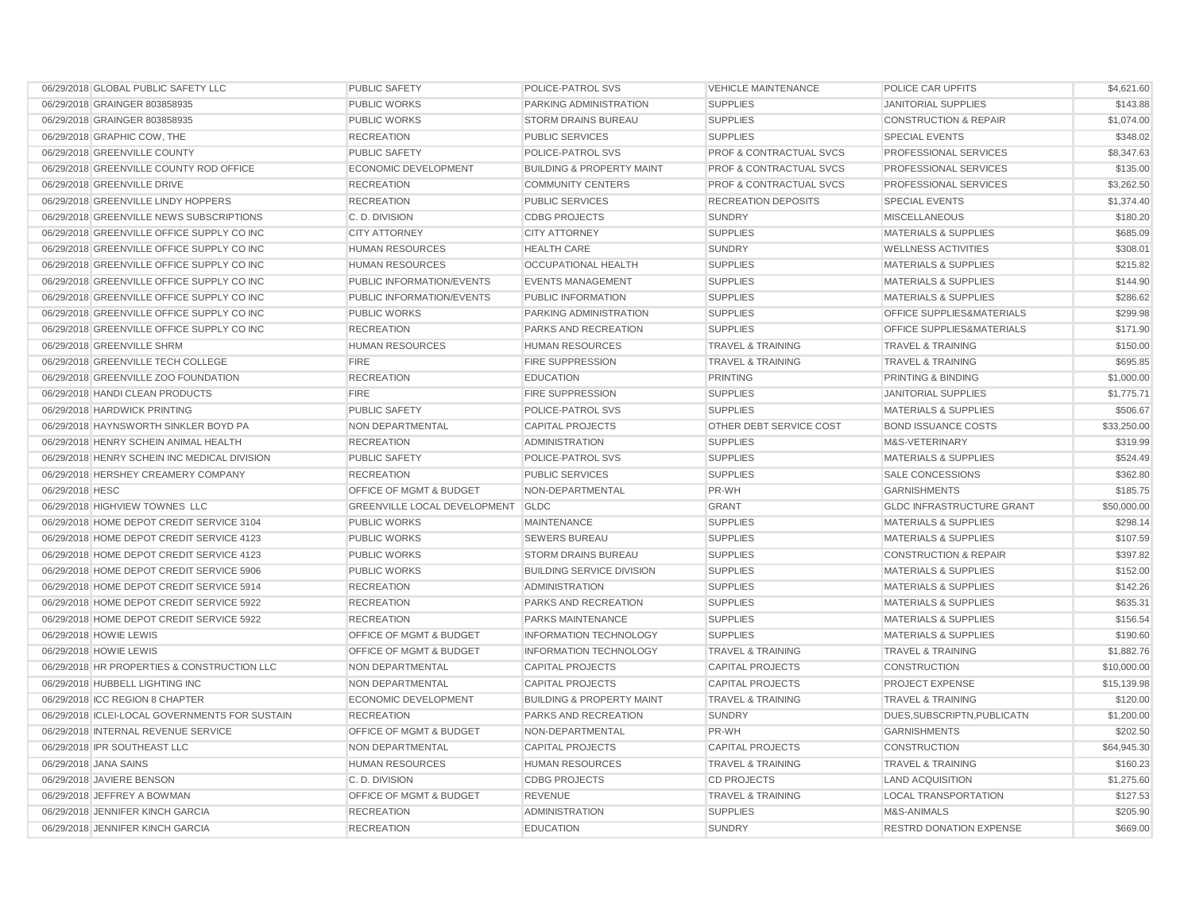| | | | | | | |
|---|---|---|---|---|---|---|
| 06/29/2018 | GLOBAL PUBLIC SAFETY LLC | PUBLIC SAFETY | POLICE-PATROL SVS | VEHICLE MAINTENANCE | POLICE CAR UPFITS | $4,621.60 |
| 06/29/2018 | GRAINGER 803858935 | PUBLIC WORKS | PARKING ADMINISTRATION | SUPPLIES | JANITORIAL SUPPLIES | $143.88 |
| 06/29/2018 | GRAINGER 803858935 | PUBLIC WORKS | STORM DRAINS BUREAU | SUPPLIES | CONSTRUCTION & REPAIR | $1,074.00 |
| 06/29/2018 | GRAPHIC COW, THE | RECREATION | PUBLIC SERVICES | SUPPLIES | SPECIAL EVENTS | $348.02 |
| 06/29/2018 | GREENVILLE COUNTY | PUBLIC SAFETY | POLICE-PATROL SVS | PROF & CONTRACTUAL SVCS | PROFESSIONAL SERVICES | $8,347.63 |
| 06/29/2018 | GREENVILLE COUNTY ROD OFFICE | ECONOMIC DEVELOPMENT | BUILDING & PROPERTY MAINT | PROF & CONTRACTUAL SVCS | PROFESSIONAL SERVICES | $135.00 |
| 06/29/2018 | GREENVILLE DRIVE | RECREATION | COMMUNITY CENTERS | PROF & CONTRACTUAL SVCS | PROFESSIONAL SERVICES | $3,262.50 |
| 06/29/2018 | GREENVILLE LINDY HOPPERS | RECREATION | PUBLIC SERVICES | RECREATION DEPOSITS | SPECIAL EVENTS | $1,374.40 |
| 06/29/2018 | GREENVILLE NEWS SUBSCRIPTIONS | C. D. DIVISION | CDBG PROJECTS | SUNDRY | MISCELLANEOUS | $180.20 |
| 06/29/2018 | GREENVILLE OFFICE SUPPLY CO INC | CITY ATTORNEY | CITY ATTORNEY | SUPPLIES | MATERIALS & SUPPLIES | $685.09 |
| 06/29/2018 | GREENVILLE OFFICE SUPPLY CO INC | HUMAN RESOURCES | HEALTH CARE | SUNDRY | WELLNESS ACTIVITIES | $308.01 |
| 06/29/2018 | GREENVILLE OFFICE SUPPLY CO INC | HUMAN RESOURCES | OCCUPATIONAL HEALTH | SUPPLIES | MATERIALS & SUPPLIES | $215.82 |
| 06/29/2018 | GREENVILLE OFFICE SUPPLY CO INC | PUBLIC INFORMATION/EVENTS | EVENTS MANAGEMENT | SUPPLIES | MATERIALS & SUPPLIES | $144.90 |
| 06/29/2018 | GREENVILLE OFFICE SUPPLY CO INC | PUBLIC INFORMATION/EVENTS | PUBLIC INFORMATION | SUPPLIES | MATERIALS & SUPPLIES | $286.62 |
| 06/29/2018 | GREENVILLE OFFICE SUPPLY CO INC | PUBLIC WORKS | PARKING ADMINISTRATION | SUPPLIES | OFFICE SUPPLIES&MATERIALS | $299.98 |
| 06/29/2018 | GREENVILLE OFFICE SUPPLY CO INC | RECREATION | PARKS AND RECREATION | SUPPLIES | OFFICE SUPPLIES&MATERIALS | $171.90 |
| 06/29/2018 | GREENVILLE SHRM | HUMAN RESOURCES | HUMAN RESOURCES | TRAVEL & TRAINING | TRAVEL & TRAINING | $150.00 |
| 06/29/2018 | GREENVILLE TECH COLLEGE | FIRE | FIRE SUPPRESSION | TRAVEL & TRAINING | TRAVEL & TRAINING | $695.85 |
| 06/29/2018 | GREENVILLE ZOO FOUNDATION | RECREATION | EDUCATION | PRINTING | PRINTING & BINDING | $1,000.00 |
| 06/29/2018 | HANDI CLEAN PRODUCTS | FIRE | FIRE SUPPRESSION | SUPPLIES | JANITORIAL SUPPLIES | $1,775.71 |
| 06/29/2018 | HARDWICK PRINTING | PUBLIC SAFETY | POLICE-PATROL SVS | SUPPLIES | MATERIALS & SUPPLIES | $506.67 |
| 06/29/2018 | HAYNSWORTH SINKLER BOYD PA | NON DEPARTMENTAL | CAPITAL PROJECTS | OTHER DEBT SERVICE COST | BOND ISSUANCE COSTS | $33,250.00 |
| 06/29/2018 | HENRY SCHEIN ANIMAL HEALTH | RECREATION | ADMINISTRATION | SUPPLIES | M&S-VETERINARY | $319.99 |
| 06/29/2018 | HENRY SCHEIN INC MEDICAL DIVISION | PUBLIC SAFETY | POLICE-PATROL SVS | SUPPLIES | MATERIALS & SUPPLIES | $524.49 |
| 06/29/2018 | HERSHEY CREAMERY COMPANY | RECREATION | PUBLIC SERVICES | SUPPLIES | SALE CONCESSIONS | $362.80 |
| 06/29/2018 | HESC | OFFICE OF MGMT & BUDGET | NON-DEPARTMENTAL | PR-WH | GARNISHMENTS | $185.75 |
| 06/29/2018 | HIGHVIEW TOWNES LLC | GREENVILLE LOCAL DEVELOPMENT | GLDC | GRANT | GLDC INFRASTRUCTURE GRANT | $50,000.00 |
| 06/29/2018 | HOME DEPOT CREDIT SERVICE 3104 | PUBLIC WORKS | MAINTENANCE | SUPPLIES | MATERIALS & SUPPLIES | $298.14 |
| 06/29/2018 | HOME DEPOT CREDIT SERVICE 4123 | PUBLIC WORKS | SEWERS BUREAU | SUPPLIES | MATERIALS & SUPPLIES | $107.59 |
| 06/29/2018 | HOME DEPOT CREDIT SERVICE 4123 | PUBLIC WORKS | STORM DRAINS BUREAU | SUPPLIES | CONSTRUCTION & REPAIR | $397.82 |
| 06/29/2018 | HOME DEPOT CREDIT SERVICE 5906 | PUBLIC WORKS | BUILDING SERVICE DIVISION | SUPPLIES | MATERIALS & SUPPLIES | $152.00 |
| 06/29/2018 | HOME DEPOT CREDIT SERVICE 5914 | RECREATION | ADMINISTRATION | SUPPLIES | MATERIALS & SUPPLIES | $142.26 |
| 06/29/2018 | HOME DEPOT CREDIT SERVICE 5922 | RECREATION | PARKS AND RECREATION | SUPPLIES | MATERIALS & SUPPLIES | $635.31 |
| 06/29/2018 | HOME DEPOT CREDIT SERVICE 5922 | RECREATION | PARKS MAINTENANCE | SUPPLIES | MATERIALS & SUPPLIES | $156.54 |
| 06/29/2018 | HOWIE LEWIS | OFFICE OF MGMT & BUDGET | INFORMATION TECHNOLOGY | SUPPLIES | MATERIALS & SUPPLIES | $190.60 |
| 06/29/2018 | HOWIE LEWIS | OFFICE OF MGMT & BUDGET | INFORMATION TECHNOLOGY | TRAVEL & TRAINING | TRAVEL & TRAINING | $1,882.76 |
| 06/29/2018 | HR PROPERTIES & CONSTRUCTION LLC | NON DEPARTMENTAL | CAPITAL PROJECTS | CAPITAL PROJECTS | CONSTRUCTION | $10,000.00 |
| 06/29/2018 | HUBBELL LIGHTING INC | NON DEPARTMENTAL | CAPITAL PROJECTS | CAPITAL PROJECTS | PROJECT EXPENSE | $15,139.98 |
| 06/29/2018 | ICC REGION 8 CHAPTER | ECONOMIC DEVELOPMENT | BUILDING & PROPERTY MAINT | TRAVEL & TRAINING | TRAVEL & TRAINING | $120.00 |
| 06/29/2018 | ICLEI-LOCAL GOVERNMENTS FOR SUSTAIN | RECREATION | PARKS AND RECREATION | SUNDRY | DUES,SUBSCRIPTN,PUBLICATN | $1,200.00 |
| 06/29/2018 | INTERNAL REVENUE SERVICE | OFFICE OF MGMT & BUDGET | NON-DEPARTMENTAL | PR-WH | GARNISHMENTS | $202.50 |
| 06/29/2018 | IPR SOUTHEAST LLC | NON DEPARTMENTAL | CAPITAL PROJECTS | CAPITAL PROJECTS | CONSTRUCTION | $64,945.30 |
| 06/29/2018 | JANA SAINS | HUMAN RESOURCES | HUMAN RESOURCES | TRAVEL & TRAINING | TRAVEL & TRAINING | $160.23 |
| 06/29/2018 | JAVIERE BENSON | C. D. DIVISION | CDBG PROJECTS | CD PROJECTS | LAND ACQUISITION | $1,275.60 |
| 06/29/2018 | JEFFREY A BOWMAN | OFFICE OF MGMT & BUDGET | REVENUE | TRAVEL & TRAINING | LOCAL TRANSPORTATION | $127.53 |
| 06/29/2018 | JENNIFER KINCH GARCIA | RECREATION | ADMINISTRATION | SUPPLIES | M&S-ANIMALS | $205.90 |
| 06/29/2018 | JENNIFER KINCH GARCIA | RECREATION | EDUCATION | SUNDRY | RESTRD DONATION EXPENSE | $669.00 |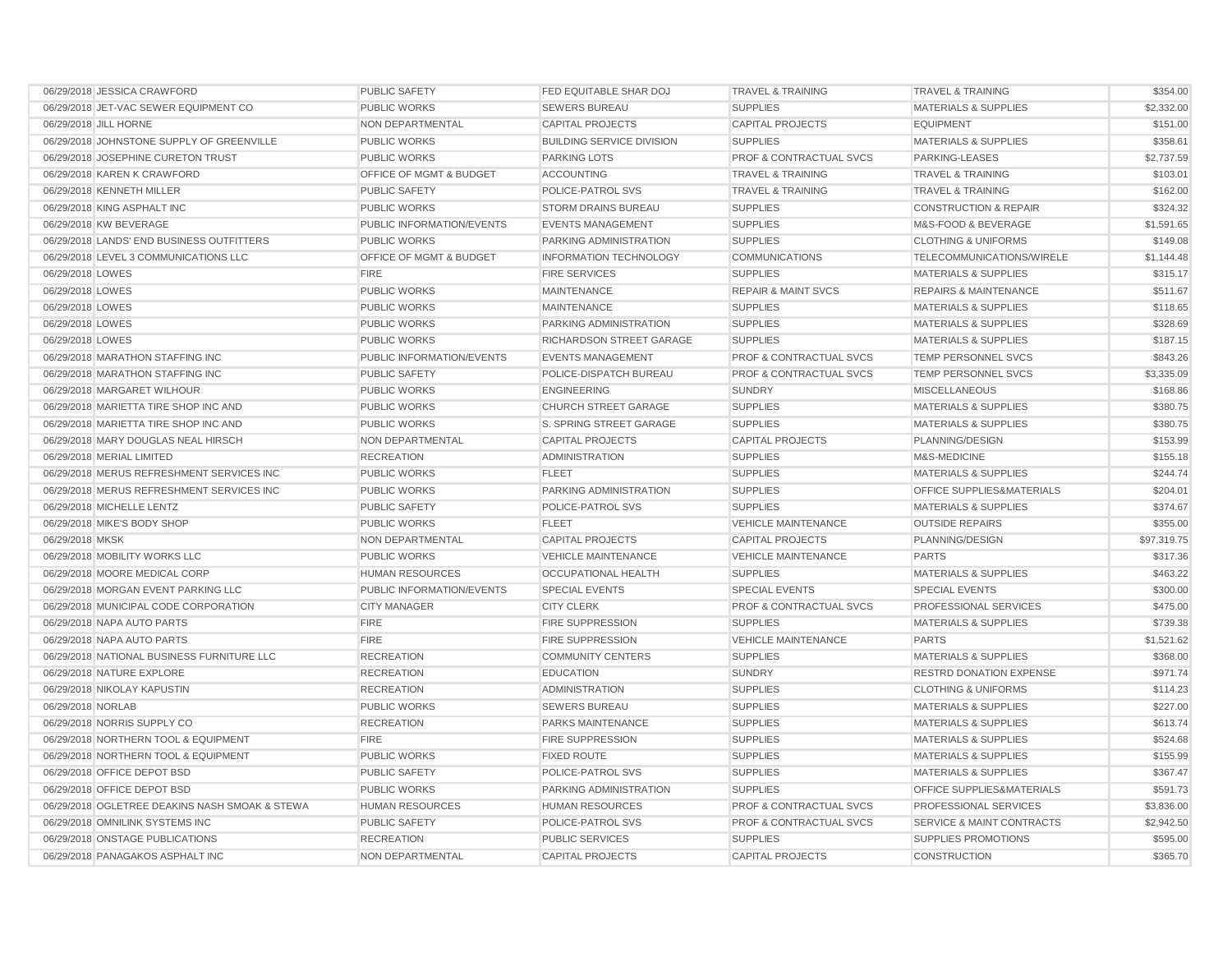| | | | | | | |
|---|---|---|---|---|---|---|
| 06/29/2018 | JESSICA CRAWFORD | PUBLIC SAFETY | FED EQUITABLE SHAR DOJ | TRAVEL & TRAINING | TRAVEL & TRAINING | $354.00 |
| 06/29/2018 | JET-VAC SEWER EQUIPMENT CO | PUBLIC WORKS | SEWERS BUREAU | SUPPLIES | MATERIALS & SUPPLIES | $2,332.00 |
| 06/29/2018 | JILL HORNE | NON DEPARTMENTAL | CAPITAL PROJECTS | CAPITAL PROJECTS | EQUIPMENT | $151.00 |
| 06/29/2018 | JOHNSTONE SUPPLY OF GREENVILLE | PUBLIC WORKS | BUILDING SERVICE DIVISION | SUPPLIES | MATERIALS & SUPPLIES | $358.61 |
| 06/29/2018 | JOSEPHINE CURETON TRUST | PUBLIC WORKS | PARKING LOTS | PROF & CONTRACTUAL SVCS | PARKING-LEASES | $2,737.59 |
| 06/29/2018 | KAREN K CRAWFORD | OFFICE OF MGMT & BUDGET | ACCOUNTING | TRAVEL & TRAINING | TRAVEL & TRAINING | $103.01 |
| 06/29/2018 | KENNETH MILLER | PUBLIC SAFETY | POLICE-PATROL SVS | TRAVEL & TRAINING | TRAVEL & TRAINING | $162.00 |
| 06/29/2018 | KING ASPHALT INC | PUBLIC WORKS | STORM DRAINS BUREAU | SUPPLIES | CONSTRUCTION & REPAIR | $324.32 |
| 06/29/2018 | KW BEVERAGE | PUBLIC INFORMATION/EVENTS | EVENTS MANAGEMENT | SUPPLIES | M&S-FOOD & BEVERAGE | $1,591.65 |
| 06/29/2018 | LANDS' END BUSINESS OUTFITTERS | PUBLIC WORKS | PARKING ADMINISTRATION | SUPPLIES | CLOTHING & UNIFORMS | $149.08 |
| 06/29/2018 | LEVEL 3 COMMUNICATIONS LLC | OFFICE OF MGMT & BUDGET | INFORMATION TECHNOLOGY | COMMUNICATIONS | TELECOMMUNICATIONS/WIRELE | $1,144.48 |
| 06/29/2018 | LOWES | FIRE | FIRE SERVICES | SUPPLIES | MATERIALS & SUPPLIES | $315.17 |
| 06/29/2018 | LOWES | PUBLIC WORKS | MAINTENANCE | REPAIR & MAINT SVCS | REPAIRS & MAINTENANCE | $511.67 |
| 06/29/2018 | LOWES | PUBLIC WORKS | MAINTENANCE | SUPPLIES | MATERIALS & SUPPLIES | $118.65 |
| 06/29/2018 | LOWES | PUBLIC WORKS | PARKING ADMINISTRATION | SUPPLIES | MATERIALS & SUPPLIES | $328.69 |
| 06/29/2018 | LOWES | PUBLIC WORKS | RICHARDSON STREET GARAGE | SUPPLIES | MATERIALS & SUPPLIES | $187.15 |
| 06/29/2018 | MARATHON STAFFING INC | PUBLIC INFORMATION/EVENTS | EVENTS MANAGEMENT | PROF & CONTRACTUAL SVCS | TEMP PERSONNEL SVCS | $843.26 |
| 06/29/2018 | MARATHON STAFFING INC | PUBLIC SAFETY | POLICE-DISPATCH BUREAU | PROF & CONTRACTUAL SVCS | TEMP PERSONNEL SVCS | $3,335.09 |
| 06/29/2018 | MARGARET WILHOUR | PUBLIC WORKS | ENGINEERING | SUNDRY | MISCELLANEOUS | $168.86 |
| 06/29/2018 | MARIETTA TIRE SHOP INC AND | PUBLIC WORKS | CHURCH STREET GARAGE | SUPPLIES | MATERIALS & SUPPLIES | $380.75 |
| 06/29/2018 | MARIETTA TIRE SHOP INC AND | PUBLIC WORKS | S. SPRING STREET GARAGE | SUPPLIES | MATERIALS & SUPPLIES | $380.75 |
| 06/29/2018 | MARY DOUGLAS NEAL HIRSCH | NON DEPARTMENTAL | CAPITAL PROJECTS | CAPITAL PROJECTS | PLANNING/DESIGN | $153.99 |
| 06/29/2018 | MERIAL LIMITED | RECREATION | ADMINISTRATION | SUPPLIES | M&S-MEDICINE | $155.18 |
| 06/29/2018 | MERUS REFRESHMENT SERVICES INC | PUBLIC WORKS | FLEET | SUPPLIES | MATERIALS & SUPPLIES | $244.74 |
| 06/29/2018 | MERUS REFRESHMENT SERVICES INC | PUBLIC WORKS | PARKING ADMINISTRATION | SUPPLIES | OFFICE SUPPLIES&MATERIALS | $204.01 |
| 06/29/2018 | MICHELLE LENTZ | PUBLIC SAFETY | POLICE-PATROL SVS | SUPPLIES | MATERIALS & SUPPLIES | $374.67 |
| 06/29/2018 | MIKE'S BODY SHOP | PUBLIC WORKS | FLEET | VEHICLE MAINTENANCE | OUTSIDE REPAIRS | $355.00 |
| 06/29/2018 | MKSK | NON DEPARTMENTAL | CAPITAL PROJECTS | CAPITAL PROJECTS | PLANNING/DESIGN | $97,319.75 |
| 06/29/2018 | MOBILITY WORKS LLC | PUBLIC WORKS | VEHICLE MAINTENANCE | VEHICLE MAINTENANCE | PARTS | $317.36 |
| 06/29/2018 | MOORE MEDICAL CORP | HUMAN RESOURCES | OCCUPATIONAL HEALTH | SUPPLIES | MATERIALS & SUPPLIES | $463.22 |
| 06/29/2018 | MORGAN EVENT PARKING LLC | PUBLIC INFORMATION/EVENTS | SPECIAL EVENTS | SPECIAL EVENTS | SPECIAL EVENTS | $300.00 |
| 06/29/2018 | MUNICIPAL CODE CORPORATION | CITY MANAGER | CITY CLERK | PROF & CONTRACTUAL SVCS | PROFESSIONAL SERVICES | $475.00 |
| 06/29/2018 | NAPA AUTO PARTS | FIRE | FIRE SUPPRESSION | SUPPLIES | MATERIALS & SUPPLIES | $739.38 |
| 06/29/2018 | NAPA AUTO PARTS | FIRE | FIRE SUPPRESSION | VEHICLE MAINTENANCE | PARTS | $1,521.62 |
| 06/29/2018 | NATIONAL BUSINESS FURNITURE LLC | RECREATION | COMMUNITY CENTERS | SUPPLIES | MATERIALS & SUPPLIES | $368.00 |
| 06/29/2018 | NATURE EXPLORE | RECREATION | EDUCATION | SUNDRY | RESTRD DONATION EXPENSE | $971.74 |
| 06/29/2018 | NIKOLAY KAPUSTIN | RECREATION | ADMINISTRATION | SUPPLIES | CLOTHING & UNIFORMS | $114.23 |
| 06/29/2018 | NORLAB | PUBLIC WORKS | SEWERS BUREAU | SUPPLIES | MATERIALS & SUPPLIES | $227.00 |
| 06/29/2018 | NORRIS SUPPLY CO | RECREATION | PARKS MAINTENANCE | SUPPLIES | MATERIALS & SUPPLIES | $613.74 |
| 06/29/2018 | NORTHERN TOOL & EQUIPMENT | FIRE | FIRE SUPPRESSION | SUPPLIES | MATERIALS & SUPPLIES | $524.68 |
| 06/29/2018 | NORTHERN TOOL & EQUIPMENT | PUBLIC WORKS | FIXED ROUTE | SUPPLIES | MATERIALS & SUPPLIES | $155.99 |
| 06/29/2018 | OFFICE DEPOT BSD | PUBLIC SAFETY | POLICE-PATROL SVS | SUPPLIES | MATERIALS & SUPPLIES | $367.47 |
| 06/29/2018 | OFFICE DEPOT BSD | PUBLIC WORKS | PARKING ADMINISTRATION | SUPPLIES | OFFICE SUPPLIES&MATERIALS | $591.73 |
| 06/29/2018 | OGLETREE DEAKINS NASH SMOAK & STEWA | HUMAN RESOURCES | HUMAN RESOURCES | PROF & CONTRACTUAL SVCS | PROFESSIONAL SERVICES | $3,836.00 |
| 06/29/2018 | OMNILINK SYSTEMS INC | PUBLIC SAFETY | POLICE-PATROL SVS | PROF & CONTRACTUAL SVCS | SERVICE & MAINT CONTRACTS | $2,942.50 |
| 06/29/2018 | ONSTAGE PUBLICATIONS | RECREATION | PUBLIC SERVICES | SUPPLIES | SUPPLIES PROMOTIONS | $595.00 |
| 06/29/2018 | PANAGAKOS ASPHALT INC | NON DEPARTMENTAL | CAPITAL PROJECTS | CAPITAL PROJECTS | CONSTRUCTION | $365.70 |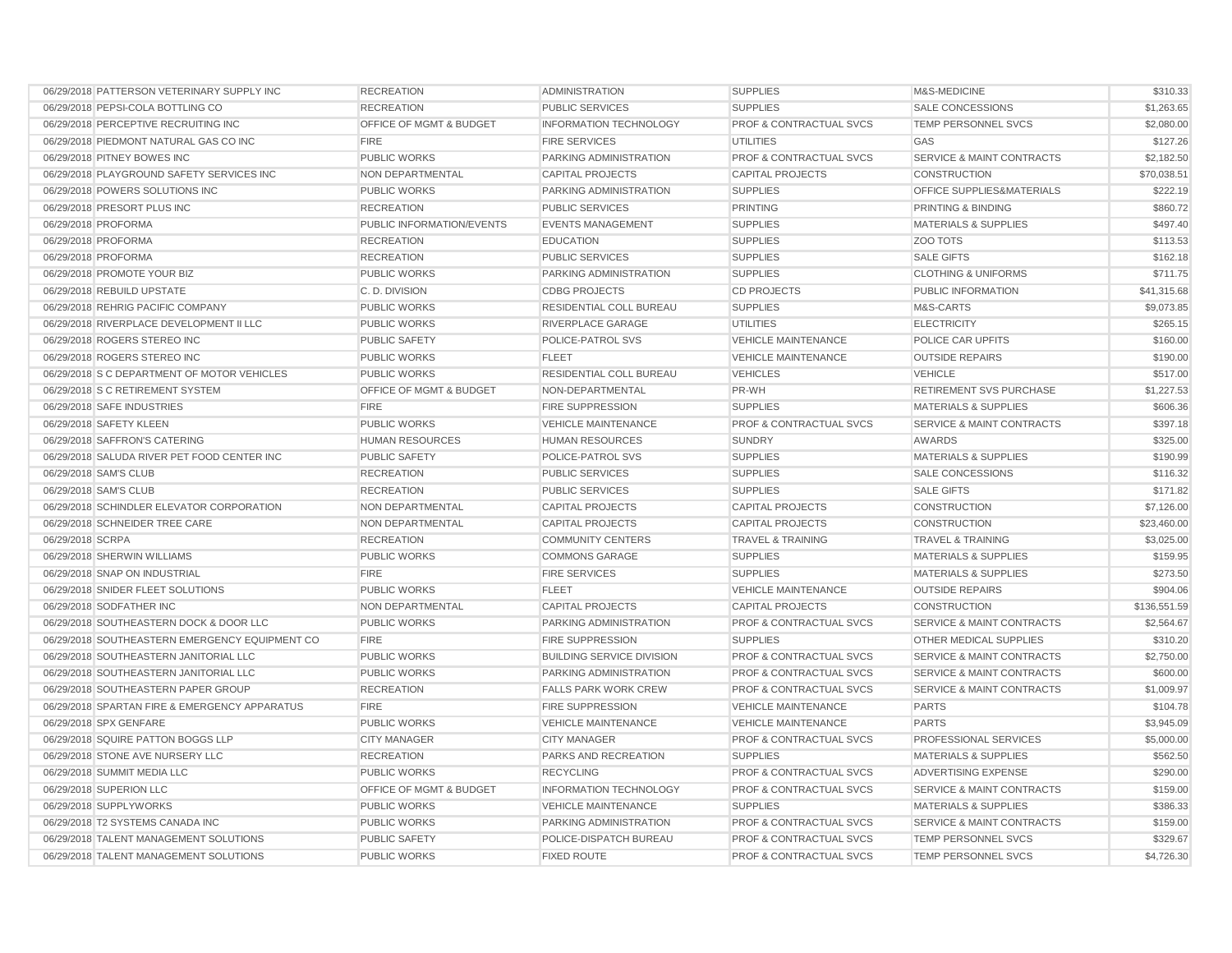| | | | | | | |
|---|---|---|---|---|---|---|
| 06/29/2018 | PATTERSON VETERINARY SUPPLY INC | RECREATION | ADMINISTRATION | SUPPLIES | M&S-MEDICINE | $310.33 |
| 06/29/2018 | PEPSI-COLA BOTTLING CO | RECREATION | PUBLIC SERVICES | SUPPLIES | SALE CONCESSIONS | $1,263.65 |
| 06/29/2018 | PERCEPTIVE RECRUITING INC | OFFICE OF MGMT & BUDGET | INFORMATION TECHNOLOGY | PROF & CONTRACTUAL SVCS | TEMP PERSONNEL SVCS | $2,080.00 |
| 06/29/2018 | PIEDMONT NATURAL GAS CO INC | FIRE | FIRE SERVICES | UTILITIES | GAS | $127.26 |
| 06/29/2018 | PITNEY BOWES INC | PUBLIC WORKS | PARKING ADMINISTRATION | PROF & CONTRACTUAL SVCS | SERVICE & MAINT CONTRACTS | $2,182.50 |
| 06/29/2018 | PLAYGROUND SAFETY SERVICES INC | NON DEPARTMENTAL | CAPITAL PROJECTS | CAPITAL PROJECTS | CONSTRUCTION | $70,038.51 |
| 06/29/2018 | POWERS SOLUTIONS INC | PUBLIC WORKS | PARKING ADMINISTRATION | SUPPLIES | OFFICE SUPPLIES&MATERIALS | $222.19 |
| 06/29/2018 | PRESORT PLUS INC | RECREATION | PUBLIC SERVICES | PRINTING | PRINTING & BINDING | $860.72 |
| 06/29/2018 | PROFORMA | PUBLIC INFORMATION/EVENTS | EVENTS MANAGEMENT | SUPPLIES | MATERIALS & SUPPLIES | $497.40 |
| 06/29/2018 | PROFORMA | RECREATION | EDUCATION | SUPPLIES | ZOO TOTS | $113.53 |
| 06/29/2018 | PROFORMA | RECREATION | PUBLIC SERVICES | SUPPLIES | SALE GIFTS | $162.18 |
| 06/29/2018 | PROMOTE YOUR BIZ | PUBLIC WORKS | PARKING ADMINISTRATION | SUPPLIES | CLOTHING & UNIFORMS | $711.75 |
| 06/29/2018 | REBUILD UPSTATE | C. D. DIVISION | CDBG PROJECTS | CD PROJECTS | PUBLIC INFORMATION | $41,315.68 |
| 06/29/2018 | REHRIG PACIFIC COMPANY | PUBLIC WORKS | RESIDENTIAL COLL BUREAU | SUPPLIES | M&S-CARTS | $9,073.85 |
| 06/29/2018 | RIVERPLACE DEVELOPMENT II LLC | PUBLIC WORKS | RIVERPLACE GARAGE | UTILITIES | ELECTRICITY | $265.15 |
| 06/29/2018 | ROGERS STEREO INC | PUBLIC SAFETY | POLICE-PATROL SVS | VEHICLE MAINTENANCE | POLICE CAR UPFITS | $160.00 |
| 06/29/2018 | ROGERS STEREO INC | PUBLIC WORKS | FLEET | VEHICLE MAINTENANCE | OUTSIDE REPAIRS | $190.00 |
| 06/29/2018 | S C DEPARTMENT OF MOTOR VEHICLES | PUBLIC WORKS | RESIDENTIAL COLL BUREAU | VEHICLES | VEHICLE | $517.00 |
| 06/29/2018 | S C RETIREMENT SYSTEM | OFFICE OF MGMT & BUDGET | NON-DEPARTMENTAL | PR-WH | RETIREMENT SVS PURCHASE | $1,227.53 |
| 06/29/2018 | SAFE INDUSTRIES | FIRE | FIRE SUPPRESSION | SUPPLIES | MATERIALS & SUPPLIES | $606.36 |
| 06/29/2018 | SAFETY KLEEN | PUBLIC WORKS | VEHICLE MAINTENANCE | PROF & CONTRACTUAL SVCS | SERVICE & MAINT CONTRACTS | $397.18 |
| 06/29/2018 | SAFFRON'S CATERING | HUMAN RESOURCES | HUMAN RESOURCES | SUNDRY | AWARDS | $325.00 |
| 06/29/2018 | SALUDA RIVER PET FOOD CENTER INC | PUBLIC SAFETY | POLICE-PATROL SVS | SUPPLIES | MATERIALS & SUPPLIES | $190.99 |
| 06/29/2018 | SAM'S CLUB | RECREATION | PUBLIC SERVICES | SUPPLIES | SALE CONCESSIONS | $116.32 |
| 06/29/2018 | SAM'S CLUB | RECREATION | PUBLIC SERVICES | SUPPLIES | SALE GIFTS | $171.82 |
| 06/29/2018 | SCHINDLER ELEVATOR CORPORATION | NON DEPARTMENTAL | CAPITAL PROJECTS | CAPITAL PROJECTS | CONSTRUCTION | $7,126.00 |
| 06/29/2018 | SCHNEIDER TREE CARE | NON DEPARTMENTAL | CAPITAL PROJECTS | CAPITAL PROJECTS | CONSTRUCTION | $23,460.00 |
| 06/29/2018 | SCRPA | RECREATION | COMMUNITY CENTERS | TRAVEL & TRAINING | TRAVEL & TRAINING | $3,025.00 |
| 06/29/2018 | SHERWIN WILLIAMS | PUBLIC WORKS | COMMONS GARAGE | SUPPLIES | MATERIALS & SUPPLIES | $159.95 |
| 06/29/2018 | SNAP ON INDUSTRIAL | FIRE | FIRE SERVICES | SUPPLIES | MATERIALS & SUPPLIES | $273.50 |
| 06/29/2018 | SNIDER FLEET SOLUTIONS | PUBLIC WORKS | FLEET | VEHICLE MAINTENANCE | OUTSIDE REPAIRS | $904.06 |
| 06/29/2018 | SODFATHER INC | NON DEPARTMENTAL | CAPITAL PROJECTS | CAPITAL PROJECTS | CONSTRUCTION | $136,551.59 |
| 06/29/2018 | SOUTHEASTERN DOCK & DOOR LLC | PUBLIC WORKS | PARKING ADMINISTRATION | PROF & CONTRACTUAL SVCS | SERVICE & MAINT CONTRACTS | $2,564.67 |
| 06/29/2018 | SOUTHEASTERN EMERGENCY EQUIPMENT CO | FIRE | FIRE SUPPRESSION | SUPPLIES | OTHER MEDICAL SUPPLIES | $310.20 |
| 06/29/2018 | SOUTHEASTERN JANITORIAL LLC | PUBLIC WORKS | BUILDING SERVICE DIVISION | PROF & CONTRACTUAL SVCS | SERVICE & MAINT CONTRACTS | $2,750.00 |
| 06/29/2018 | SOUTHEASTERN JANITORIAL LLC | PUBLIC WORKS | PARKING ADMINISTRATION | PROF & CONTRACTUAL SVCS | SERVICE & MAINT CONTRACTS | $600.00 |
| 06/29/2018 | SOUTHEASTERN PAPER GROUP | RECREATION | FALLS PARK WORK CREW | PROF & CONTRACTUAL SVCS | SERVICE & MAINT CONTRACTS | $1,009.97 |
| 06/29/2018 | SPARTAN FIRE & EMERGENCY APPARATUS | FIRE | FIRE SUPPRESSION | VEHICLE MAINTENANCE | PARTS | $104.78 |
| 06/29/2018 | SPX GENFARE | PUBLIC WORKS | VEHICLE MAINTENANCE | VEHICLE MAINTENANCE | PARTS | $3,945.09 |
| 06/29/2018 | SQUIRE PATTON BOGGS LLP | CITY MANAGER | CITY MANAGER | PROF & CONTRACTUAL SVCS | PROFESSIONAL SERVICES | $5,000.00 |
| 06/29/2018 | STONE AVE NURSERY LLC | RECREATION | PARKS AND RECREATION | SUPPLIES | MATERIALS & SUPPLIES | $562.50 |
| 06/29/2018 | SUMMIT MEDIA LLC | PUBLIC WORKS | RECYCLING | PROF & CONTRACTUAL SVCS | ADVERTISING EXPENSE | $290.00 |
| 06/29/2018 | SUPERION LLC | OFFICE OF MGMT & BUDGET | INFORMATION TECHNOLOGY | PROF & CONTRACTUAL SVCS | SERVICE & MAINT CONTRACTS | $159.00 |
| 06/29/2018 | SUPPLYWORKS | PUBLIC WORKS | VEHICLE MAINTENANCE | SUPPLIES | MATERIALS & SUPPLIES | $386.33 |
| 06/29/2018 | T2 SYSTEMS CANADA INC | PUBLIC WORKS | PARKING ADMINISTRATION | PROF & CONTRACTUAL SVCS | SERVICE & MAINT CONTRACTS | $159.00 |
| 06/29/2018 | TALENT MANAGEMENT SOLUTIONS | PUBLIC SAFETY | POLICE-DISPATCH BUREAU | PROF & CONTRACTUAL SVCS | TEMP PERSONNEL SVCS | $329.67 |
| 06/29/2018 | TALENT MANAGEMENT SOLUTIONS | PUBLIC WORKS | FIXED ROUTE | PROF & CONTRACTUAL SVCS | TEMP PERSONNEL SVCS | $4,726.30 |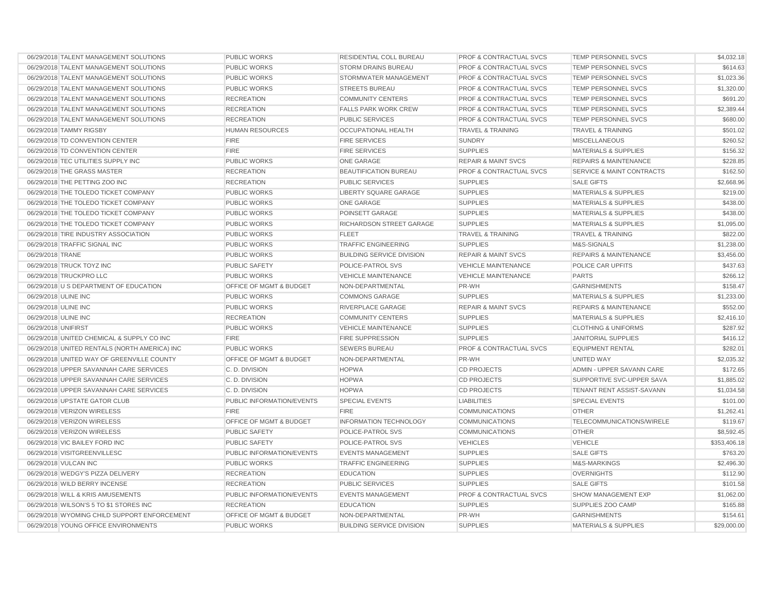| | | | | | | |
|---|---|---|---|---|---|---|
| 06/29/2018 | TALENT MANAGEMENT SOLUTIONS | PUBLIC WORKS | RESIDENTIAL COLL BUREAU | PROF & CONTRACTUAL SVCS | TEMP PERSONNEL SVCS | $4,032.18 |
| 06/29/2018 | TALENT MANAGEMENT SOLUTIONS | PUBLIC WORKS | STORM DRAINS BUREAU | PROF & CONTRACTUAL SVCS | TEMP PERSONNEL SVCS | $614.63 |
| 06/29/2018 | TALENT MANAGEMENT SOLUTIONS | PUBLIC WORKS | STORMWATER MANAGEMENT | PROF & CONTRACTUAL SVCS | TEMP PERSONNEL SVCS | $1,023.36 |
| 06/29/2018 | TALENT MANAGEMENT SOLUTIONS | PUBLIC WORKS | STREETS BUREAU | PROF & CONTRACTUAL SVCS | TEMP PERSONNEL SVCS | $1,320.00 |
| 06/29/2018 | TALENT MANAGEMENT SOLUTIONS | RECREATION | COMMUNITY CENTERS | PROF & CONTRACTUAL SVCS | TEMP PERSONNEL SVCS | $691.20 |
| 06/29/2018 | TALENT MANAGEMENT SOLUTIONS | RECREATION | FALLS PARK WORK CREW | PROF & CONTRACTUAL SVCS | TEMP PERSONNEL SVCS | $2,389.44 |
| 06/29/2018 | TALENT MANAGEMENT SOLUTIONS | RECREATION | PUBLIC SERVICES | PROF & CONTRACTUAL SVCS | TEMP PERSONNEL SVCS | $680.00 |
| 06/29/2018 | TAMMY RIGSBY | HUMAN RESOURCES | OCCUPATIONAL HEALTH | TRAVEL & TRAINING | TRAVEL & TRAINING | $501.02 |
| 06/29/2018 | TD CONVENTION CENTER | FIRE | FIRE SERVICES | SUNDRY | MISCELLANEOUS | $260.52 |
| 06/29/2018 | TD CONVENTION CENTER | FIRE | FIRE SERVICES | SUPPLIES | MATERIALS & SUPPLIES | $156.32 |
| 06/29/2018 | TEC UTILITIES SUPPLY INC | PUBLIC WORKS | ONE GARAGE | REPAIR & MAINT SVCS | REPAIRS & MAINTENANCE | $228.85 |
| 06/29/2018 | THE GRASS MASTER | RECREATION | BEAUTIFICATION BUREAU | PROF & CONTRACTUAL SVCS | SERVICE & MAINT CONTRACTS | $162.50 |
| 06/29/2018 | THE PETTING ZOO INC | RECREATION | PUBLIC SERVICES | SUPPLIES | SALE GIFTS | $2,668.96 |
| 06/29/2018 | THE TOLEDO TICKET COMPANY | PUBLIC WORKS | LIBERTY SQUARE GARAGE | SUPPLIES | MATERIALS & SUPPLIES | $219.00 |
| 06/29/2018 | THE TOLEDO TICKET COMPANY | PUBLIC WORKS | ONE GARAGE | SUPPLIES | MATERIALS & SUPPLIES | $438.00 |
| 06/29/2018 | THE TOLEDO TICKET COMPANY | PUBLIC WORKS | POINSETT GARAGE | SUPPLIES | MATERIALS & SUPPLIES | $438.00 |
| 06/29/2018 | THE TOLEDO TICKET COMPANY | PUBLIC WORKS | RICHARDSON STREET GARAGE | SUPPLIES | MATERIALS & SUPPLIES | $1,095.00 |
| 06/29/2018 | TIRE INDUSTRY ASSOCIATION | PUBLIC WORKS | FLEET | TRAVEL & TRAINING | TRAVEL & TRAINING | $822.00 |
| 06/29/2018 | TRAFFIC SIGNAL INC | PUBLIC WORKS | TRAFFIC ENGINEERING | SUPPLIES | M&S-SIGNALS | $1,238.00 |
| 06/29/2018 | TRANE | PUBLIC WORKS | BUILDING SERVICE DIVISION | REPAIR & MAINT SVCS | REPAIRS & MAINTENANCE | $3,456.00 |
| 06/29/2018 | TRUCK TOYZ INC | PUBLIC SAFETY | POLICE-PATROL SVS | VEHICLE MAINTENANCE | POLICE CAR UPFITS | $437.63 |
| 06/29/2018 | TRUCKPRO LLC | PUBLIC WORKS | VEHICLE MAINTENANCE | VEHICLE MAINTENANCE | PARTS | $266.12 |
| 06/29/2018 | U S DEPARTMENT OF EDUCATION | OFFICE OF MGMT & BUDGET | NON-DEPARTMENTAL | PR-WH | GARNISHMENTS | $158.47 |
| 06/29/2018 | ULINE INC | PUBLIC WORKS | COMMONS GARAGE | SUPPLIES | MATERIALS & SUPPLIES | $1,233.00 |
| 06/29/2018 | ULINE INC | PUBLIC WORKS | RIVERPLACE GARAGE | REPAIR & MAINT SVCS | REPAIRS & MAINTENANCE | $552.00 |
| 06/29/2018 | ULINE INC | RECREATION | COMMUNITY CENTERS | SUPPLIES | MATERIALS & SUPPLIES | $2,416.10 |
| 06/29/2018 | UNIFIRST | PUBLIC WORKS | VEHICLE MAINTENANCE | SUPPLIES | CLOTHING & UNIFORMS | $287.92 |
| 06/29/2018 | UNITED CHEMICAL & SUPPLY CO INC | FIRE | FIRE SUPPRESSION | SUPPLIES | JANITORIAL SUPPLIES | $416.12 |
| 06/29/2018 | UNITED RENTALS (NORTH AMERICA) INC | PUBLIC WORKS | SEWERS BUREAU | PROF & CONTRACTUAL SVCS | EQUIPMENT RENTAL | $282.01 |
| 06/29/2018 | UNITED WAY OF GREENVILLE COUNTY | OFFICE OF MGMT & BUDGET | NON-DEPARTMENTAL | PR-WH | UNITED WAY | $2,035.32 |
| 06/29/2018 | UPPER SAVANNAH CARE SERVICES | C. D. DIVISION | HOPWA | CD PROJECTS | ADMIN - UPPER SAVANN CARE | $172.65 |
| 06/29/2018 | UPPER SAVANNAH CARE SERVICES | C. D. DIVISION | HOPWA | CD PROJECTS | SUPPORTIVE SVC-UPPER SAVA | $1,885.02 |
| 06/29/2018 | UPPER SAVANNAH CARE SERVICES | C. D. DIVISION | HOPWA | CD PROJECTS | TENANT RENT ASSIST-SAVANN | $1,034.58 |
| 06/29/2018 | UPSTATE GATOR CLUB | PUBLIC INFORMATION/EVENTS | SPECIAL EVENTS | LIABILITIES | SPECIAL EVENTS | $101.00 |
| 06/29/2018 | VERIZON WIRELESS | FIRE | FIRE | COMMUNICATIONS | OTHER | $1,262.41 |
| 06/29/2018 | VERIZON WIRELESS | OFFICE OF MGMT & BUDGET | INFORMATION TECHNOLOGY | COMMUNICATIONS | TELECOMMUNICATIONS/WIRELE | $119.67 |
| 06/29/2018 | VERIZON WIRELESS | PUBLIC SAFETY | POLICE-PATROL SVS | COMMUNICATIONS | OTHER | $8,592.45 |
| 06/29/2018 | VIC BAILEY FORD INC | PUBLIC SAFETY | POLICE-PATROL SVS | VEHICLES | VEHICLE | $353,406.18 |
| 06/29/2018 | VISITGREENVILLESC | PUBLIC INFORMATION/EVENTS | EVENTS MANAGEMENT | SUPPLIES | SALE GIFTS | $763.20 |
| 06/29/2018 | VULCAN INC | PUBLIC WORKS | TRAFFIC ENGINEERING | SUPPLIES | M&S-MARKINGS | $2,496.30 |
| 06/29/2018 | WEDGY'S PIZZA DELIVERY | RECREATION | EDUCATION | SUPPLIES | OVERNIGHTS | $112.90 |
| 06/29/2018 | WILD BERRY INCENSE | RECREATION | PUBLIC SERVICES | SUPPLIES | SALE GIFTS | $101.58 |
| 06/29/2018 | WILL & KRIS AMUSEMENTS | PUBLIC INFORMATION/EVENTS | EVENTS MANAGEMENT | PROF & CONTRACTUAL SVCS | SHOW MANAGEMENT EXP | $1,062.00 |
| 06/29/2018 | WILSON'S 5 TO $1 STORES INC | RECREATION | EDUCATION | SUPPLIES | SUPPLIES ZOO CAMP | $165.88 |
| 06/29/2018 | WYOMING CHILD SUPPORT ENFORCEMENT | OFFICE OF MGMT & BUDGET | NON-DEPARTMENTAL | PR-WH | GARNISHMENTS | $154.61 |
| 06/29/2018 | YOUNG OFFICE ENVIRONMENTS | PUBLIC WORKS | BUILDING SERVICE DIVISION | SUPPLIES | MATERIALS & SUPPLIES | $29,000.00 |